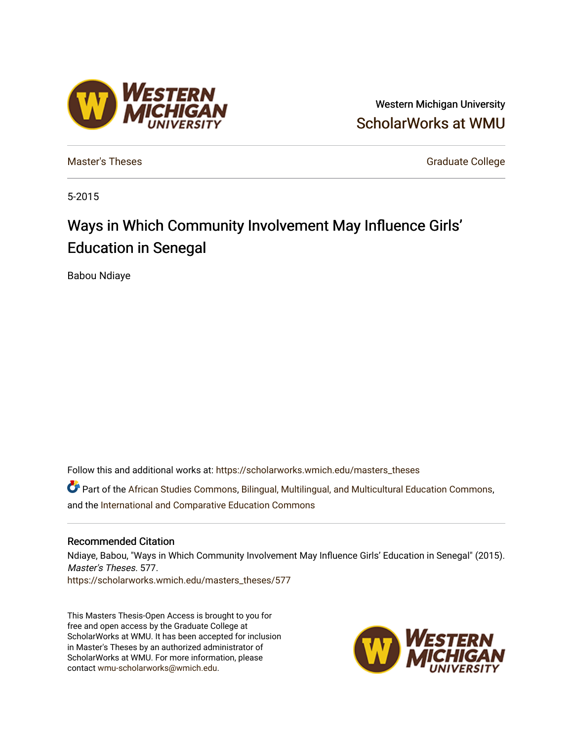Western Michigan University

ScholarWorks at WMU

Master's Theses

Graduate College

5-2015

# Ways in Which Community Involvement May Influence Girls' Education in Senegal

Babou Ndiaye

Follow this and additional works at: https://scholarworks.wmich.edu/masters_theses

Part of the African Studies Commons, Bilingual, Multilingual, and Multicultural Education Commons, and the International and Comparative Education Commons

## Recommended Citation

Ndiaye, Babou, "Ways in Which Community Involvement May Influence Girls' Education in Senegal" (2015). *Master's Theses*. 577.
https://scholarworks.wmich.edu/masters_theses/577

This Masters Thesis-Open Access is brought to you for free and open access by the Graduate College at ScholarWorks at WMU. It has been accepted for inclusion in Master's Theses by an authorized administrator of ScholarWorks at WMU. For more information, please contact wmu-scholarworks@wmich.edu.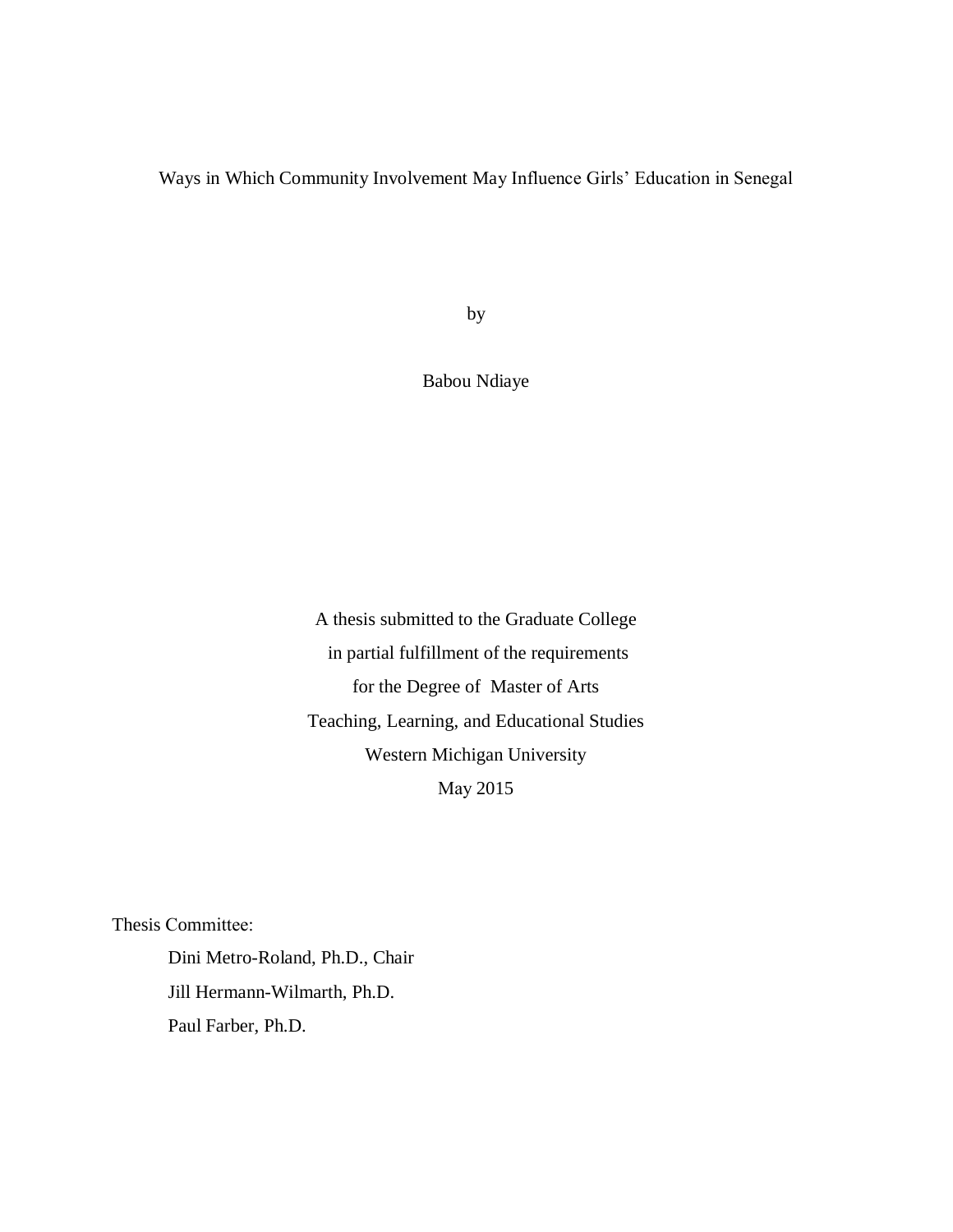# Ways in Which Community Involvement May Influence Girls' Education in Senegal

by

Babou Ndiaye

A thesis submitted to the Graduate College
in partial fulfillment of the requirements
for the Degree of Master of Arts
Teaching, Learning, and Educational Studies
Western Michigan University
May 2015

Thesis Committee:

Dini Metro-Roland, Ph.D., Chair
Jill Hermann-Wilmarth, Ph.D.
Paul Farber, Ph.D.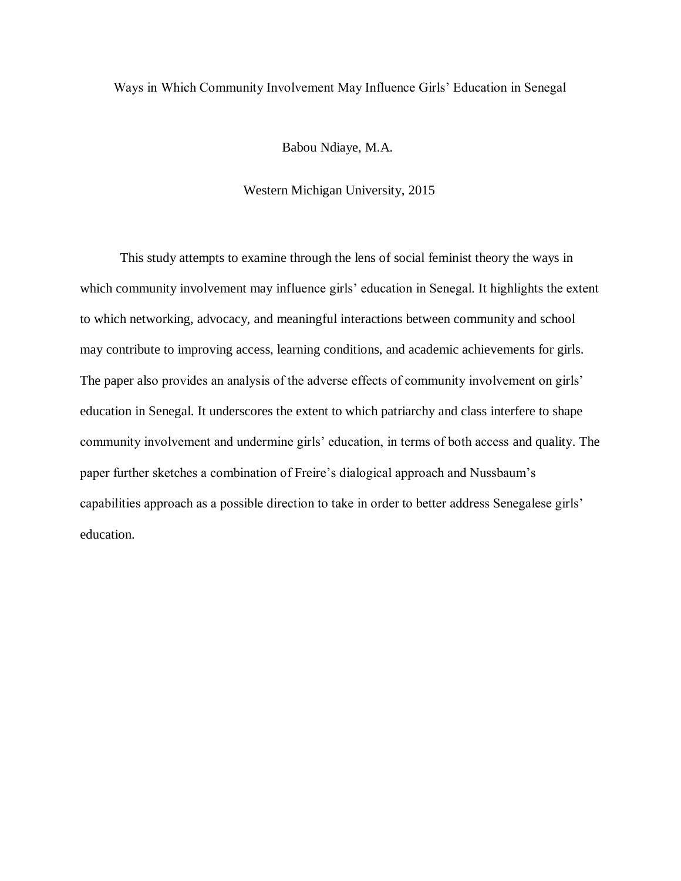Ways in Which Community Involvement May Influence Girls' Education in Senegal

Babou Ndiaye, M.A.

Western Michigan University, 2015

This study attempts to examine through the lens of social feminist theory the ways in which community involvement may influence girls' education in Senegal. It highlights the extent to which networking, advocacy, and meaningful interactions between community and school may contribute to improving access, learning conditions, and academic achievements for girls. The paper also provides an analysis of the adverse effects of community involvement on girls' education in Senegal. It underscores the extent to which patriarchy and class interfere to shape community involvement and undermine girls' education, in terms of both access and quality. The paper further sketches a combination of Freire's dialogical approach and Nussbaum's capabilities approach as a possible direction to take in order to better address Senegalese girls' education.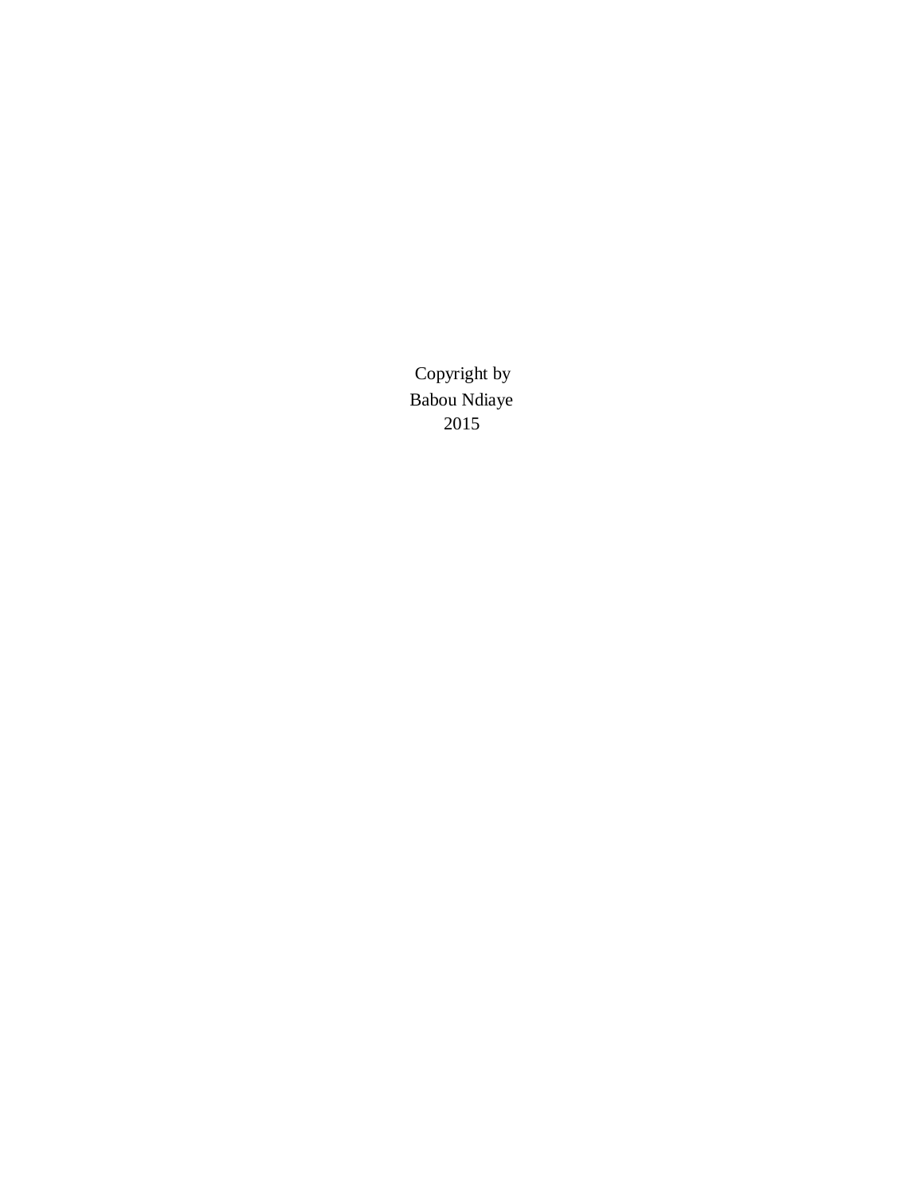Copyright by
Babou Ndiaye
2015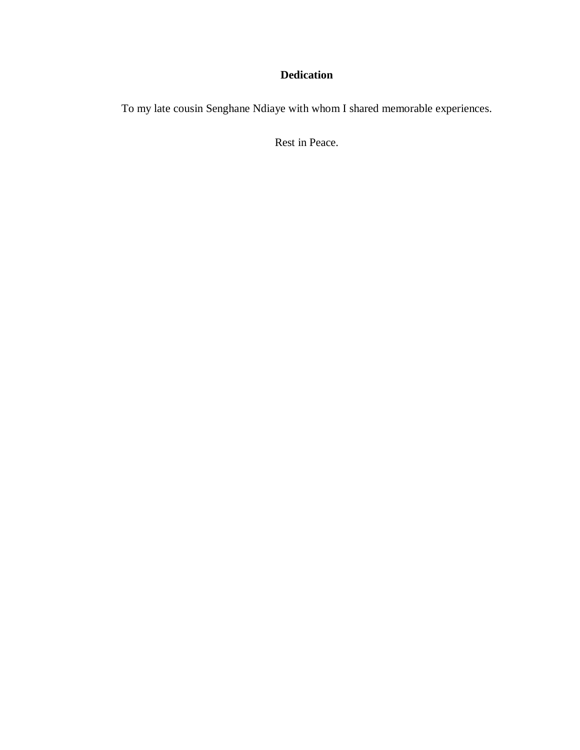## Dedication

To my late cousin Senghane Ndiaye with whom I shared memorable experiences.

Rest in Peace.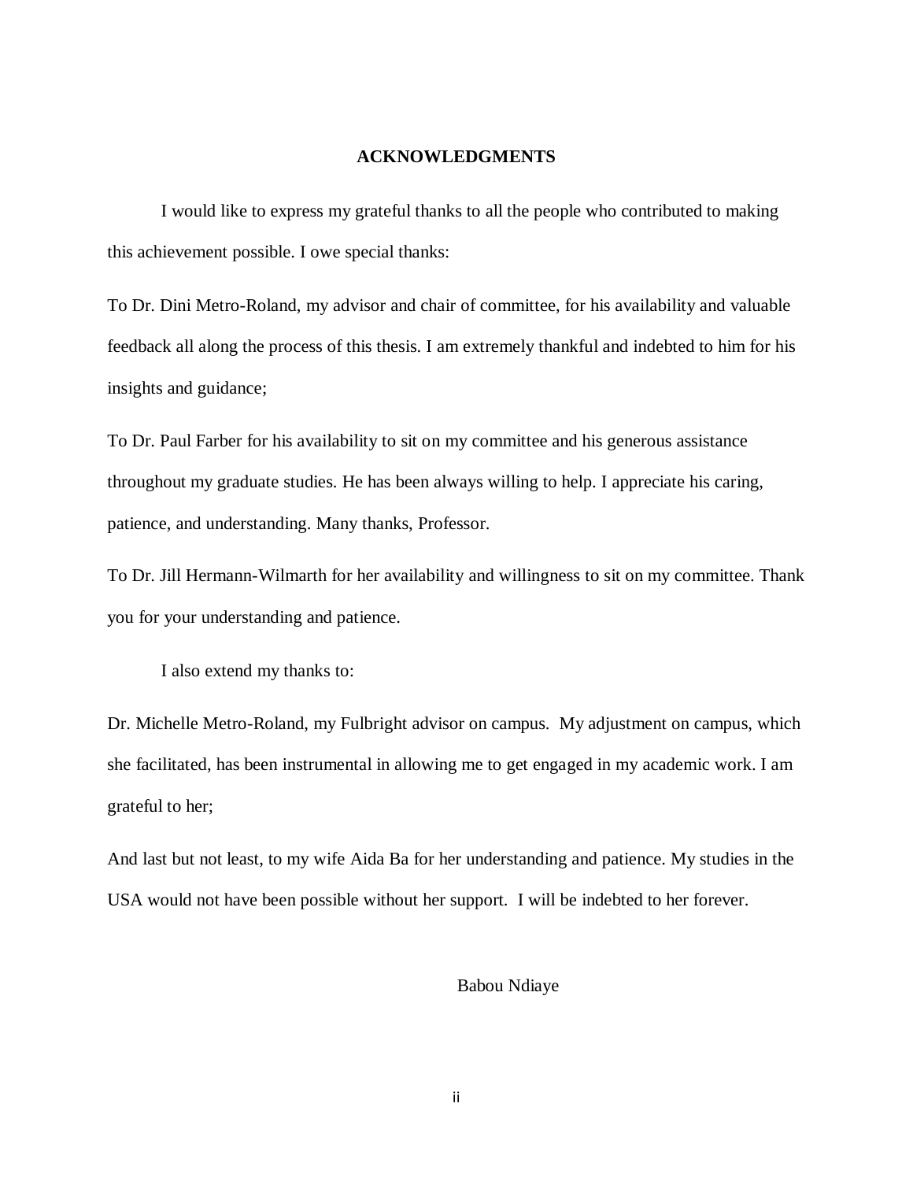## ACKNOWLEDGMENTS

I would like to express my grateful thanks to all the people who contributed to making this achievement possible. I owe special thanks:

To Dr. Dini Metro-Roland, my advisor and chair of committee, for his availability and valuable feedback all along the process of this thesis. I am extremely thankful and indebted to him for his insights and guidance;

To Dr. Paul Farber for his availability to sit on my committee and his generous assistance throughout my graduate studies. He has been always willing to help. I appreciate his caring, patience, and understanding. Many thanks, Professor.

To Dr. Jill Hermann-Wilmarth for her availability and willingness to sit on my committee. Thank you for your understanding and patience.

I also extend my thanks to:

Dr. Michelle Metro-Roland, my Fulbright advisor on campus. My adjustment on campus, which she facilitated, has been instrumental in allowing me to get engaged in my academic work. I am grateful to her;

And last but not least, to my wife Aida Ba for her understanding and patience. My studies in the USA would not have been possible without her support. I will be indebted to her forever.

Babou Ndiaye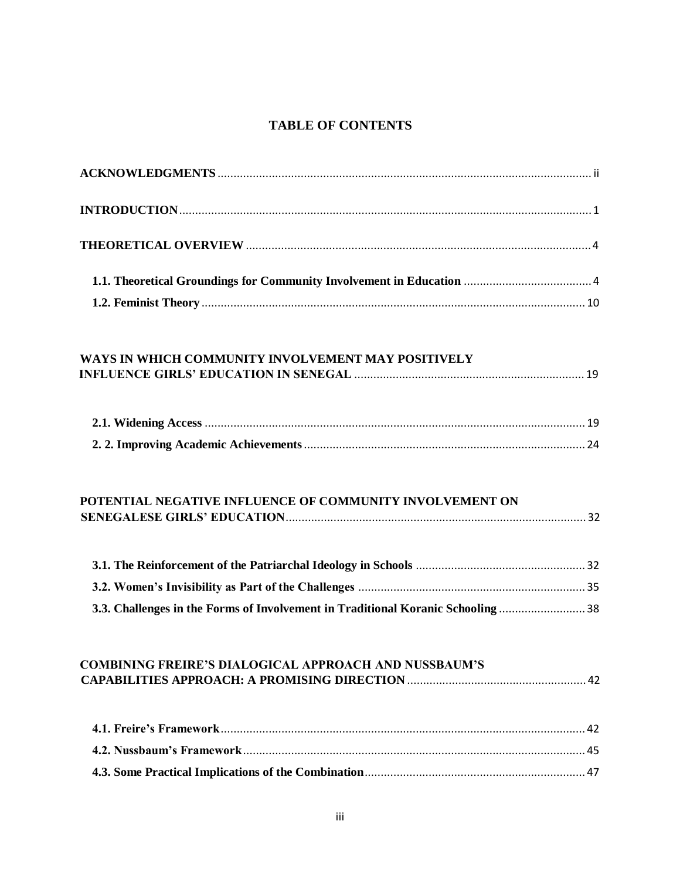# TABLE OF CONTENTS

**ACKNOWLEDGMENTS** ..... ii

**INTRODUCTION** ..... 1

**THEORETICAL OVERVIEW** ..... 4

**1.1. Theoretical Groundings for Community Involvement in Education** ..... 4

**1.2. Feminist Theory** ..... 10

**WAYS IN WHICH COMMUNITY INVOLVEMENT MAY POSITIVELY INFLUENCE GIRLS' EDUCATION IN SENEGAL** ..... 19

**2.1. Widening Access** ..... 19

**2. 2. Improving Academic Achievements** ..... 24

**POTENTIAL NEGATIVE INFLUENCE OF COMMUNITY INVOLVEMENT ON SENEGALESE GIRLS' EDUCATION** ..... 32

**3.1. The Reinforcement of the Patriarchal Ideology in Schools** ..... 32

**3.2. Women's Invisibility as Part of the Challenges** ..... 35

**3.3. Challenges in the Forms of Involvement in Traditional Koranic Schooling** ..... 38

**COMBINING FREIRE'S DIALOGICAL APPROACH AND NUSSBAUM'S CAPABILITIES APPROACH: A PROMISING DIRECTION** ..... 42

**4.1. Freire's Framework** ..... 42

**4.2. Nussbaum's Framework** ..... 45

**4.3. Some Practical Implications of the Combination** ..... 47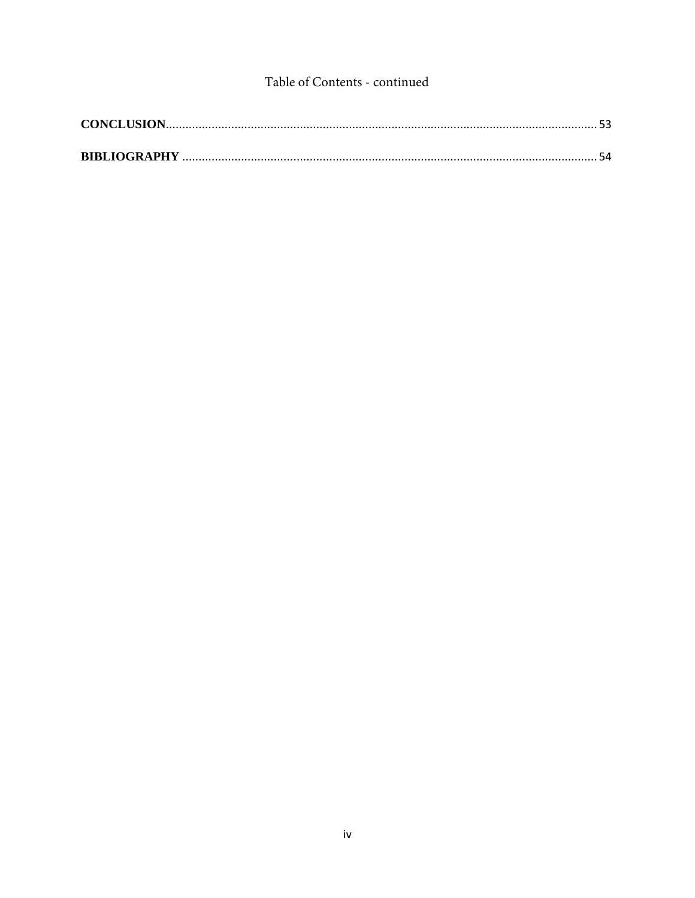Table of Contents - continued

**CONCLUSION**...................................................................................................................................... 53

**BIBLIOGRAPHY** ................................................................................................................................ 54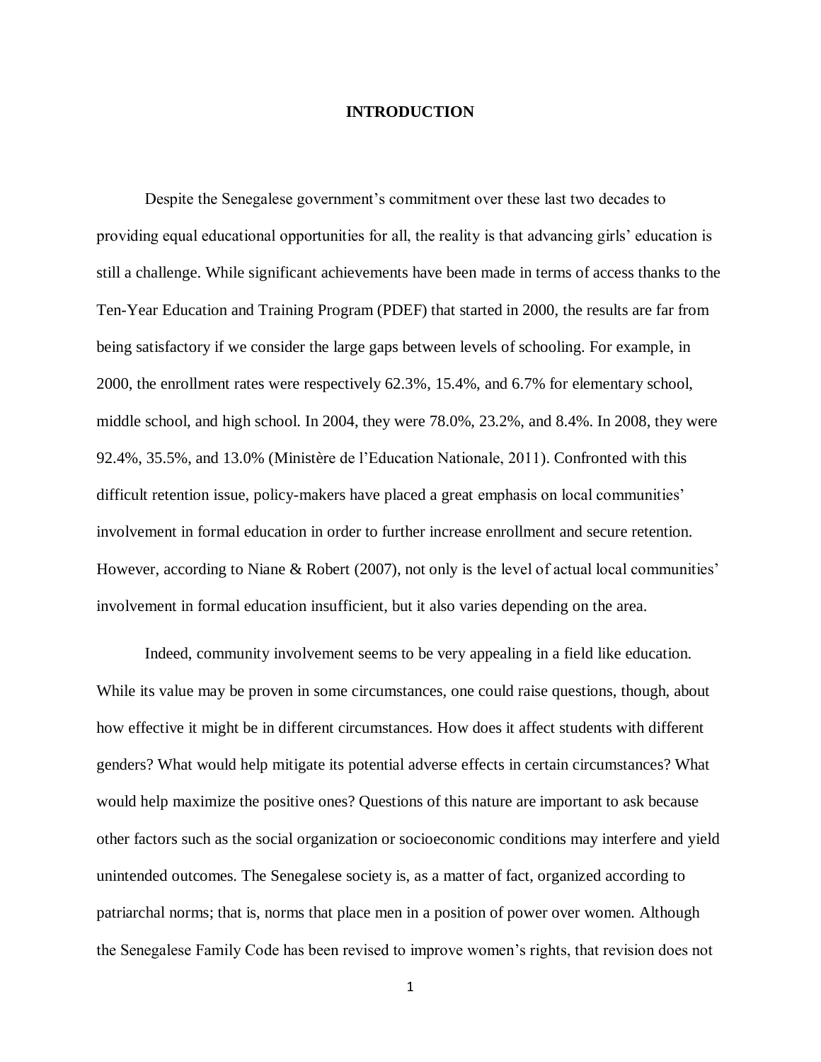# INTRODUCTION

Despite the Senegalese government's commitment over these last two decades to providing equal educational opportunities for all, the reality is that advancing girls' education is still a challenge. While significant achievements have been made in terms of access thanks to the Ten-Year Education and Training Program (PDEF) that started in 2000, the results are far from being satisfactory if we consider the large gaps between levels of schooling. For example, in 2000, the enrollment rates were respectively 62.3%, 15.4%, and 6.7% for elementary school, middle school, and high school. In 2004, they were 78.0%, 23.2%, and 8.4%. In 2008, they were 92.4%, 35.5%, and 13.0% (Ministère de l'Education Nationale, 2011). Confronted with this difficult retention issue, policy-makers have placed a great emphasis on local communities' involvement in formal education in order to further increase enrollment and secure retention. However, according to Niane & Robert (2007), not only is the level of actual local communities' involvement in formal education insufficient, but it also varies depending on the area.

Indeed, community involvement seems to be very appealing in a field like education. While its value may be proven in some circumstances, one could raise questions, though, about how effective it might be in different circumstances. How does it affect students with different genders? What would help mitigate its potential adverse effects in certain circumstances? What would help maximize the positive ones? Questions of this nature are important to ask because other factors such as the social organization or socioeconomic conditions may interfere and yield unintended outcomes. The Senegalese society is, as a matter of fact, organized according to patriarchal norms; that is, norms that place men in a position of power over women. Although the Senegalese Family Code has been revised to improve women's rights, that revision does not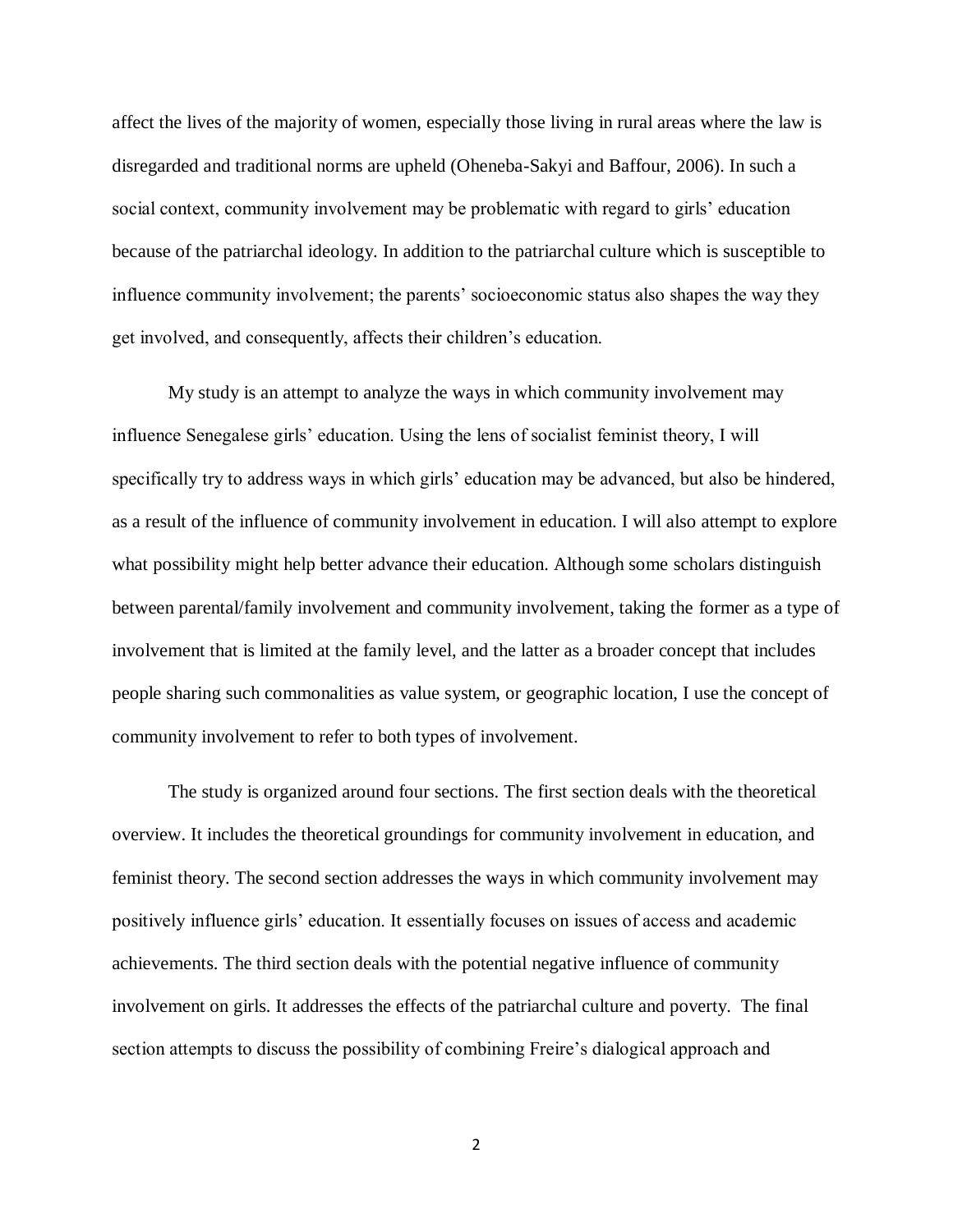affect the lives of the majority of women, especially those living in rural areas where the law is disregarded and traditional norms are upheld (Oheneba-Sakyi and Baffour, 2006). In such a social context, community involvement may be problematic with regard to girls' education because of the patriarchal ideology. In addition to the patriarchal culture which is susceptible to influence community involvement; the parents' socioeconomic status also shapes the way they get involved, and consequently, affects their children's education.

My study is an attempt to analyze the ways in which community involvement may influence Senegalese girls' education. Using the lens of socialist feminist theory, I will specifically try to address ways in which girls' education may be advanced, but also be hindered, as a result of the influence of community involvement in education. I will also attempt to explore what possibility might help better advance their education. Although some scholars distinguish between parental/family involvement and community involvement, taking the former as a type of involvement that is limited at the family level, and the latter as a broader concept that includes people sharing such commonalities as value system, or geographic location, I use the concept of community involvement to refer to both types of involvement.

The study is organized around four sections. The first section deals with the theoretical overview. It includes the theoretical groundings for community involvement in education, and feminist theory. The second section addresses the ways in which community involvement may positively influence girls' education. It essentially focuses on issues of access and academic achievements. The third section deals with the potential negative influence of community involvement on girls. It addresses the effects of the patriarchal culture and poverty. The final section attempts to discuss the possibility of combining Freire's dialogical approach and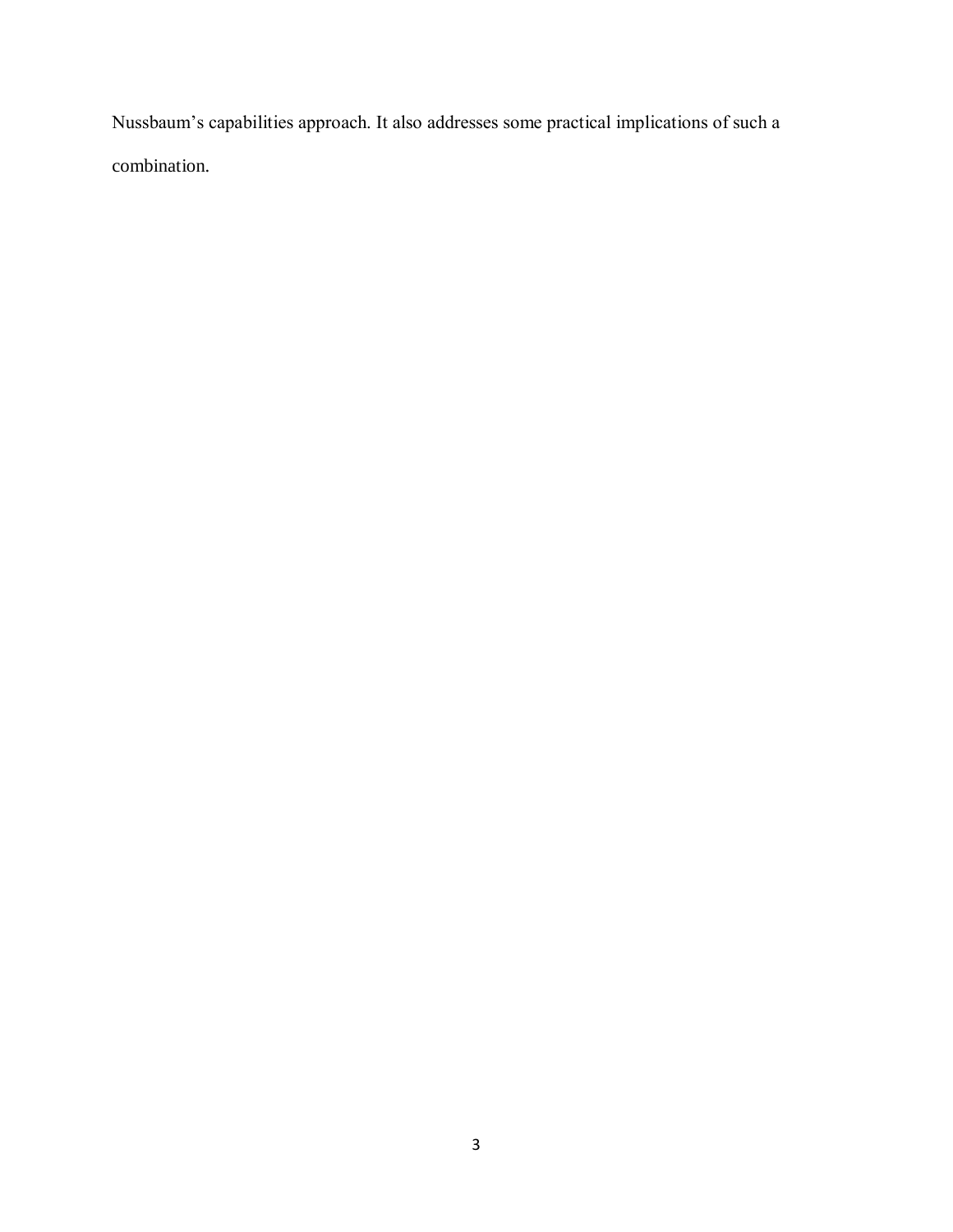Nussbaum's capabilities approach. It also addresses some practical implications of such a combination.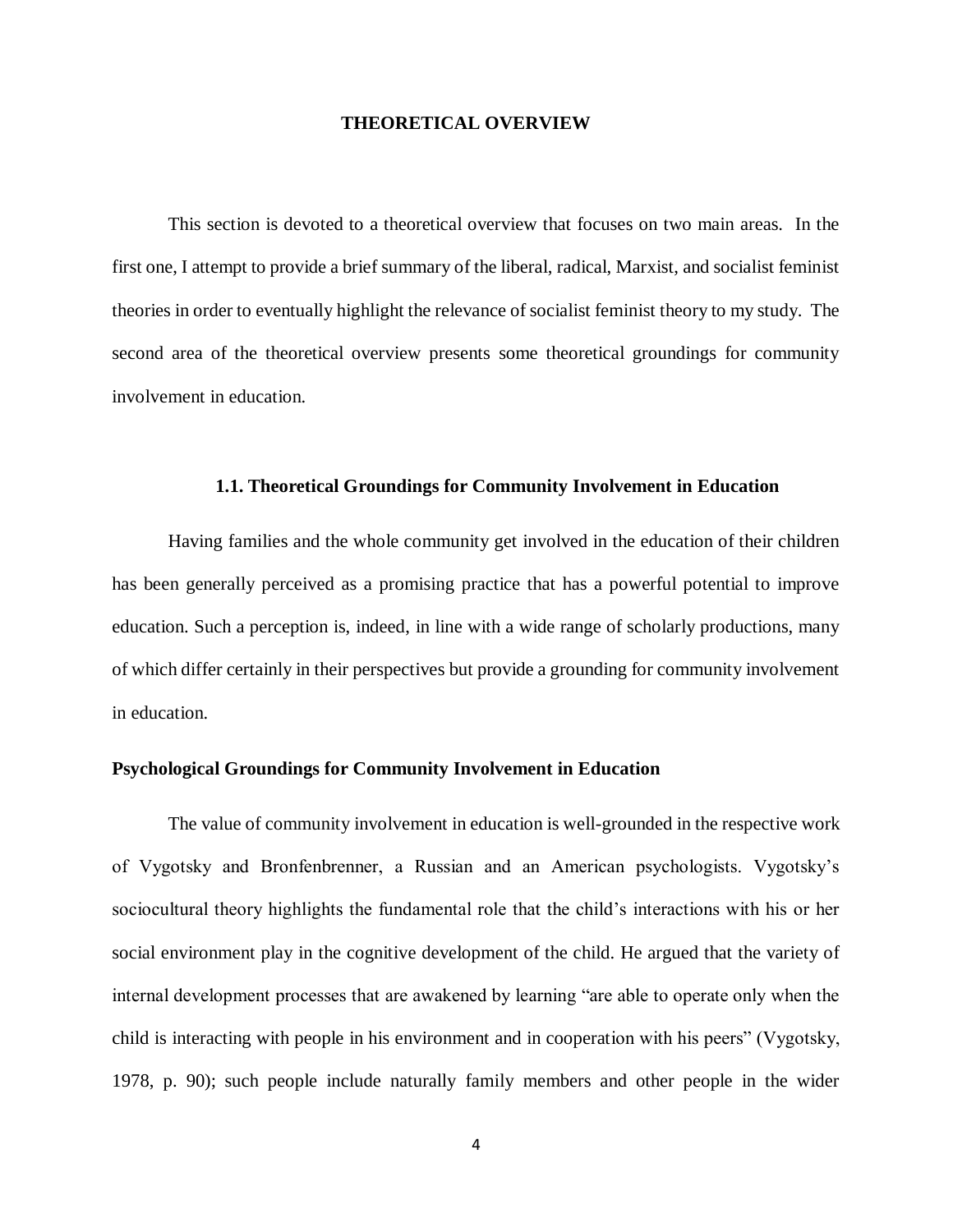# THEORETICAL OVERVIEW

This section is devoted to a theoretical overview that focuses on two main areas. In the first one, I attempt to provide a brief summary of the liberal, radical, Marxist, and socialist feminist theories in order to eventually highlight the relevance of socialist feminist theory to my study. The second area of the theoretical overview presents some theoretical groundings for community involvement in education.

## 1.1. Theoretical Groundings for Community Involvement in Education

Having families and the whole community get involved in the education of their children has been generally perceived as a promising practice that has a powerful potential to improve education. Such a perception is, indeed, in line with a wide range of scholarly productions, many of which differ certainly in their perspectives but provide a grounding for community involvement in education.

### Psychological Groundings for Community Involvement in Education

The value of community involvement in education is well-grounded in the respective work of Vygotsky and Bronfenbrenner, a Russian and an American psychologists. Vygotsky's sociocultural theory highlights the fundamental role that the child's interactions with his or her social environment play in the cognitive development of the child. He argued that the variety of internal development processes that are awakened by learning "are able to operate only when the child is interacting with people in his environment and in cooperation with his peers" (Vygotsky, 1978, p. 90); such people include naturally family members and other people in the wider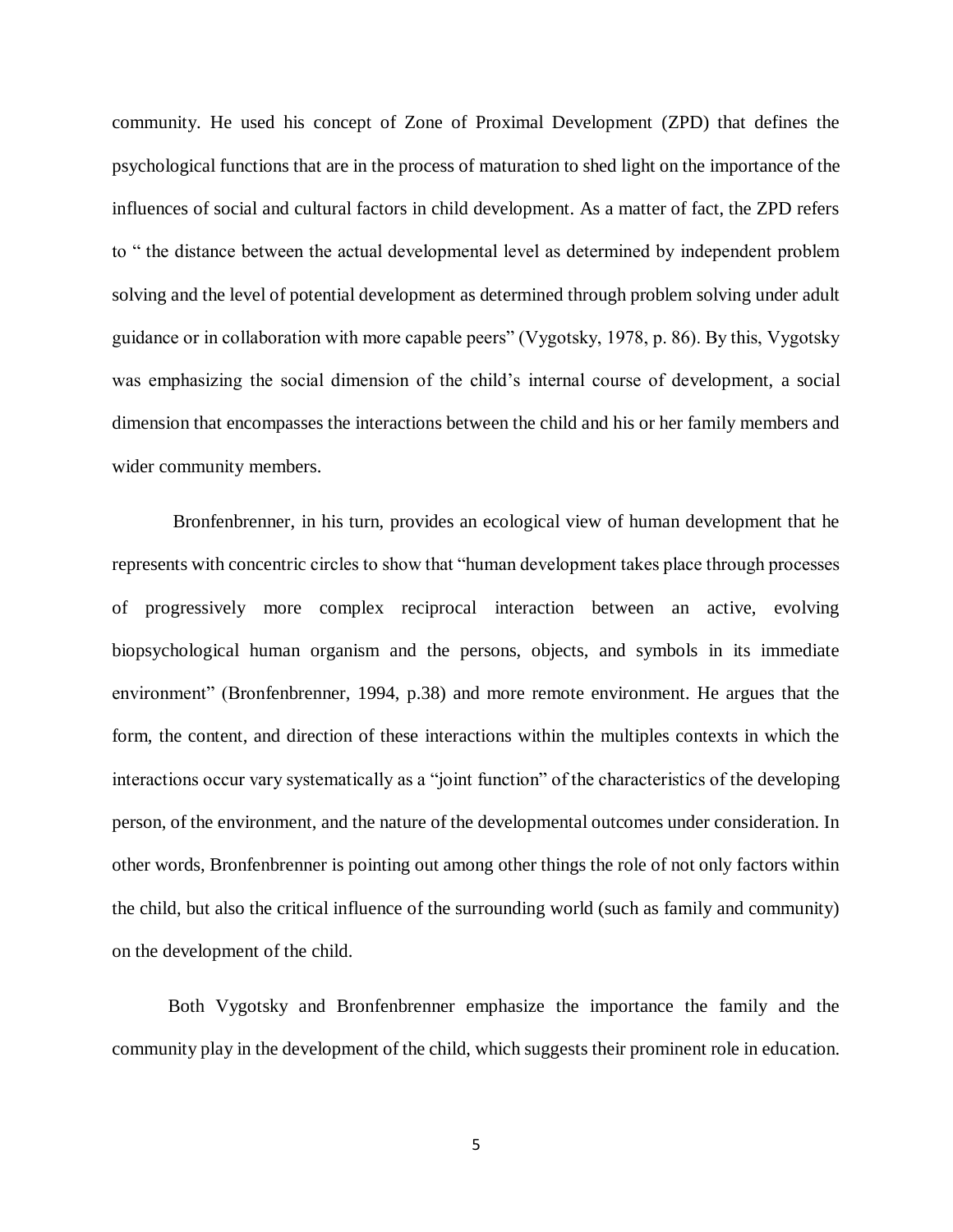community. He used his concept of Zone of Proximal Development (ZPD) that defines the psychological functions that are in the process of maturation to shed light on the importance of the influences of social and cultural factors in child development. As a matter of fact, the ZPD refers to " the distance between the actual developmental level as determined by independent problem solving and the level of potential development as determined through problem solving under adult guidance or in collaboration with more capable peers" (Vygotsky, 1978, p. 86). By this, Vygotsky was emphasizing the social dimension of the child's internal course of development, a social dimension that encompasses the interactions between the child and his or her family members and wider community members.

Bronfenbrenner, in his turn, provides an ecological view of human development that he represents with concentric circles to show that "human development takes place through processes of progressively more complex reciprocal interaction between an active, evolving biopsychological human organism and the persons, objects, and symbols in its immediate environment" (Bronfenbrenner, 1994, p.38) and more remote environment. He argues that the form, the content, and direction of these interactions within the multiples contexts in which the interactions occur vary systematically as a "joint function" of the characteristics of the developing person, of the environment, and the nature of the developmental outcomes under consideration. In other words, Bronfenbrenner is pointing out among other things the role of not only factors within the child, but also the critical influence of the surrounding world (such as family and community) on the development of the child.

Both Vygotsky and Bronfenbrenner emphasize the importance the family and the community play in the development of the child, which suggests their prominent role in education.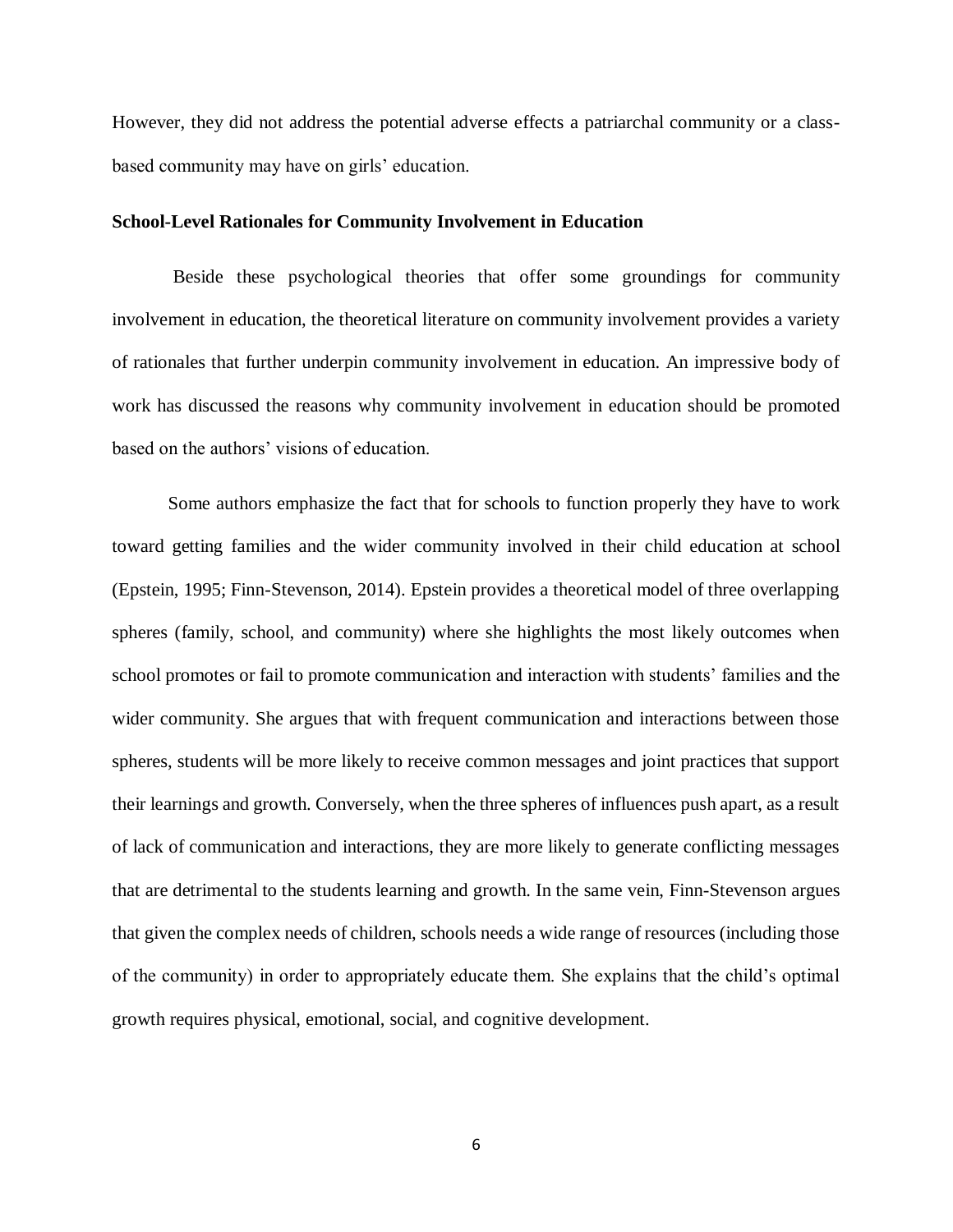However, they did not address the potential adverse effects a patriarchal community or a class-based community may have on girls' education.

### School-Level Rationales for Community Involvement in Education

Beside these psychological theories that offer some groundings for community involvement in education, the theoretical literature on community involvement provides a variety of rationales that further underpin community involvement in education. An impressive body of work has discussed the reasons why community involvement in education should be promoted based on the authors' visions of education.

Some authors emphasize the fact that for schools to function properly they have to work toward getting families and the wider community involved in their child education at school (Epstein, 1995; Finn-Stevenson, 2014). Epstein provides a theoretical model of three overlapping spheres (family, school, and community) where she highlights the most likely outcomes when school promotes or fail to promote communication and interaction with students' families and the wider community. She argues that with frequent communication and interactions between those spheres, students will be more likely to receive common messages and joint practices that support their learnings and growth. Conversely, when the three spheres of influences push apart, as a result of lack of communication and interactions, they are more likely to generate conflicting messages that are detrimental to the students learning and growth. In the same vein, Finn-Stevenson argues that given the complex needs of children, schools needs a wide range of resources (including those of the community) in order to appropriately educate them. She explains that the child's optimal growth requires physical, emotional, social, and cognitive development.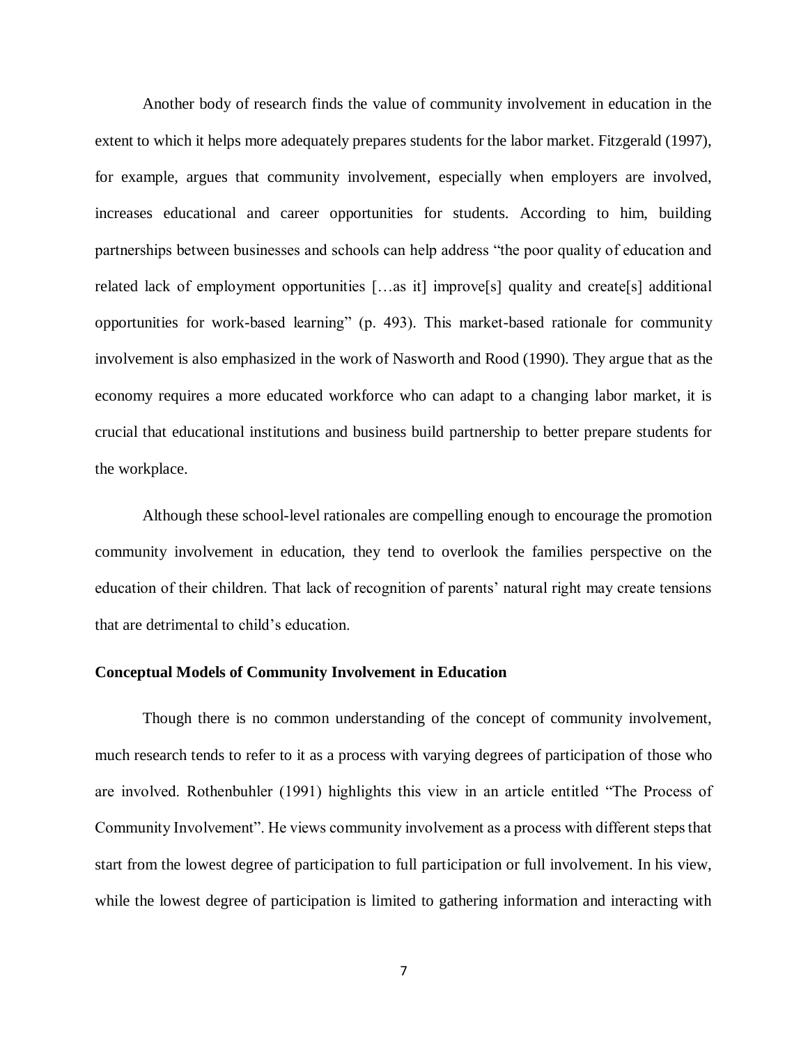Another body of research finds the value of community involvement in education in the extent to which it helps more adequately prepares students for the labor market. Fitzgerald (1997), for example, argues that community involvement, especially when employers are involved, increases educational and career opportunities for students. According to him, building partnerships between businesses and schools can help address "the poor quality of education and related lack of employment opportunities […as it] improve[s] quality and create[s] additional opportunities for work-based learning" (p. 493). This market-based rationale for community involvement is also emphasized in the work of Nasworth and Rood (1990). They argue that as the economy requires a more educated workforce who can adapt to a changing labor market, it is crucial that educational institutions and business build partnership to better prepare students for the workplace.

Although these school-level rationales are compelling enough to encourage the promotion community involvement in education, they tend to overlook the families perspective on the education of their children. That lack of recognition of parents' natural right may create tensions that are detrimental to child's education.

**Conceptual Models of Community Involvement in Education**

Though there is no common understanding of the concept of community involvement, much research tends to refer to it as a process with varying degrees of participation of those who are involved. Rothenbuhler (1991) highlights this view in an article entitled "The Process of Community Involvement". He views community involvement as a process with different steps that start from the lowest degree of participation to full participation or full involvement. In his view, while the lowest degree of participation is limited to gathering information and interacting with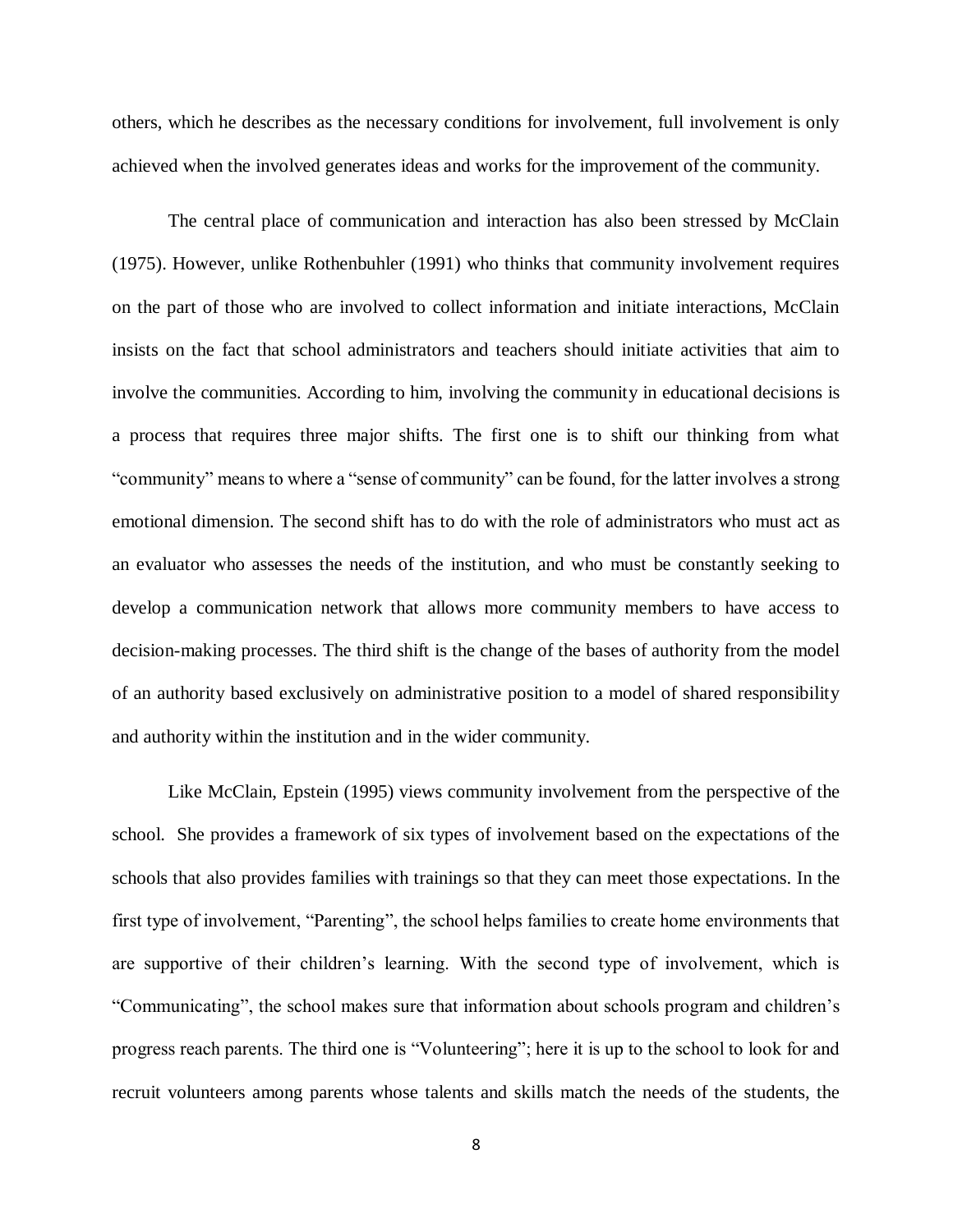others, which he describes as the necessary conditions for involvement, full involvement is only achieved when the involved generates ideas and works for the improvement of the community.

The central place of communication and interaction has also been stressed by McClain (1975). However, unlike Rothenbuhler (1991) who thinks that community involvement requires on the part of those who are involved to collect information and initiate interactions, McClain insists on the fact that school administrators and teachers should initiate activities that aim to involve the communities. According to him, involving the community in educational decisions is a process that requires three major shifts. The first one is to shift our thinking from what "community" means to where a "sense of community" can be found, for the latter involves a strong emotional dimension. The second shift has to do with the role of administrators who must act as an evaluator who assesses the needs of the institution, and who must be constantly seeking to develop a communication network that allows more community members to have access to decision-making processes. The third shift is the change of the bases of authority from the model of an authority based exclusively on administrative position to a model of shared responsibility and authority within the institution and in the wider community.

Like McClain, Epstein (1995) views community involvement from the perspective of the school. She provides a framework of six types of involvement based on the expectations of the schools that also provides families with trainings so that they can meet those expectations. In the first type of involvement, "Parenting", the school helps families to create home environments that are supportive of their children's learning. With the second type of involvement, which is "Communicating", the school makes sure that information about schools program and children's progress reach parents. The third one is "Volunteering"; here it is up to the school to look for and recruit volunteers among parents whose talents and skills match the needs of the students, the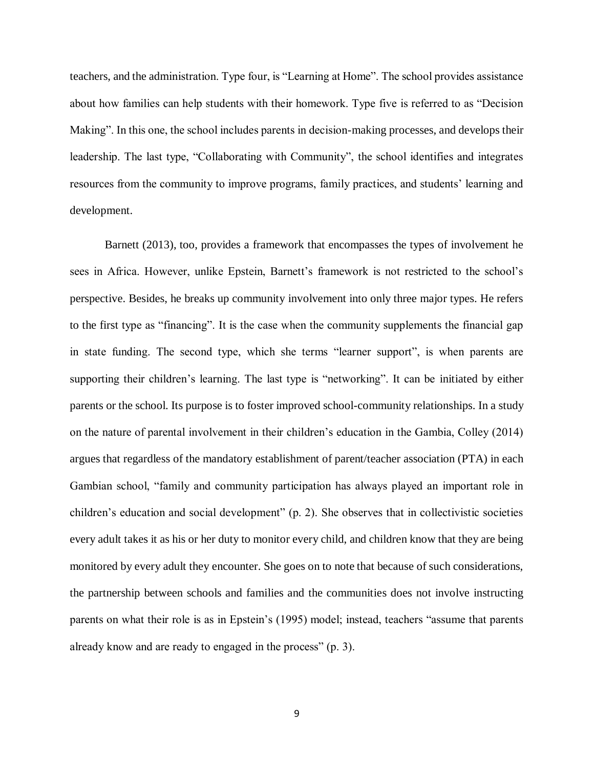teachers, and the administration. Type four, is "Learning at Home". The school provides assistance about how families can help students with their homework. Type five is referred to as "Decision Making". In this one, the school includes parents in decision-making processes, and develops their leadership. The last type, "Collaborating with Community", the school identifies and integrates resources from the community to improve programs, family practices, and students' learning and development.

Barnett (2013), too, provides a framework that encompasses the types of involvement he sees in Africa. However, unlike Epstein, Barnett's framework is not restricted to the school's perspective. Besides, he breaks up community involvement into only three major types. He refers to the first type as "financing". It is the case when the community supplements the financial gap in state funding. The second type, which she terms "learner support", is when parents are supporting their children's learning. The last type is "networking". It can be initiated by either parents or the school. Its purpose is to foster improved school-community relationships. In a study on the nature of parental involvement in their children's education in the Gambia, Colley (2014) argues that regardless of the mandatory establishment of parent/teacher association (PTA) in each Gambian school, "family and community participation has always played an important role in children's education and social development" (p. 2). She observes that in collectivistic societies every adult takes it as his or her duty to monitor every child, and children know that they are being monitored by every adult they encounter. She goes on to note that because of such considerations, the partnership between schools and families and the communities does not involve instructing parents on what their role is as in Epstein's (1995) model; instead, teachers "assume that parents already know and are ready to engaged in the process" (p. 3).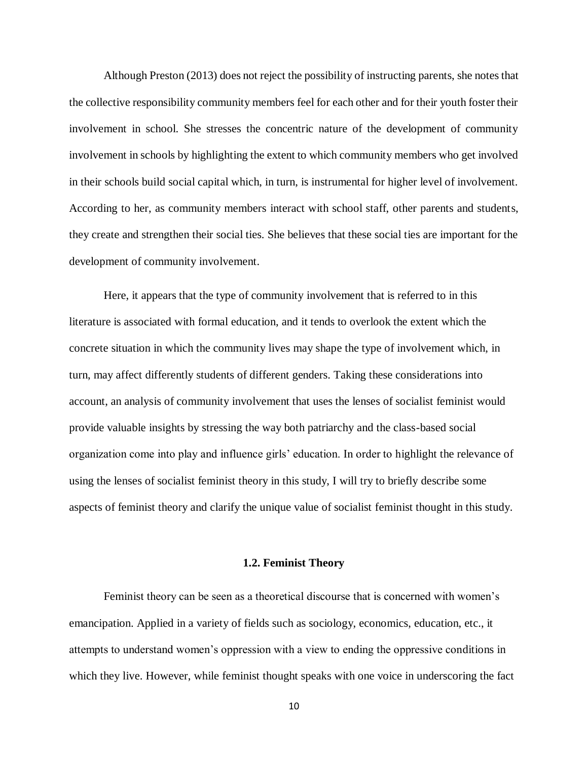Although Preston (2013) does not reject the possibility of instructing parents, she notes that the collective responsibility community members feel for each other and for their youth foster their involvement in school. She stresses the concentric nature of the development of community involvement in schools by highlighting the extent to which community members who get involved in their schools build social capital which, in turn, is instrumental for higher level of involvement. According to her, as community members interact with school staff, other parents and students, they create and strengthen their social ties. She believes that these social ties are important for the development of community involvement.

Here, it appears that the type of community involvement that is referred to in this literature is associated with formal education, and it tends to overlook the extent which the concrete situation in which the community lives may shape the type of involvement which, in turn, may affect differently students of different genders. Taking these considerations into account, an analysis of community involvement that uses the lenses of socialist feminist would provide valuable insights by stressing the way both patriarchy and the class-based social organization come into play and influence girls' education. In order to highlight the relevance of using the lenses of socialist feminist theory in this study, I will try to briefly describe some aspects of feminist theory and clarify the unique value of socialist feminist thought in this study.

## 1.2. Feminist Theory

Feminist theory can be seen as a theoretical discourse that is concerned with women's emancipation. Applied in a variety of fields such as sociology, economics, education, etc., it attempts to understand women's oppression with a view to ending the oppressive conditions in which they live. However, while feminist thought speaks with one voice in underscoring the fact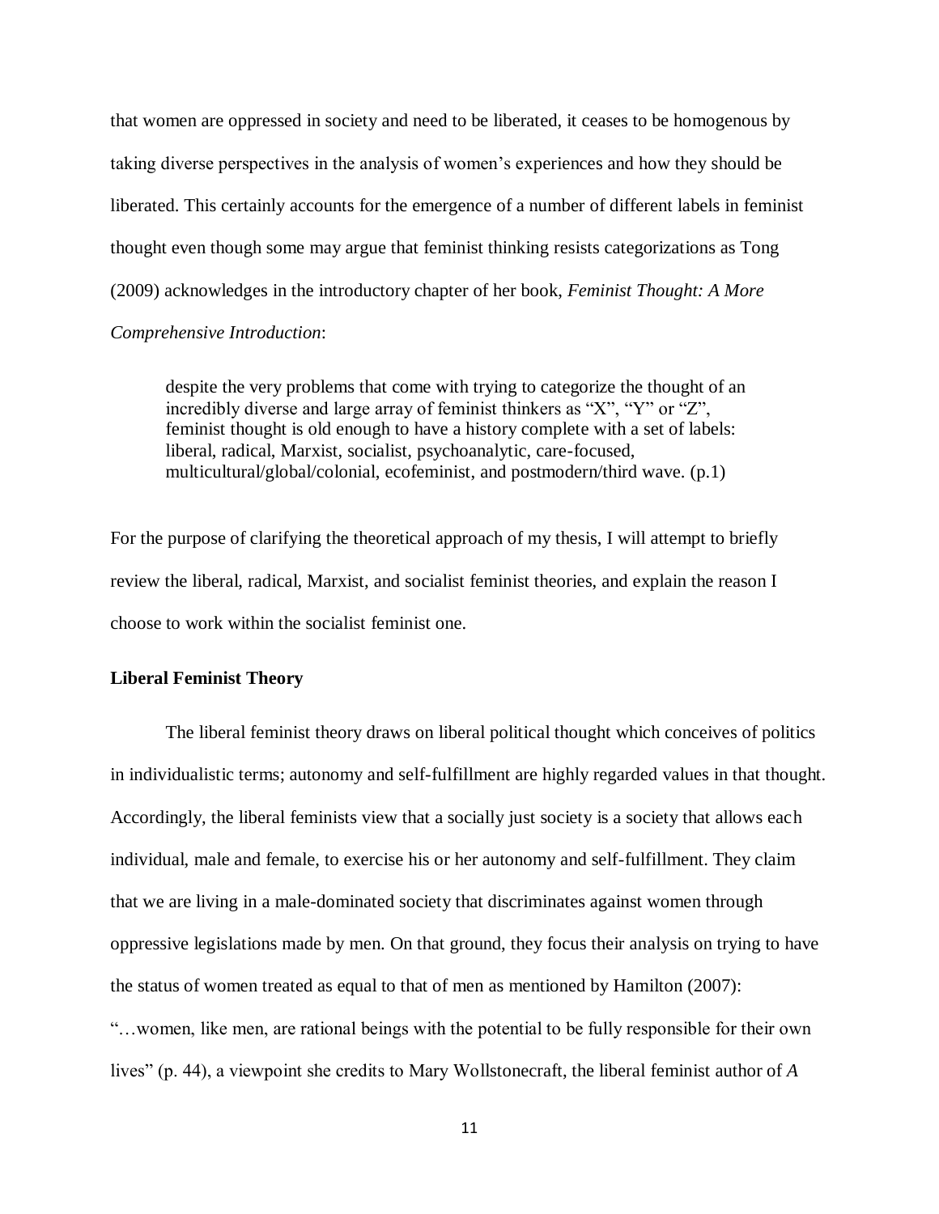that women are oppressed in society and need to be liberated, it ceases to be homogenous by taking diverse perspectives in the analysis of women's experiences and how they should be liberated. This certainly accounts for the emergence of a number of different labels in feminist thought even though some may argue that feminist thinking resists categorizations as Tong (2009) acknowledges in the introductory chapter of her book, *Feminist Thought: A More Comprehensive Introduction*:

> despite the very problems that come with trying to categorize the thought of an incredibly diverse and large array of feminist thinkers as "X", "Y" or "Z", feminist thought is old enough to have a history complete with a set of labels: liberal, radical, Marxist, socialist, psychoanalytic, care-focused, multicultural/global/colonial, ecofeminist, and postmodern/third wave. (p.1)

For the purpose of clarifying the theoretical approach of my thesis, I will attempt to briefly review the liberal, radical, Marxist, and socialist feminist theories, and explain the reason I choose to work within the socialist feminist one.

**Liberal Feminist Theory**

The liberal feminist theory draws on liberal political thought which conceives of politics in individualistic terms; autonomy and self-fulfillment are highly regarded values in that thought. Accordingly, the liberal feminists view that a socially just society is a society that allows each individual, male and female, to exercise his or her autonomy and self-fulfillment. They claim that we are living in a male-dominated society that discriminates against women through oppressive legislations made by men. On that ground, they focus their analysis on trying to have the status of women treated as equal to that of men as mentioned by Hamilton (2007): "…women, like men, are rational beings with the potential to be fully responsible for their own lives" (p. 44), a viewpoint she credits to Mary Wollstonecraft, the liberal feminist author of *A*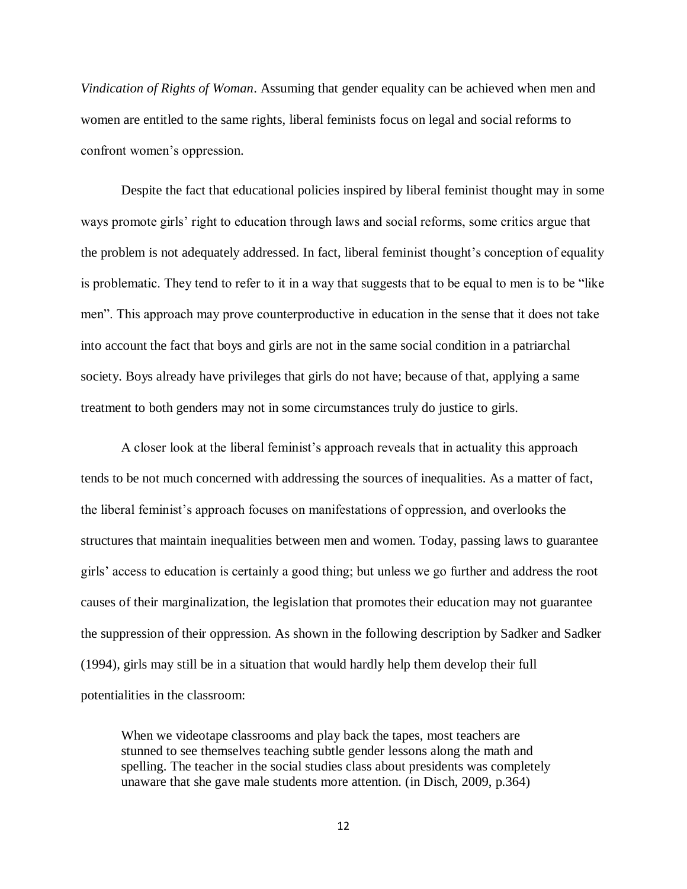*Vindication of Rights of Woman*. Assuming that gender equality can be achieved when men and women are entitled to the same rights, liberal feminists focus on legal and social reforms to confront women's oppression.

Despite the fact that educational policies inspired by liberal feminist thought may in some ways promote girls' right to education through laws and social reforms, some critics argue that the problem is not adequately addressed. In fact, liberal feminist thought's conception of equality is problematic. They tend to refer to it in a way that suggests that to be equal to men is to be "like men". This approach may prove counterproductive in education in the sense that it does not take into account the fact that boys and girls are not in the same social condition in a patriarchal society. Boys already have privileges that girls do not have; because of that, applying a same treatment to both genders may not in some circumstances truly do justice to girls.

A closer look at the liberal feminist's approach reveals that in actuality this approach tends to be not much concerned with addressing the sources of inequalities. As a matter of fact, the liberal feminist's approach focuses on manifestations of oppression, and overlooks the structures that maintain inequalities between men and women. Today, passing laws to guarantee girls' access to education is certainly a good thing; but unless we go further and address the root causes of their marginalization, the legislation that promotes their education may not guarantee the suppression of their oppression. As shown in the following description by Sadker and Sadker (1994), girls may still be in a situation that would hardly help them develop their full potentialities in the classroom:

> When we videotape classrooms and play back the tapes, most teachers are stunned to see themselves teaching subtle gender lessons along the math and spelling. The teacher in the social studies class about presidents was completely unaware that she gave male students more attention. (in Disch, 2009, p.364)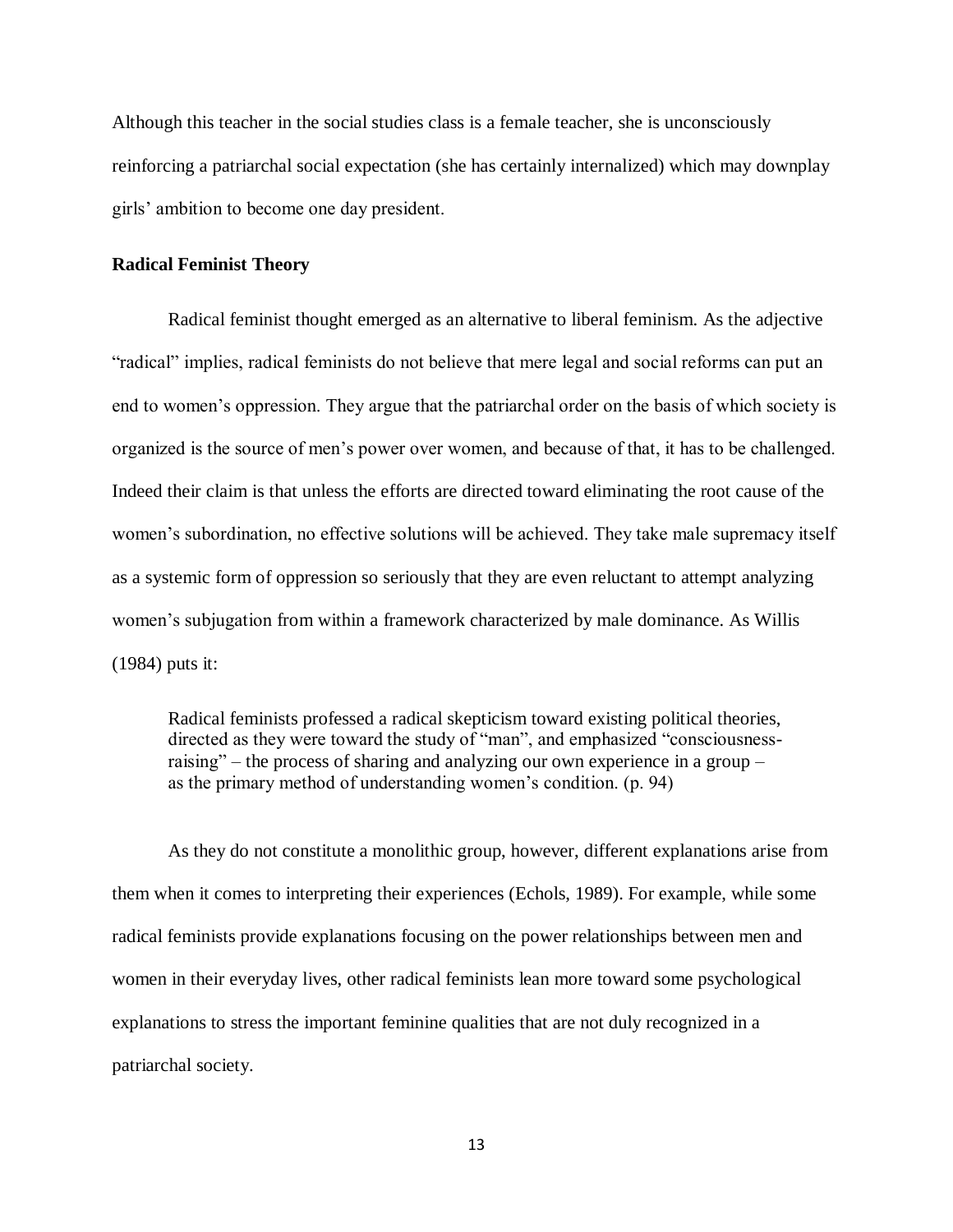Although this teacher in the social studies class is a female teacher, she is unconsciously reinforcing a patriarchal social expectation (she has certainly internalized) which may downplay girls' ambition to become one day president.

### Radical Feminist Theory

Radical feminist thought emerged as an alternative to liberal feminism. As the adjective "radical" implies, radical feminists do not believe that mere legal and social reforms can put an end to women's oppression. They argue that the patriarchal order on the basis of which society is organized is the source of men's power over women, and because of that, it has to be challenged. Indeed their claim is that unless the efforts are directed toward eliminating the root cause of the women's subordination, no effective solutions will be achieved. They take male supremacy itself as a systemic form of oppression so seriously that they are even reluctant to attempt analyzing women's subjugation from within a framework characterized by male dominance. As Willis (1984) puts it:

> Radical feminists professed a radical skepticism toward existing political theories, directed as they were toward the study of "man", and emphasized "consciousness-raising" – the process of sharing and analyzing our own experience in a group – as the primary method of understanding women's condition. (p. 94)

As they do not constitute a monolithic group, however, different explanations arise from them when it comes to interpreting their experiences (Echols, 1989). For example, while some radical feminists provide explanations focusing on the power relationships between men and women in their everyday lives, other radical feminists lean more toward some psychological explanations to stress the important feminine qualities that are not duly recognized in a patriarchal society.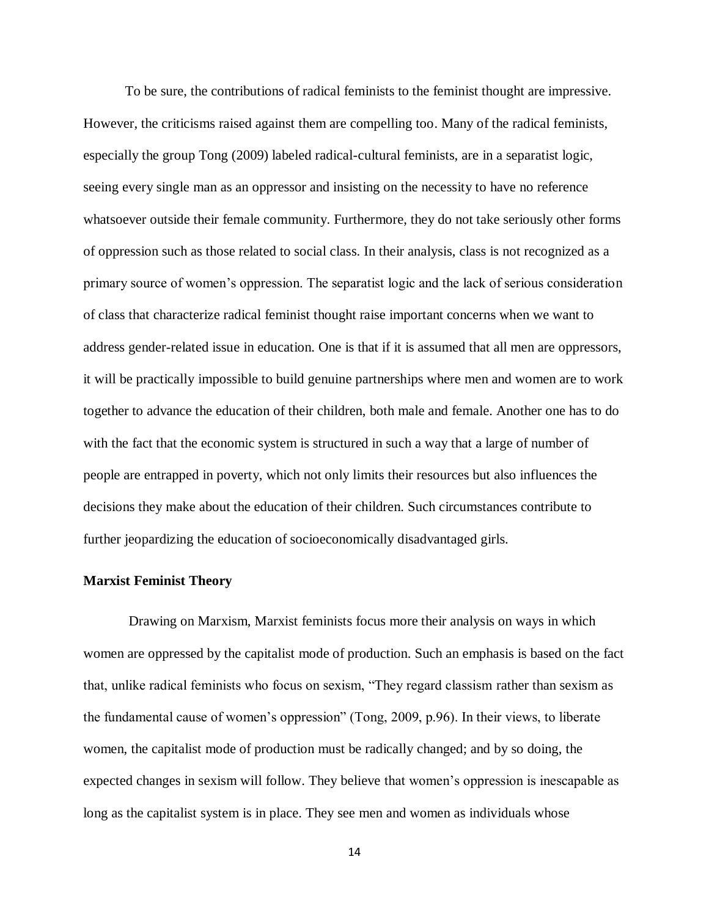To be sure, the contributions of radical feminists to the feminist thought are impressive. However, the criticisms raised against them are compelling too. Many of the radical feminists, especially the group Tong (2009) labeled radical-cultural feminists, are in a separatist logic, seeing every single man as an oppressor and insisting on the necessity to have no reference whatsoever outside their female community. Furthermore, they do not take seriously other forms of oppression such as those related to social class. In their analysis, class is not recognized as a primary source of women's oppression. The separatist logic and the lack of serious consideration of class that characterize radical feminist thought raise important concerns when we want to address gender-related issue in education. One is that if it is assumed that all men are oppressors, it will be practically impossible to build genuine partnerships where men and women are to work together to advance the education of their children, both male and female. Another one has to do with the fact that the economic system is structured in such a way that a large of number of people are entrapped in poverty, which not only limits their resources but also influences the decisions they make about the education of their children. Such circumstances contribute to further jeopardizing the education of socioeconomically disadvantaged girls.

**Marxist Feminist Theory**

Drawing on Marxism, Marxist feminists focus more their analysis on ways in which women are oppressed by the capitalist mode of production. Such an emphasis is based on the fact that, unlike radical feminists who focus on sexism, "They regard classism rather than sexism as the fundamental cause of women's oppression" (Tong, 2009, p.96). In their views, to liberate women, the capitalist mode of production must be radically changed; and by so doing, the expected changes in sexism will follow. They believe that women's oppression is inescapable as long as the capitalist system is in place. They see men and women as individuals whose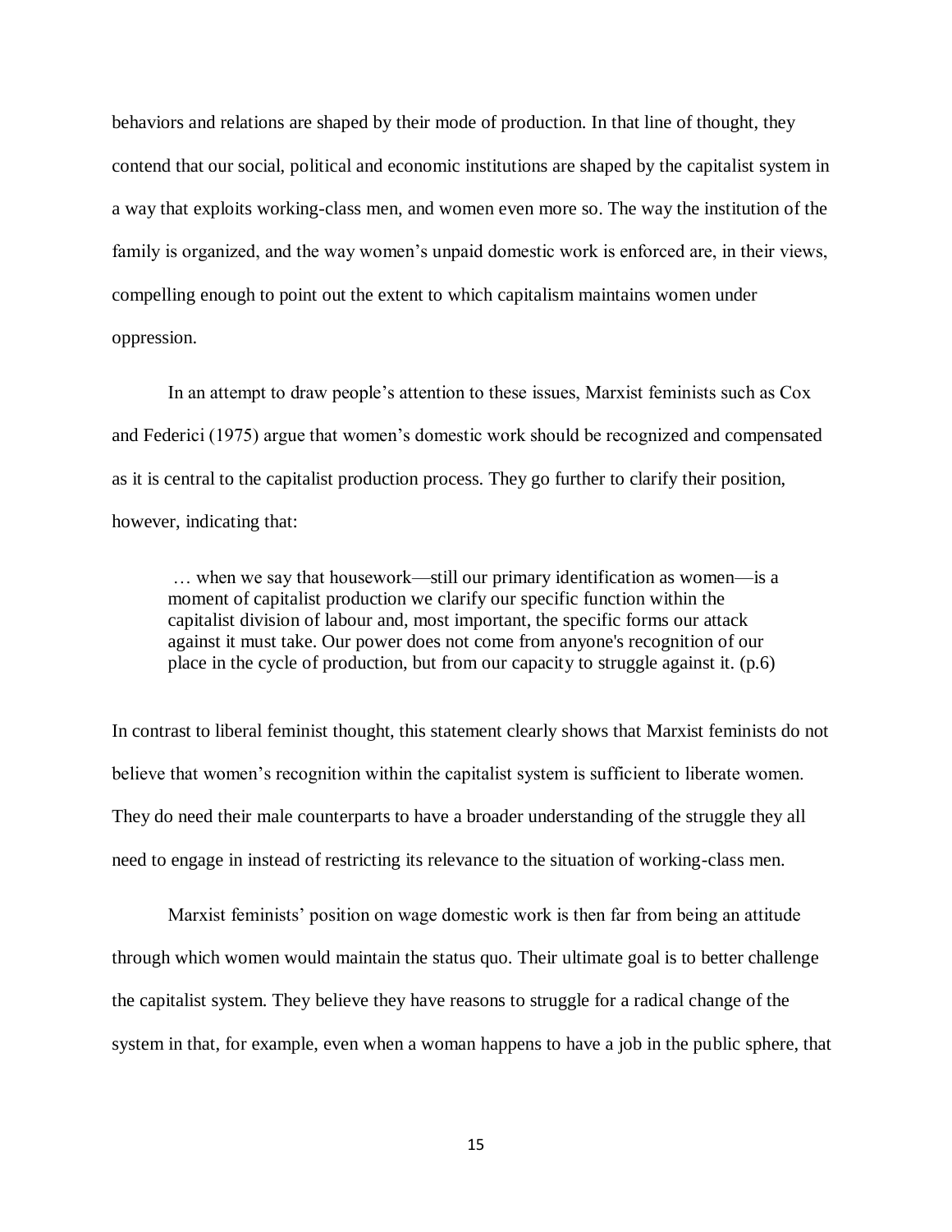behaviors and relations are shaped by their mode of production. In that line of thought, they contend that our social, political and economic institutions are shaped by the capitalist system in a way that exploits working-class men, and women even more so. The way the institution of the family is organized, and the way women's unpaid domestic work is enforced are, in their views, compelling enough to point out the extent to which capitalism maintains women under oppression.

In an attempt to draw people's attention to these issues, Marxist feminists such as Cox and Federici (1975) argue that women's domestic work should be recognized and compensated as it is central to the capitalist production process. They go further to clarify their position, however, indicating that:

> … when we say that housework—still our primary identification as women—is a moment of capitalist production we clarify our specific function within the capitalist division of labour and, most important, the specific forms our attack against it must take. Our power does not come from anyone's recognition of our place in the cycle of production, but from our capacity to struggle against it. (p.6)

In contrast to liberal feminist thought, this statement clearly shows that Marxist feminists do not believe that women's recognition within the capitalist system is sufficient to liberate women. They do need their male counterparts to have a broader understanding of the struggle they all need to engage in instead of restricting its relevance to the situation of working-class men.

Marxist feminists' position on wage domestic work is then far from being an attitude through which women would maintain the status quo. Their ultimate goal is to better challenge the capitalist system. They believe they have reasons to struggle for a radical change of the system in that, for example, even when a woman happens to have a job in the public sphere, that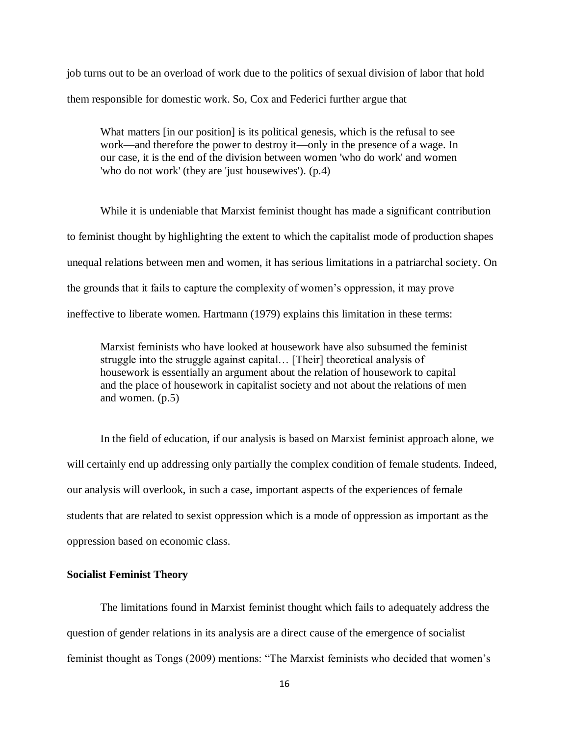job turns out to be an overload of work due to the politics of sexual division of labor that hold them responsible for domestic work. So, Cox and Federici further argue that

> What matters [in our position] is its political genesis, which is the refusal to see work—and therefore the power to destroy it—only in the presence of a wage. In our case, it is the end of the division between women 'who do work' and women 'who do not work' (they are 'just housewives'). (p.4)

While it is undeniable that Marxist feminist thought has made a significant contribution to feminist thought by highlighting the extent to which the capitalist mode of production shapes unequal relations between men and women, it has serious limitations in a patriarchal society. On the grounds that it fails to capture the complexity of women's oppression, it may prove ineffective to liberate women. Hartmann (1979) explains this limitation in these terms:

> Marxist feminists who have looked at housework have also subsumed the feminist struggle into the struggle against capital… [Their] theoretical analysis of housework is essentially an argument about the relation of housework to capital and the place of housework in capitalist society and not about the relations of men and women. (p.5)

In the field of education, if our analysis is based on Marxist feminist approach alone, we will certainly end up addressing only partially the complex condition of female students. Indeed, our analysis will overlook, in such a case, important aspects of the experiences of female students that are related to sexist oppression which is a mode of oppression as important as the oppression based on economic class.

**Socialist Feminist Theory**

The limitations found in Marxist feminist thought which fails to adequately address the question of gender relations in its analysis are a direct cause of the emergence of socialist feminist thought as Tongs (2009) mentions: "The Marxist feminists who decided that women's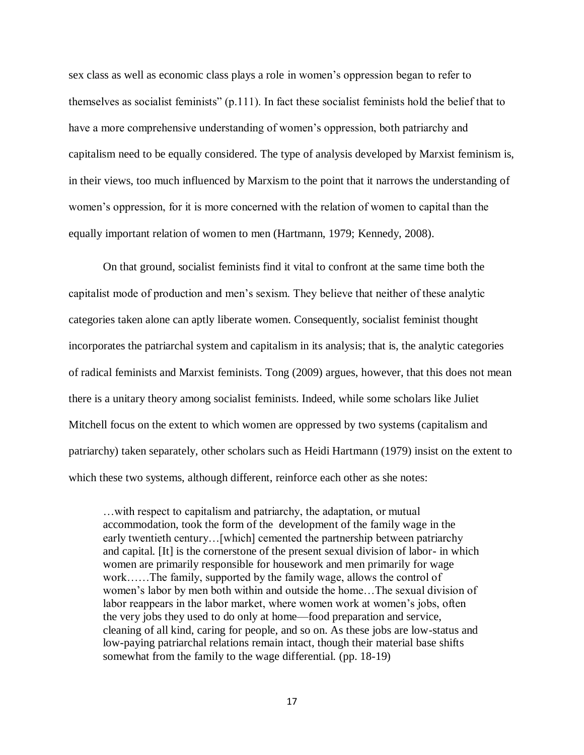sex class as well as economic class plays a role in women's oppression began to refer to themselves as socialist feminists" (p.111). In fact these socialist feminists hold the belief that to have a more comprehensive understanding of women's oppression, both patriarchy and capitalism need to be equally considered. The type of analysis developed by Marxist feminism is, in their views, too much influenced by Marxism to the point that it narrows the understanding of women's oppression, for it is more concerned with the relation of women to capital than the equally important relation of women to men (Hartmann, 1979; Kennedy, 2008).

On that ground, socialist feminists find it vital to confront at the same time both the capitalist mode of production and men's sexism. They believe that neither of these analytic categories taken alone can aptly liberate women. Consequently, socialist feminist thought incorporates the patriarchal system and capitalism in its analysis; that is, the analytic categories of radical feminists and Marxist feminists. Tong (2009) argues, however, that this does not mean there is a unitary theory among socialist feminists. Indeed, while some scholars like Juliet Mitchell focus on the extent to which women are oppressed by two systems (capitalism and patriarchy) taken separately, other scholars such as Heidi Hartmann (1979) insist on the extent to which these two systems, although different, reinforce each other as she notes:

> …with respect to capitalism and patriarchy, the adaptation, or mutual accommodation, took the form of the development of the family wage in the early twentieth century…[which] cemented the partnership between patriarchy and capital. [It] is the cornerstone of the present sexual division of labor- in which women are primarily responsible for housework and men primarily for wage work……The family, supported by the family wage, allows the control of women's labor by men both within and outside the home…The sexual division of labor reappears in the labor market, where women work at women's jobs, often the very jobs they used to do only at home—food preparation and service, cleaning of all kind, caring for people, and so on. As these jobs are low-status and low-paying patriarchal relations remain intact, though their material base shifts somewhat from the family to the wage differential. (pp. 18-19)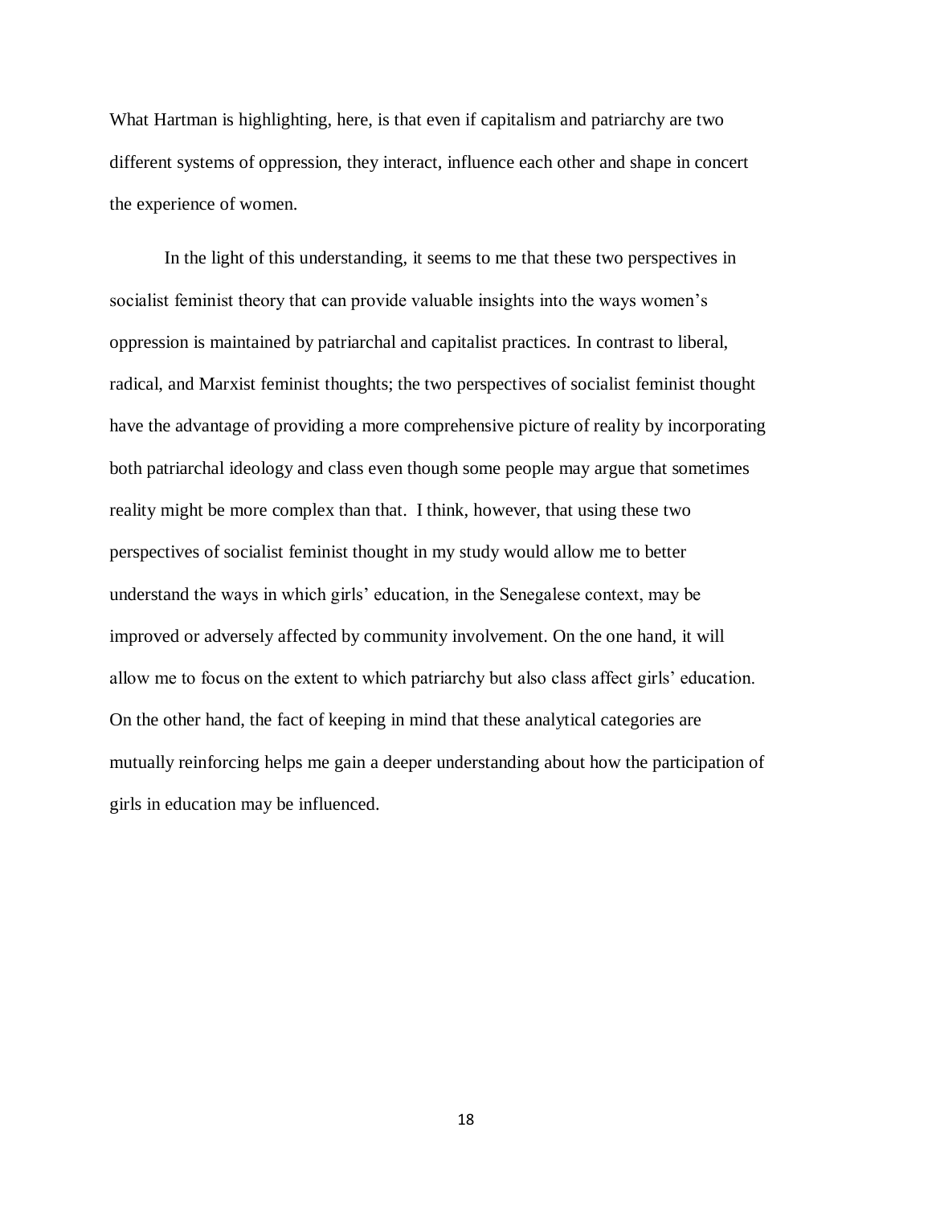What Hartman is highlighting, here, is that even if capitalism and patriarchy are two different systems of oppression, they interact, influence each other and shape in concert the experience of women.

In the light of this understanding, it seems to me that these two perspectives in socialist feminist theory that can provide valuable insights into the ways women's oppression is maintained by patriarchal and capitalist practices. In contrast to liberal, radical, and Marxist feminist thoughts; the two perspectives of socialist feminist thought have the advantage of providing a more comprehensive picture of reality by incorporating both patriarchal ideology and class even though some people may argue that sometimes reality might be more complex than that. I think, however, that using these two perspectives of socialist feminist thought in my study would allow me to better understand the ways in which girls' education, in the Senegalese context, may be improved or adversely affected by community involvement. On the one hand, it will allow me to focus on the extent to which patriarchy but also class affect girls' education. On the other hand, the fact of keeping in mind that these analytical categories are mutually reinforcing helps me gain a deeper understanding about how the participation of girls in education may be influenced.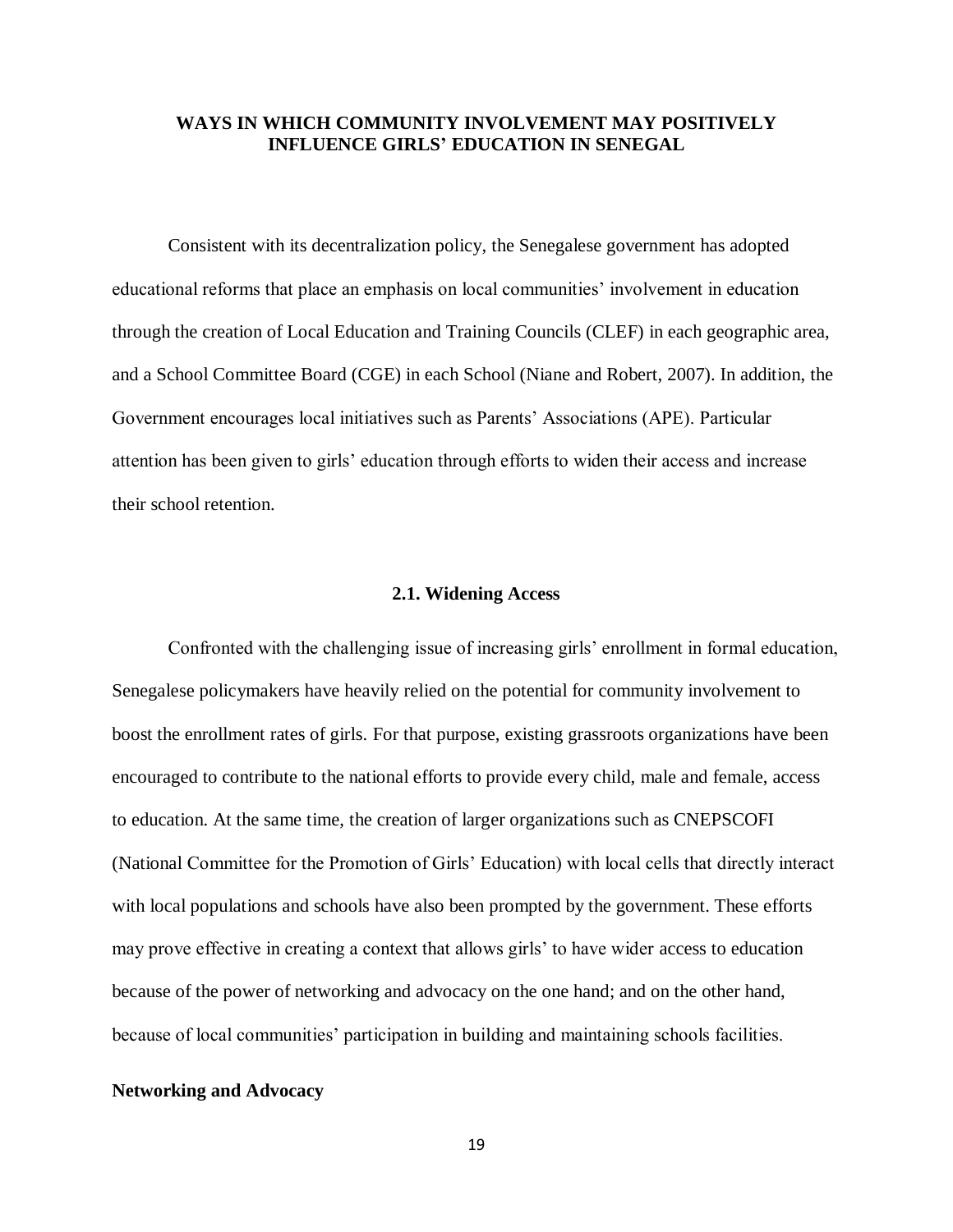# WAYS IN WHICH COMMUNITY INVOLVEMENT MAY POSITIVELY INFLUENCE GIRLS' EDUCATION IN SENEGAL

Consistent with its decentralization policy, the Senegalese government has adopted educational reforms that place an emphasis on local communities' involvement in education through the creation of Local Education and Training Councils (CLEF) in each geographic area, and a School Committee Board (CGE) in each School (Niane and Robert, 2007). In addition, the Government encourages local initiatives such as Parents' Associations (APE). Particular attention has been given to girls' education through efforts to widen their access and increase their school retention.

## 2.1. Widening Access

Confronted with the challenging issue of increasing girls' enrollment in formal education, Senegalese policymakers have heavily relied on the potential for community involvement to boost the enrollment rates of girls. For that purpose, existing grassroots organizations have been encouraged to contribute to the national efforts to provide every child, male and female, access to education. At the same time, the creation of larger organizations such as CNEPSCOFI (National Committee for the Promotion of Girls' Education) with local cells that directly interact with local populations and schools have also been prompted by the government. These efforts may prove effective in creating a context that allows girls' to have wider access to education because of the power of networking and advocacy on the one hand; and on the other hand, because of local communities' participation in building and maintaining schools facilities.

### Networking and Advocacy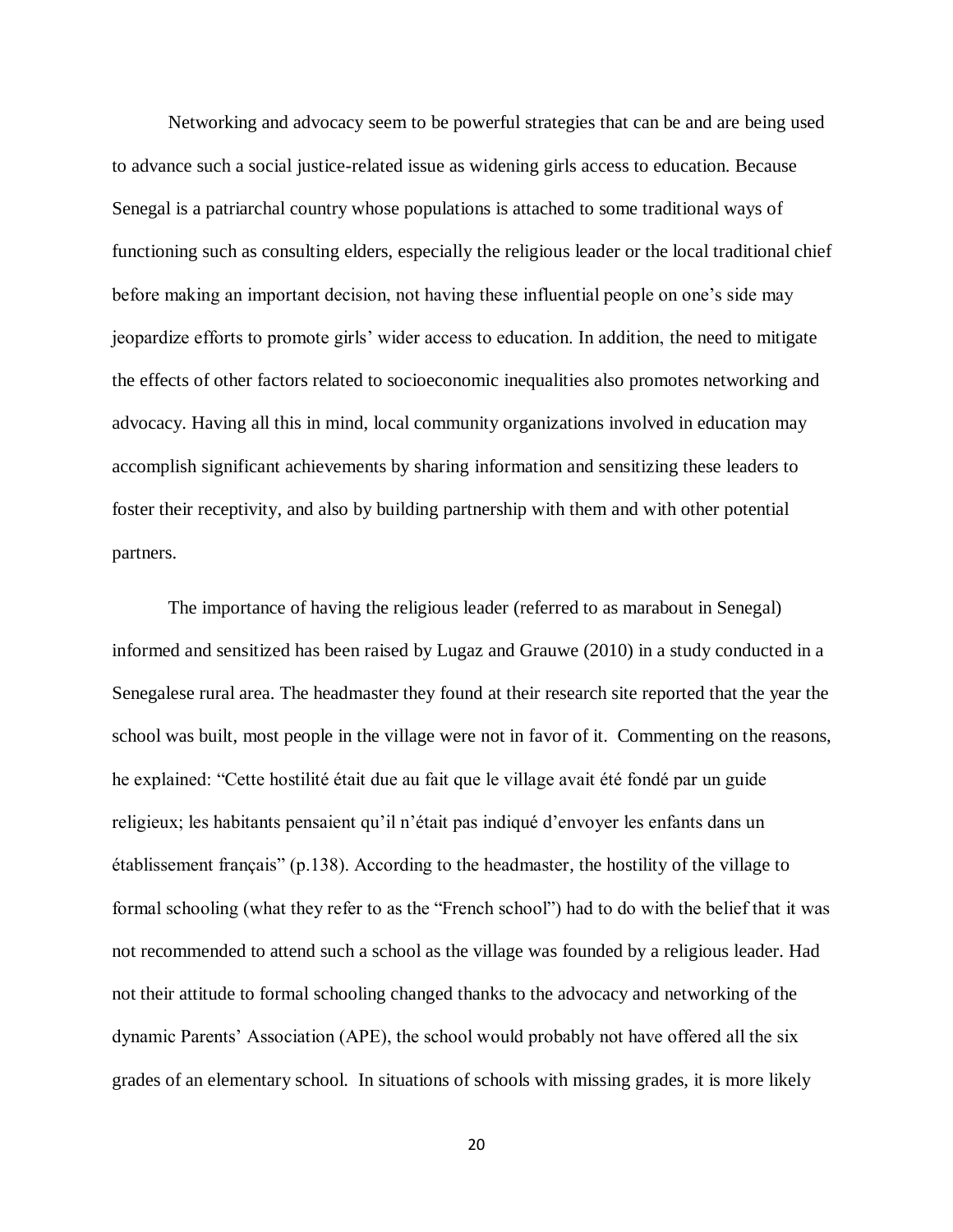Networking and advocacy seem to be powerful strategies that can be and are being used to advance such a social justice-related issue as widening girls access to education. Because Senegal is a patriarchal country whose populations is attached to some traditional ways of functioning such as consulting elders, especially the religious leader or the local traditional chief before making an important decision, not having these influential people on one's side may jeopardize efforts to promote girls' wider access to education. In addition, the need to mitigate the effects of other factors related to socioeconomic inequalities also promotes networking and advocacy. Having all this in mind, local community organizations involved in education may accomplish significant achievements by sharing information and sensitizing these leaders to foster their receptivity, and also by building partnership with them and with other potential partners.

The importance of having the religious leader (referred to as marabout in Senegal) informed and sensitized has been raised by Lugaz and Grauwe (2010) in a study conducted in a Senegalese rural area. The headmaster they found at their research site reported that the year the school was built, most people in the village were not in favor of it. Commenting on the reasons, he explained: "Cette hostilité était due au fait que le village avait été fondé par un guide religieux; les habitants pensaient qu'il n'était pas indiqué d'envoyer les enfants dans un établissement français" (p.138). According to the headmaster, the hostility of the village to formal schooling (what they refer to as the "French school") had to do with the belief that it was not recommended to attend such a school as the village was founded by a religious leader. Had not their attitude to formal schooling changed thanks to the advocacy and networking of the dynamic Parents' Association (APE), the school would probably not have offered all the six grades of an elementary school. In situations of schools with missing grades, it is more likely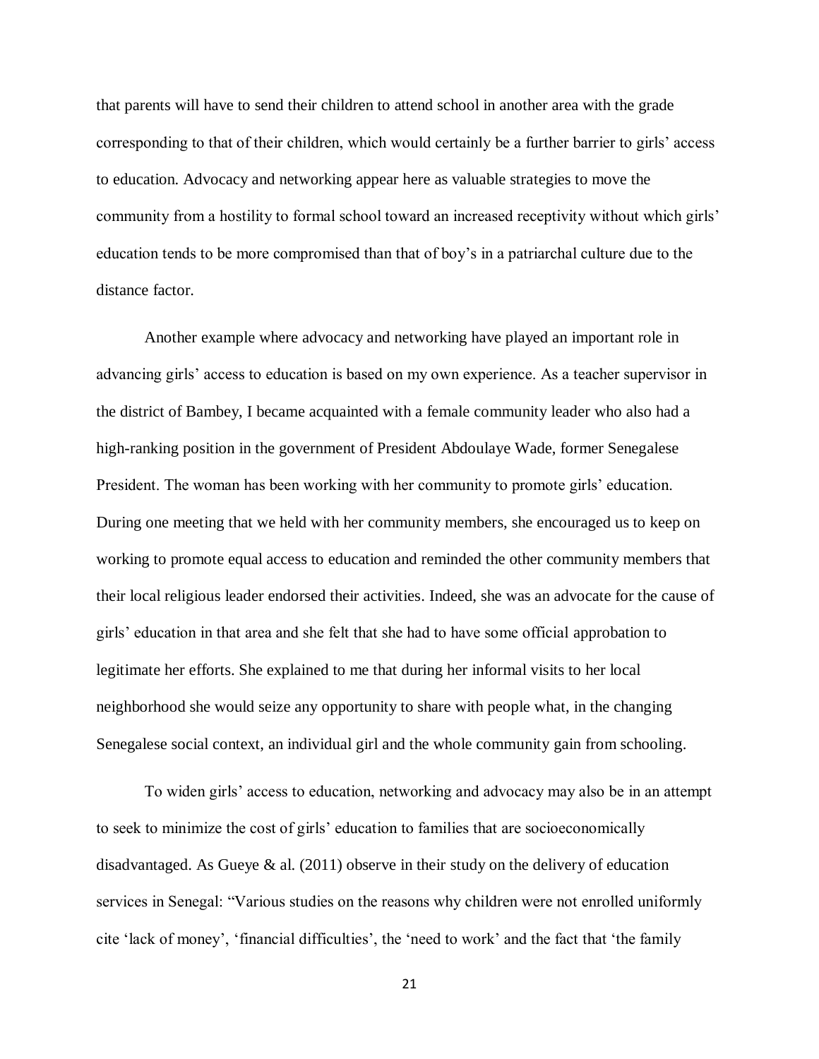that parents will have to send their children to attend school in another area with the grade corresponding to that of their children, which would certainly be a further barrier to girls' access to education. Advocacy and networking appear here as valuable strategies to move the community from a hostility to formal school toward an increased receptivity without which girls' education tends to be more compromised than that of boy's in a patriarchal culture due to the distance factor.

Another example where advocacy and networking have played an important role in advancing girls' access to education is based on my own experience. As a teacher supervisor in the district of Bambey, I became acquainted with a female community leader who also had a high-ranking position in the government of President Abdoulaye Wade, former Senegalese President. The woman has been working with her community to promote girls' education. During one meeting that we held with her community members, she encouraged us to keep on working to promote equal access to education and reminded the other community members that their local religious leader endorsed their activities. Indeed, she was an advocate for the cause of girls' education in that area and she felt that she had to have some official approbation to legitimate her efforts. She explained to me that during her informal visits to her local neighborhood she would seize any opportunity to share with people what, in the changing Senegalese social context, an individual girl and the whole community gain from schooling.

To widen girls' access to education, networking and advocacy may also be in an attempt to seek to minimize the cost of girls' education to families that are socioeconomically disadvantaged. As Gueye & al. (2011) observe in their study on the delivery of education services in Senegal: "Various studies on the reasons why children were not enrolled uniformly cite 'lack of money', 'financial difficulties', the 'need to work' and the fact that 'the family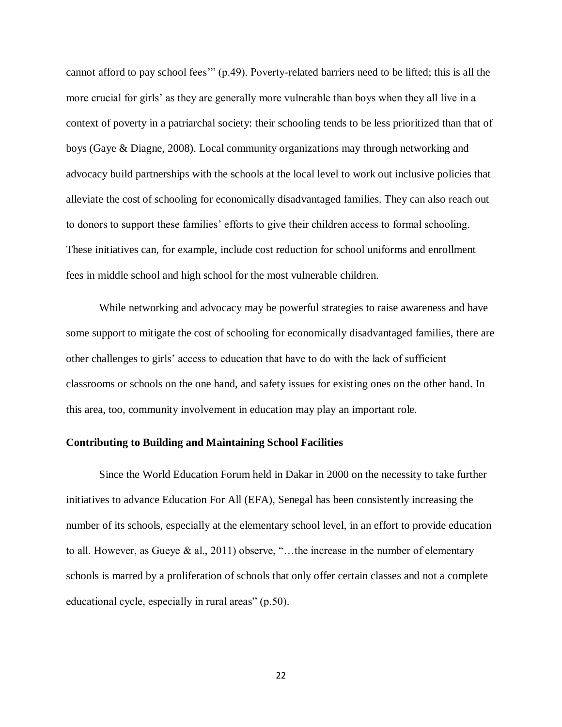cannot afford to pay school fees'" (p.49). Poverty-related barriers need to be lifted; this is all the more crucial for girls' as they are generally more vulnerable than boys when they all live in a context of poverty in a patriarchal society: their schooling tends to be less prioritized than that of boys (Gaye & Diagne, 2008). Local community organizations may through networking and advocacy build partnerships with the schools at the local level to work out inclusive policies that alleviate the cost of schooling for economically disadvantaged families. They can also reach out to donors to support these families' efforts to give their children access to formal schooling. These initiatives can, for example, include cost reduction for school uniforms and enrollment fees in middle school and high school for the most vulnerable children.

While networking and advocacy may be powerful strategies to raise awareness and have some support to mitigate the cost of schooling for economically disadvantaged families, there are other challenges to girls' access to education that have to do with the lack of sufficient classrooms or schools on the one hand, and safety issues for existing ones on the other hand. In this area, too, community involvement in education may play an important role.

**Contributing to Building and Maintaining School Facilities**

Since the World Education Forum held in Dakar in 2000 on the necessity to take further initiatives to advance Education For All (EFA), Senegal has been consistently increasing the number of its schools, especially at the elementary school level, in an effort to provide education to all. However, as Gueye & al., 2011) observe, "…the increase in the number of elementary schools is marred by a proliferation of schools that only offer certain classes and not a complete educational cycle, especially in rural areas" (p.50).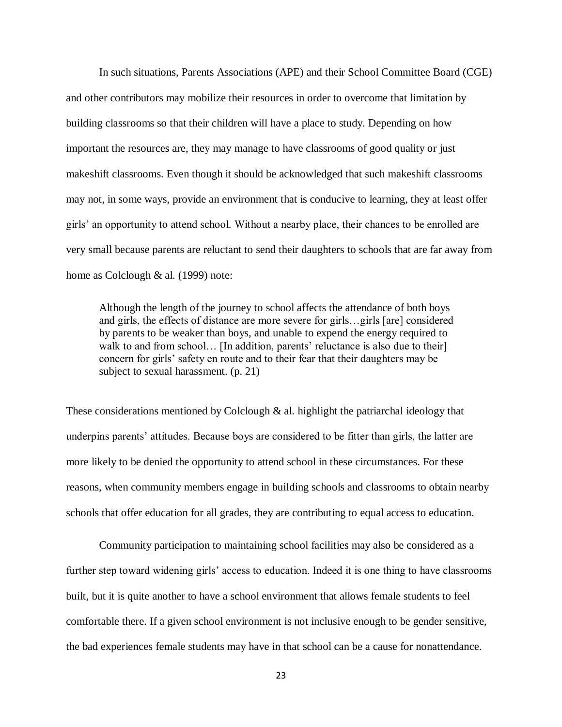In such situations, Parents Associations (APE) and their School Committee Board (CGE) and other contributors may mobilize their resources in order to overcome that limitation by building classrooms so that their children will have a place to study. Depending on how important the resources are, they may manage to have classrooms of good quality or just makeshift classrooms. Even though it should be acknowledged that such makeshift classrooms may not, in some ways, provide an environment that is conducive to learning, they at least offer girls' an opportunity to attend school. Without a nearby place, their chances to be enrolled are very small because parents are reluctant to send their daughters to schools that are far away from home as Colclough & al. (1999) note:

> Although the length of the journey to school affects the attendance of both boys and girls, the effects of distance are more severe for girls…girls [are] considered by parents to be weaker than boys, and unable to expend the energy required to walk to and from school… [In addition, parents' reluctance is also due to their] concern for girls' safety en route and to their fear that their daughters may be subject to sexual harassment. (p. 21)

These considerations mentioned by Colclough & al. highlight the patriarchal ideology that underpins parents' attitudes. Because boys are considered to be fitter than girls, the latter are more likely to be denied the opportunity to attend school in these circumstances. For these reasons, when community members engage in building schools and classrooms to obtain nearby schools that offer education for all grades, they are contributing to equal access to education.

Community participation to maintaining school facilities may also be considered as a further step toward widening girls' access to education. Indeed it is one thing to have classrooms built, but it is quite another to have a school environment that allows female students to feel comfortable there. If a given school environment is not inclusive enough to be gender sensitive, the bad experiences female students may have in that school can be a cause for nonattendance.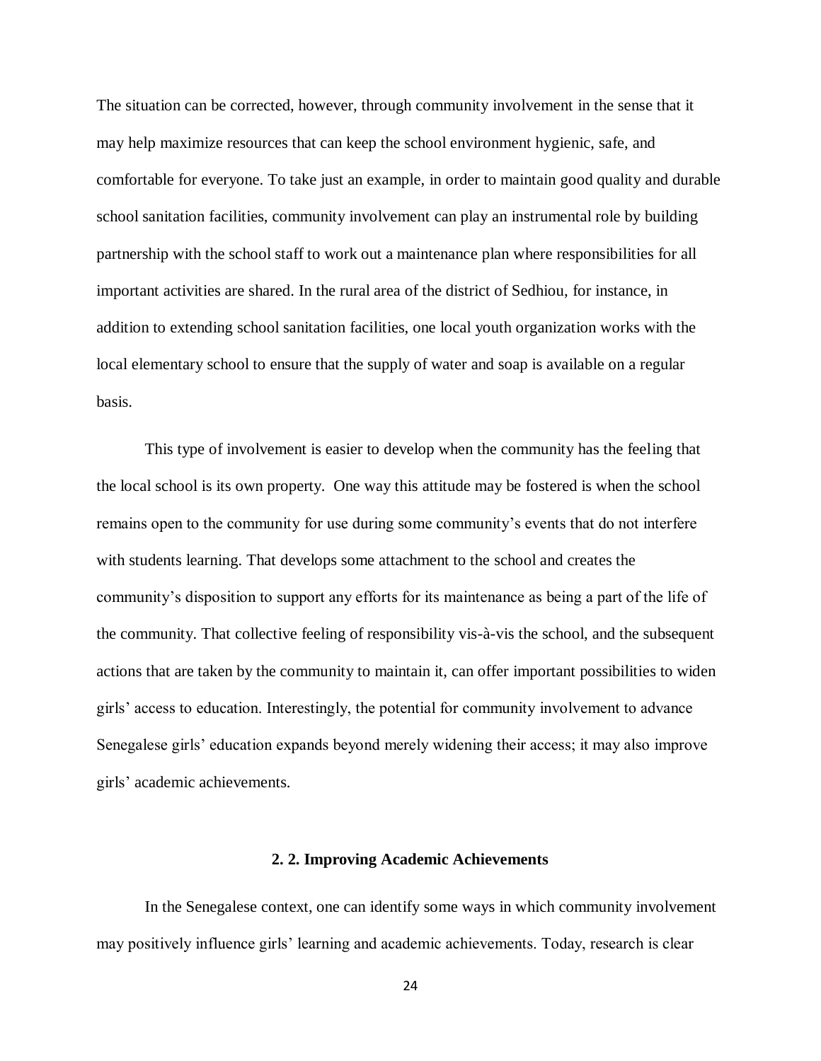The situation can be corrected, however, through community involvement in the sense that it may help maximize resources that can keep the school environment hygienic, safe, and comfortable for everyone. To take just an example, in order to maintain good quality and durable school sanitation facilities, community involvement can play an instrumental role by building partnership with the school staff to work out a maintenance plan where responsibilities for all important activities are shared. In the rural area of the district of Sedhiou, for instance, in addition to extending school sanitation facilities, one local youth organization works with the local elementary school to ensure that the supply of water and soap is available on a regular basis.

This type of involvement is easier to develop when the community has the feeling that the local school is its own property. One way this attitude may be fostered is when the school remains open to the community for use during some community's events that do not interfere with students learning. That develops some attachment to the school and creates the community's disposition to support any efforts for its maintenance as being a part of the life of the community. That collective feeling of responsibility vis-à-vis the school, and the subsequent actions that are taken by the community to maintain it, can offer important possibilities to widen girls' access to education. Interestingly, the potential for community involvement to advance Senegalese girls' education expands beyond merely widening their access; it may also improve girls' academic achievements.

### 2. 2. Improving Academic Achievements

In the Senegalese context, one can identify some ways in which community involvement may positively influence girls' learning and academic achievements. Today, research is clear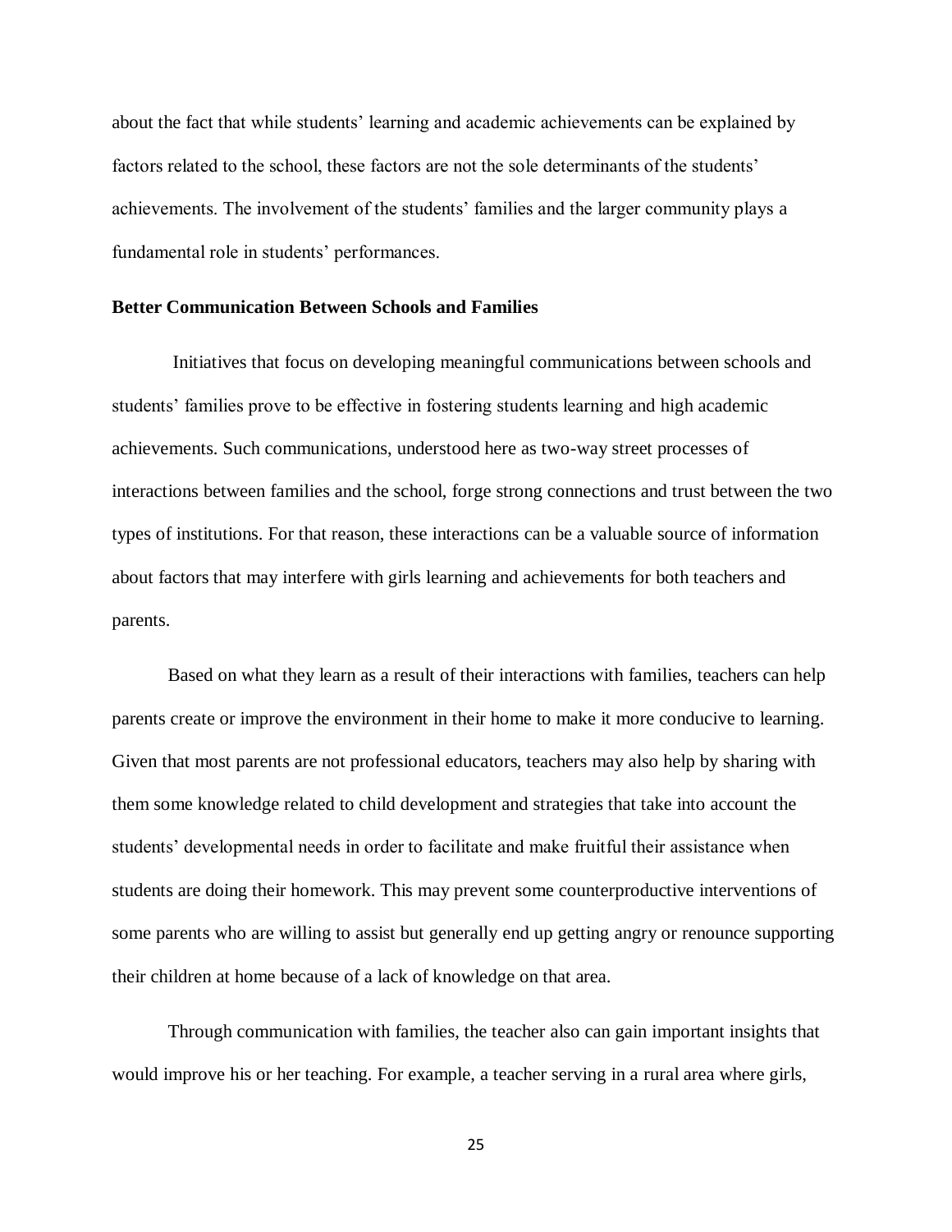about the fact that while students' learning and academic achievements can be explained by factors related to the school, these factors are not the sole determinants of the students' achievements. The involvement of the students' families and the larger community plays a fundamental role in students' performances.

**Better Communication Between Schools and Families**

Initiatives that focus on developing meaningful communications between schools and students' families prove to be effective in fostering students learning and high academic achievements. Such communications, understood here as two-way street processes of interactions between families and the school, forge strong connections and trust between the two types of institutions. For that reason, these interactions can be a valuable source of information about factors that may interfere with girls learning and achievements for both teachers and parents.

Based on what they learn as a result of their interactions with families, teachers can help parents create or improve the environment in their home to make it more conducive to learning. Given that most parents are not professional educators, teachers may also help by sharing with them some knowledge related to child development and strategies that take into account the students' developmental needs in order to facilitate and make fruitful their assistance when students are doing their homework. This may prevent some counterproductive interventions of some parents who are willing to assist but generally end up getting angry or renounce supporting their children at home because of a lack of knowledge on that area.

Through communication with families, the teacher also can gain important insights that would improve his or her teaching. For example, a teacher serving in a rural area where girls,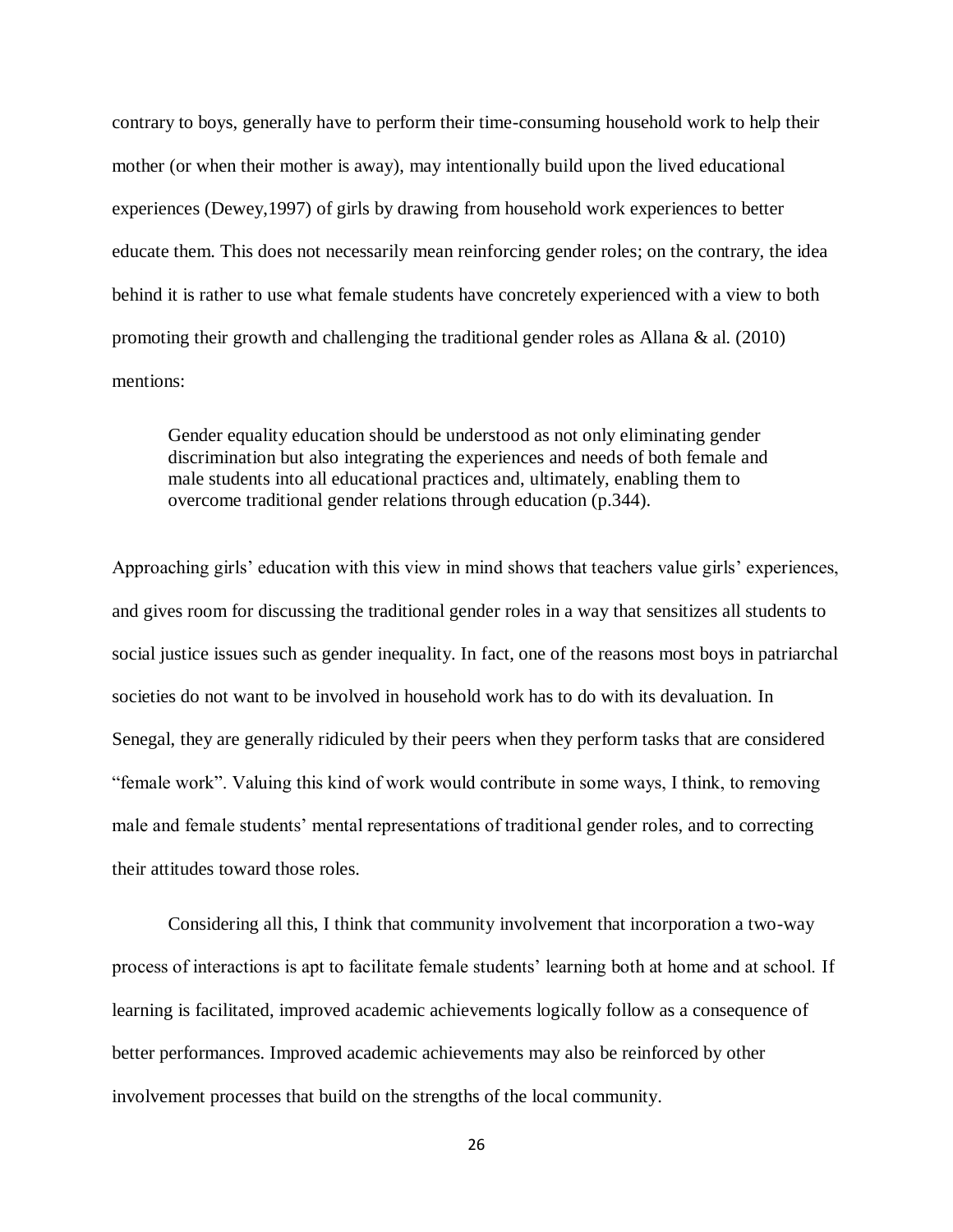contrary to boys, generally have to perform their time-consuming household work to help their mother (or when their mother is away), may intentionally build upon the lived educational experiences (Dewey,1997) of girls by drawing from household work experiences to better educate them. This does not necessarily mean reinforcing gender roles; on the contrary, the idea behind it is rather to use what female students have concretely experienced with a view to both promoting their growth and challenging the traditional gender roles as Allana & al. (2010) mentions:

> Gender equality education should be understood as not only eliminating gender discrimination but also integrating the experiences and needs of both female and male students into all educational practices and, ultimately, enabling them to overcome traditional gender relations through education (p.344).

Approaching girls' education with this view in mind shows that teachers value girls' experiences, and gives room for discussing the traditional gender roles in a way that sensitizes all students to social justice issues such as gender inequality. In fact, one of the reasons most boys in patriarchal societies do not want to be involved in household work has to do with its devaluation. In Senegal, they are generally ridiculed by their peers when they perform tasks that are considered "female work". Valuing this kind of work would contribute in some ways, I think, to removing male and female students' mental representations of traditional gender roles, and to correcting their attitudes toward those roles.

Considering all this, I think that community involvement that incorporation a two-way process of interactions is apt to facilitate female students' learning both at home and at school. If learning is facilitated, improved academic achievements logically follow as a consequence of better performances. Improved academic achievements may also be reinforced by other involvement processes that build on the strengths of the local community.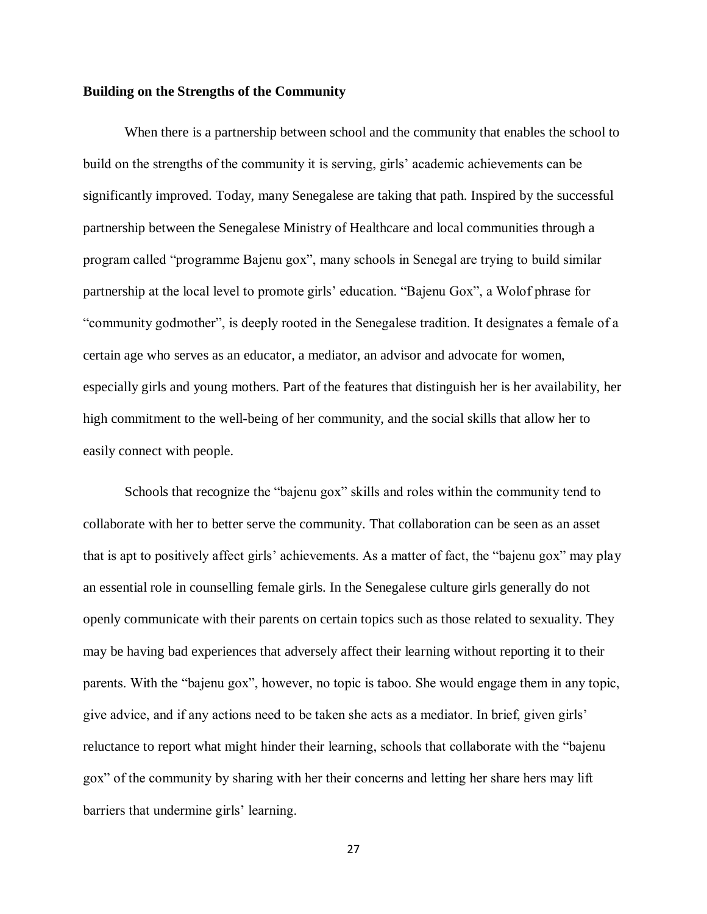**Building on the Strengths of the Community**

When there is a partnership between school and the community that enables the school to build on the strengths of the community it is serving, girls' academic achievements can be significantly improved. Today, many Senegalese are taking that path. Inspired by the successful partnership between the Senegalese Ministry of Healthcare and local communities through a program called "programme Bajenu gox", many schools in Senegal are trying to build similar partnership at the local level to promote girls' education. "Bajenu Gox", a Wolof phrase for "community godmother", is deeply rooted in the Senegalese tradition. It designates a female of a certain age who serves as an educator, a mediator, an advisor and advocate for women, especially girls and young mothers. Part of the features that distinguish her is her availability, her high commitment to the well-being of her community, and the social skills that allow her to easily connect with people.

Schools that recognize the "bajenu gox" skills and roles within the community tend to collaborate with her to better serve the community. That collaboration can be seen as an asset that is apt to positively affect girls' achievements. As a matter of fact, the "bajenu gox" may play an essential role in counselling female girls. In the Senegalese culture girls generally do not openly communicate with their parents on certain topics such as those related to sexuality. They may be having bad experiences that adversely affect their learning without reporting it to their parents. With the "bajenu gox", however, no topic is taboo. She would engage them in any topic, give advice, and if any actions need to be taken she acts as a mediator. In brief, given girls' reluctance to report what might hinder their learning, schools that collaborate with the "bajenu gox" of the community by sharing with her their concerns and letting her share hers may lift barriers that undermine girls' learning.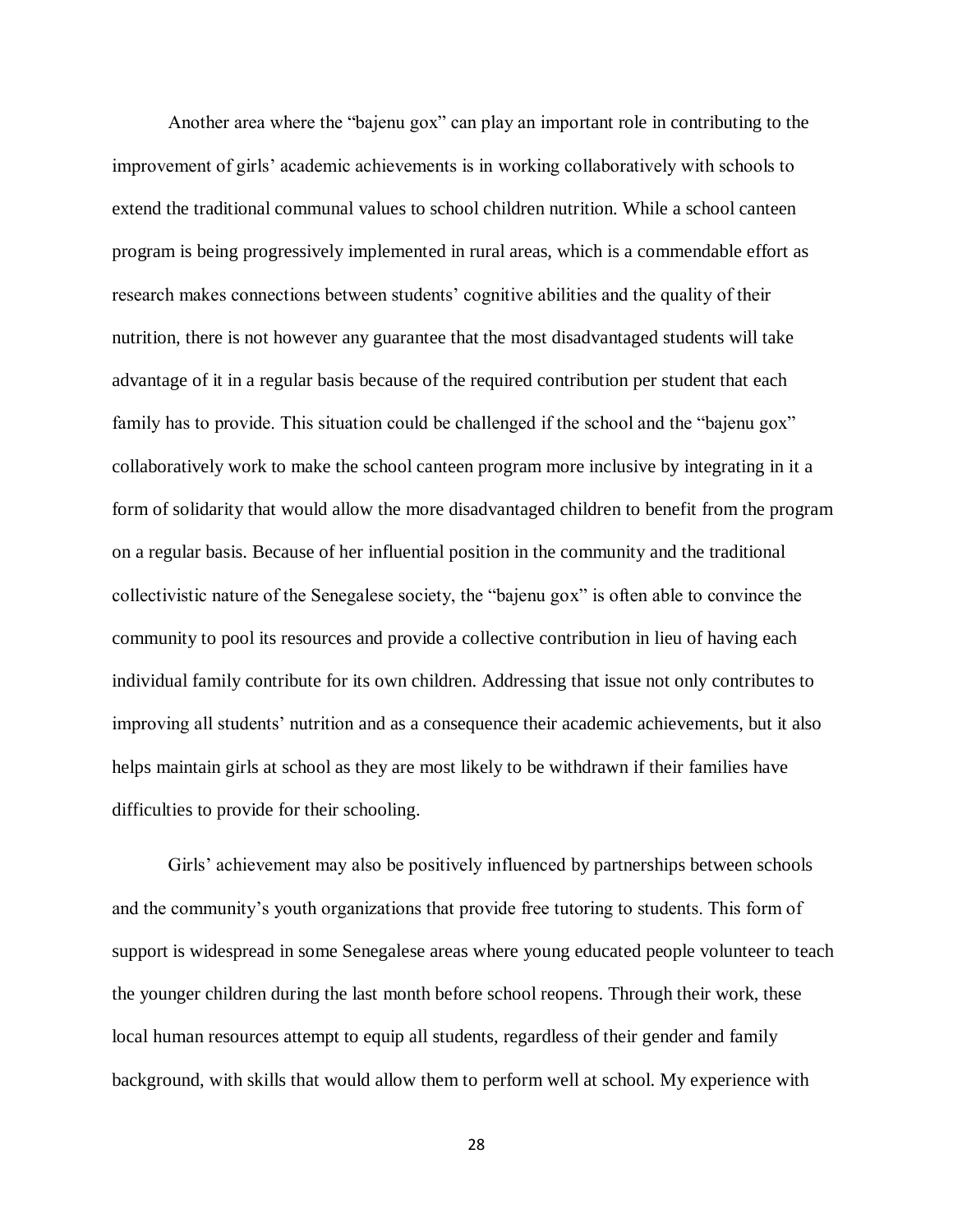Another area where the "bajenu gox" can play an important role in contributing to the improvement of girls' academic achievements is in working collaboratively with schools to extend the traditional communal values to school children nutrition. While a school canteen program is being progressively implemented in rural areas, which is a commendable effort as research makes connections between students' cognitive abilities and the quality of their nutrition, there is not however any guarantee that the most disadvantaged students will take advantage of it in a regular basis because of the required contribution per student that each family has to provide. This situation could be challenged if the school and the "bajenu gox" collaboratively work to make the school canteen program more inclusive by integrating in it a form of solidarity that would allow the more disadvantaged children to benefit from the program on a regular basis. Because of her influential position in the community and the traditional collectivistic nature of the Senegalese society, the "bajenu gox" is often able to convince the community to pool its resources and provide a collective contribution in lieu of having each individual family contribute for its own children. Addressing that issue not only contributes to improving all students' nutrition and as a consequence their academic achievements, but it also helps maintain girls at school as they are most likely to be withdrawn if their families have difficulties to provide for their schooling.

Girls' achievement may also be positively influenced by partnerships between schools and the community's youth organizations that provide free tutoring to students. This form of support is widespread in some Senegalese areas where young educated people volunteer to teach the younger children during the last month before school reopens. Through their work, these local human resources attempt to equip all students, regardless of their gender and family background, with skills that would allow them to perform well at school. My experience with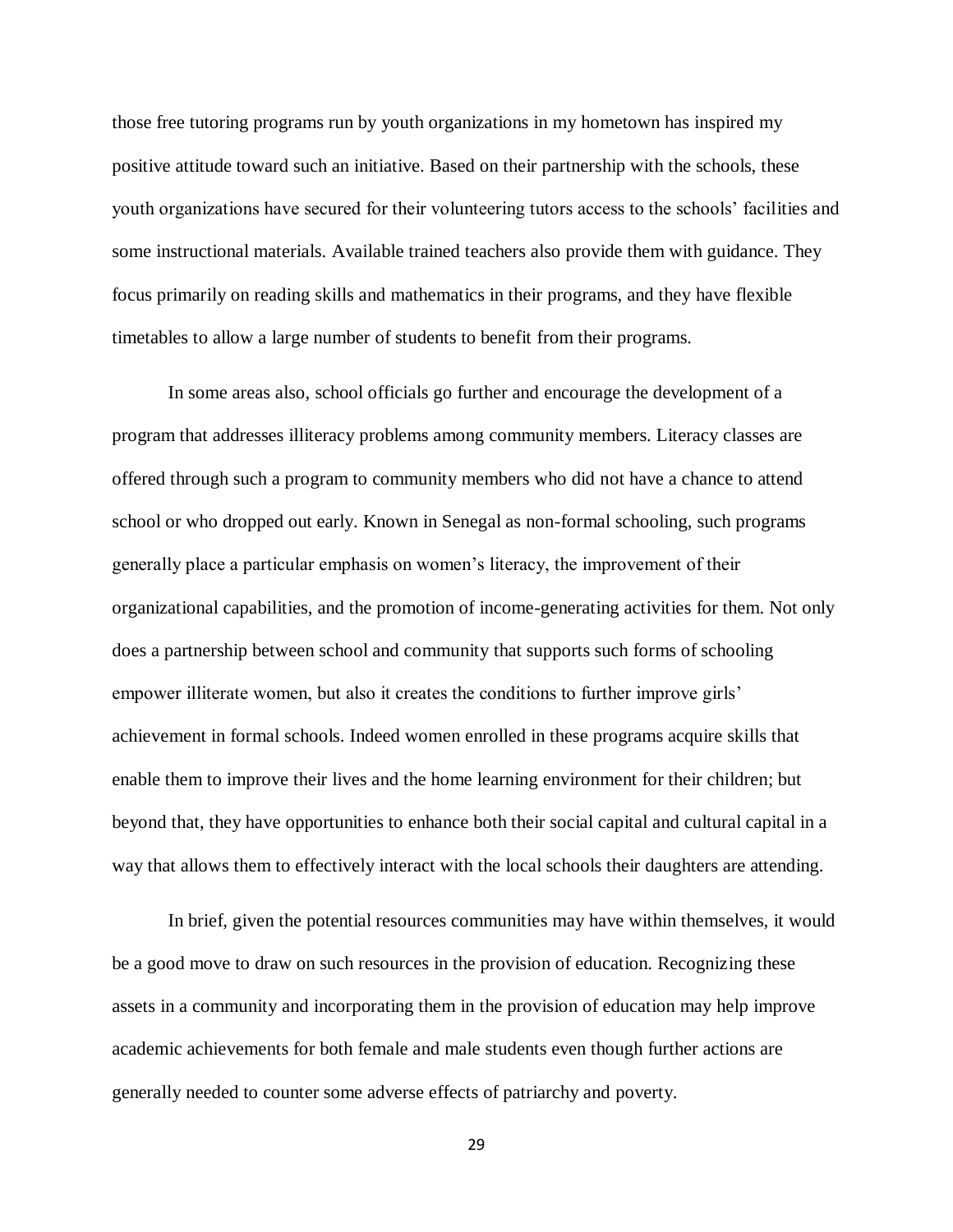those free tutoring programs run by youth organizations in my hometown has inspired my positive attitude toward such an initiative. Based on their partnership with the schools, these youth organizations have secured for their volunteering tutors access to the schools' facilities and some instructional materials. Available trained teachers also provide them with guidance. They focus primarily on reading skills and mathematics in their programs, and they have flexible timetables to allow a large number of students to benefit from their programs.

In some areas also, school officials go further and encourage the development of a program that addresses illiteracy problems among community members. Literacy classes are offered through such a program to community members who did not have a chance to attend school or who dropped out early. Known in Senegal as non-formal schooling, such programs generally place a particular emphasis on women's literacy, the improvement of their organizational capabilities, and the promotion of income-generating activities for them. Not only does a partnership between school and community that supports such forms of schooling empower illiterate women, but also it creates the conditions to further improve girls' achievement in formal schools. Indeed women enrolled in these programs acquire skills that enable them to improve their lives and the home learning environment for their children; but beyond that, they have opportunities to enhance both their social capital and cultural capital in a way that allows them to effectively interact with the local schools their daughters are attending.

In brief, given the potential resources communities may have within themselves, it would be a good move to draw on such resources in the provision of education. Recognizing these assets in a community and incorporating them in the provision of education may help improve academic achievements for both female and male students even though further actions are generally needed to counter some adverse effects of patriarchy and poverty.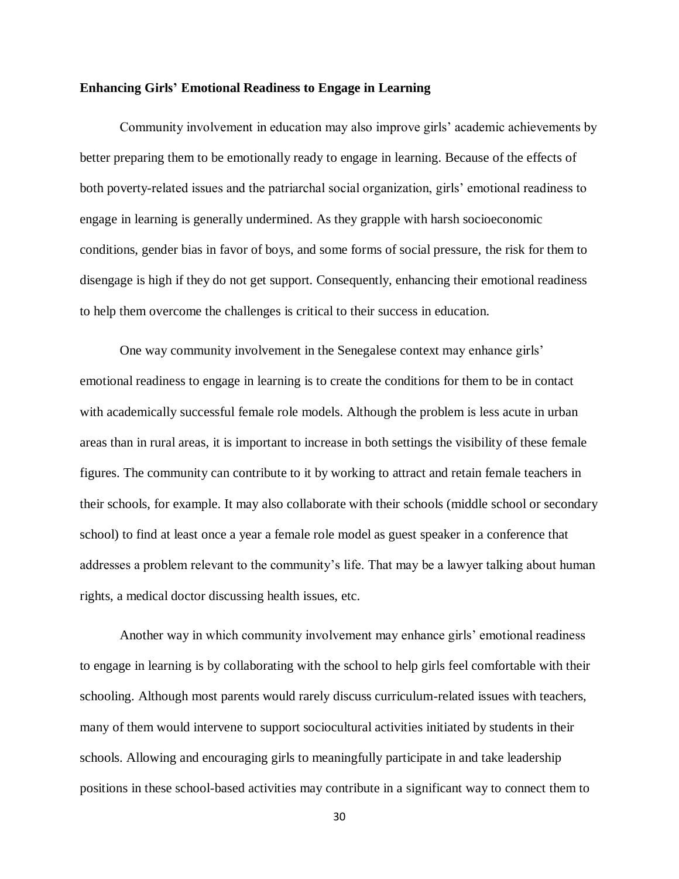**Enhancing Girls' Emotional Readiness to Engage in Learning**

Community involvement in education may also improve girls' academic achievements by better preparing them to be emotionally ready to engage in learning. Because of the effects of both poverty-related issues and the patriarchal social organization, girls' emotional readiness to engage in learning is generally undermined. As they grapple with harsh socioeconomic conditions, gender bias in favor of boys, and some forms of social pressure, the risk for them to disengage is high if they do not get support. Consequently, enhancing their emotional readiness to help them overcome the challenges is critical to their success in education.

One way community involvement in the Senegalese context may enhance girls' emotional readiness to engage in learning is to create the conditions for them to be in contact with academically successful female role models. Although the problem is less acute in urban areas than in rural areas, it is important to increase in both settings the visibility of these female figures. The community can contribute to it by working to attract and retain female teachers in their schools, for example. It may also collaborate with their schools (middle school or secondary school) to find at least once a year a female role model as guest speaker in a conference that addresses a problem relevant to the community's life. That may be a lawyer talking about human rights, a medical doctor discussing health issues, etc.

Another way in which community involvement may enhance girls' emotional readiness to engage in learning is by collaborating with the school to help girls feel comfortable with their schooling. Although most parents would rarely discuss curriculum-related issues with teachers, many of them would intervene to support sociocultural activities initiated by students in their schools. Allowing and encouraging girls to meaningfully participate in and take leadership positions in these school-based activities may contribute in a significant way to connect them to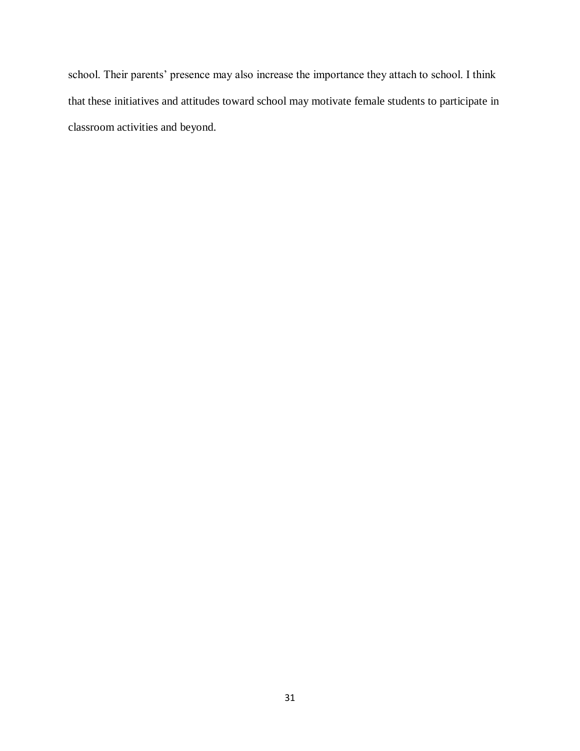school. Their parents' presence may also increase the importance they attach to school. I think that these initiatives and attitudes toward school may motivate female students to participate in classroom activities and beyond.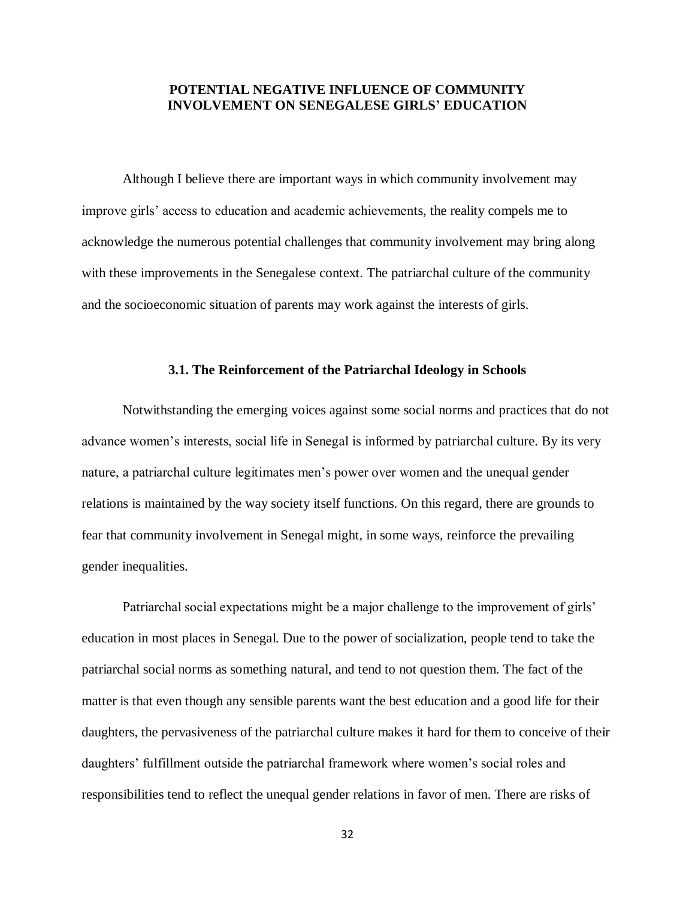## POTENTIAL NEGATIVE INFLUENCE OF COMMUNITY INVOLVEMENT ON SENEGALESE GIRLS' EDUCATION

Although I believe there are important ways in which community involvement may improve girls' access to education and academic achievements, the reality compels me to acknowledge the numerous potential challenges that community involvement may bring along with these improvements in the Senegalese context. The patriarchal culture of the community and the socioeconomic situation of parents may work against the interests of girls.

### 3.1. The Reinforcement of the Patriarchal Ideology in Schools

Notwithstanding the emerging voices against some social norms and practices that do not advance women's interests, social life in Senegal is informed by patriarchal culture. By its very nature, a patriarchal culture legitimates men's power over women and the unequal gender relations is maintained by the way society itself functions. On this regard, there are grounds to fear that community involvement in Senegal might, in some ways, reinforce the prevailing gender inequalities.

Patriarchal social expectations might be a major challenge to the improvement of girls' education in most places in Senegal. Due to the power of socialization, people tend to take the patriarchal social norms as something natural, and tend to not question them. The fact of the matter is that even though any sensible parents want the best education and a good life for their daughters, the pervasiveness of the patriarchal culture makes it hard for them to conceive of their daughters' fulfillment outside the patriarchal framework where women's social roles and responsibilities tend to reflect the unequal gender relations in favor of men. There are risks of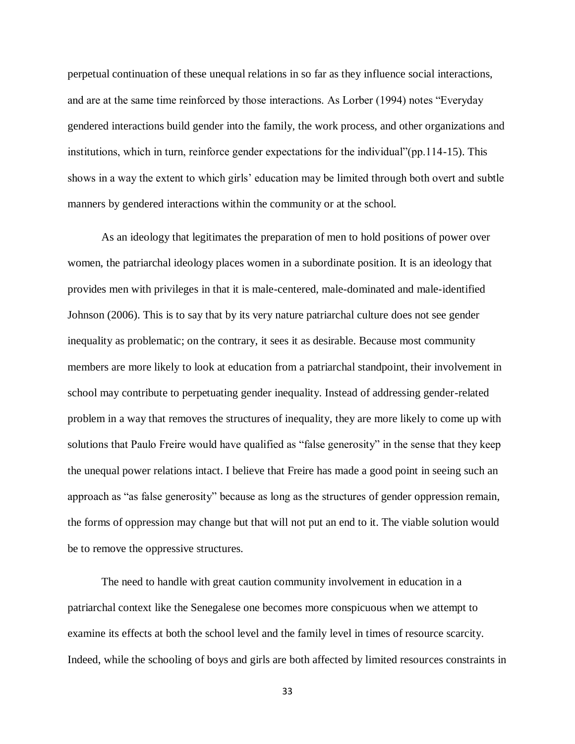perpetual continuation of these unequal relations in so far as they influence social interactions, and are at the same time reinforced by those interactions. As Lorber (1994) notes "Everyday gendered interactions build gender into the family, the work process, and other organizations and institutions, which in turn, reinforce gender expectations for the individual"(pp.114-15). This shows in a way the extent to which girls' education may be limited through both overt and subtle manners by gendered interactions within the community or at the school.

As an ideology that legitimates the preparation of men to hold positions of power over women, the patriarchal ideology places women in a subordinate position. It is an ideology that provides men with privileges in that it is male-centered, male-dominated and male-identified Johnson (2006). This is to say that by its very nature patriarchal culture does not see gender inequality as problematic; on the contrary, it sees it as desirable. Because most community members are more likely to look at education from a patriarchal standpoint, their involvement in school may contribute to perpetuating gender inequality. Instead of addressing gender-related problem in a way that removes the structures of inequality, they are more likely to come up with solutions that Paulo Freire would have qualified as "false generosity" in the sense that they keep the unequal power relations intact. I believe that Freire has made a good point in seeing such an approach as "as false generosity" because as long as the structures of gender oppression remain, the forms of oppression may change but that will not put an end to it. The viable solution would be to remove the oppressive structures.

The need to handle with great caution community involvement in education in a patriarchal context like the Senegalese one becomes more conspicuous when we attempt to examine its effects at both the school level and the family level in times of resource scarcity. Indeed, while the schooling of boys and girls are both affected by limited resources constraints in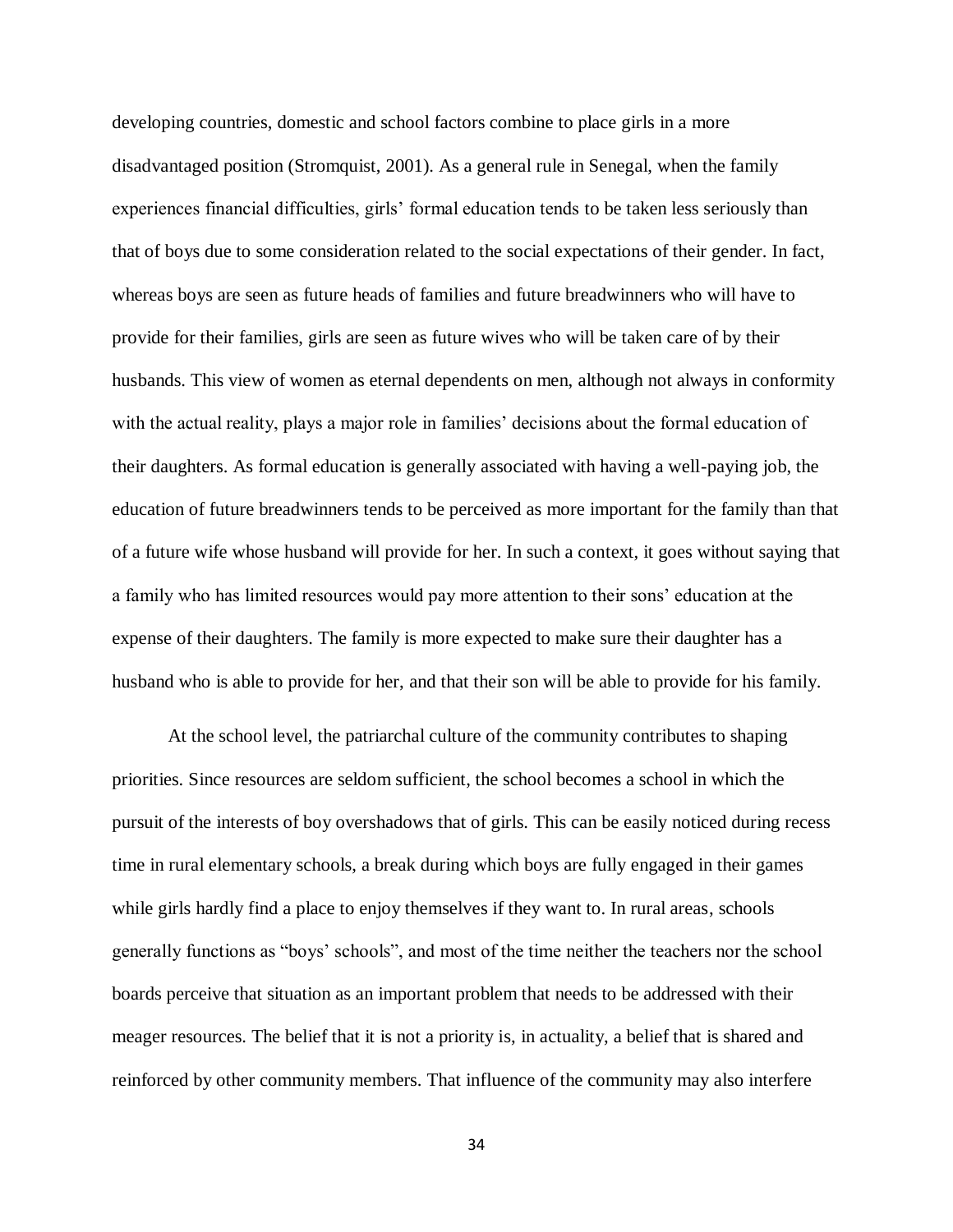developing countries, domestic and school factors combine to place girls in a more disadvantaged position (Stromquist, 2001). As a general rule in Senegal, when the family experiences financial difficulties, girls' formal education tends to be taken less seriously than that of boys due to some consideration related to the social expectations of their gender. In fact, whereas boys are seen as future heads of families and future breadwinners who will have to provide for their families, girls are seen as future wives who will be taken care of by their husbands. This view of women as eternal dependents on men, although not always in conformity with the actual reality, plays a major role in families' decisions about the formal education of their daughters. As formal education is generally associated with having a well-paying job, the education of future breadwinners tends to be perceived as more important for the family than that of a future wife whose husband will provide for her. In such a context, it goes without saying that a family who has limited resources would pay more attention to their sons' education at the expense of their daughters. The family is more expected to make sure their daughter has a husband who is able to provide for her, and that their son will be able to provide for his family.

At the school level, the patriarchal culture of the community contributes to shaping priorities. Since resources are seldom sufficient, the school becomes a school in which the pursuit of the interests of boy overshadows that of girls. This can be easily noticed during recess time in rural elementary schools, a break during which boys are fully engaged in their games while girls hardly find a place to enjoy themselves if they want to. In rural areas, schools generally functions as "boys' schools", and most of the time neither the teachers nor the school boards perceive that situation as an important problem that needs to be addressed with their meager resources. The belief that it is not a priority is, in actuality, a belief that is shared and reinforced by other community members. That influence of the community may also interfere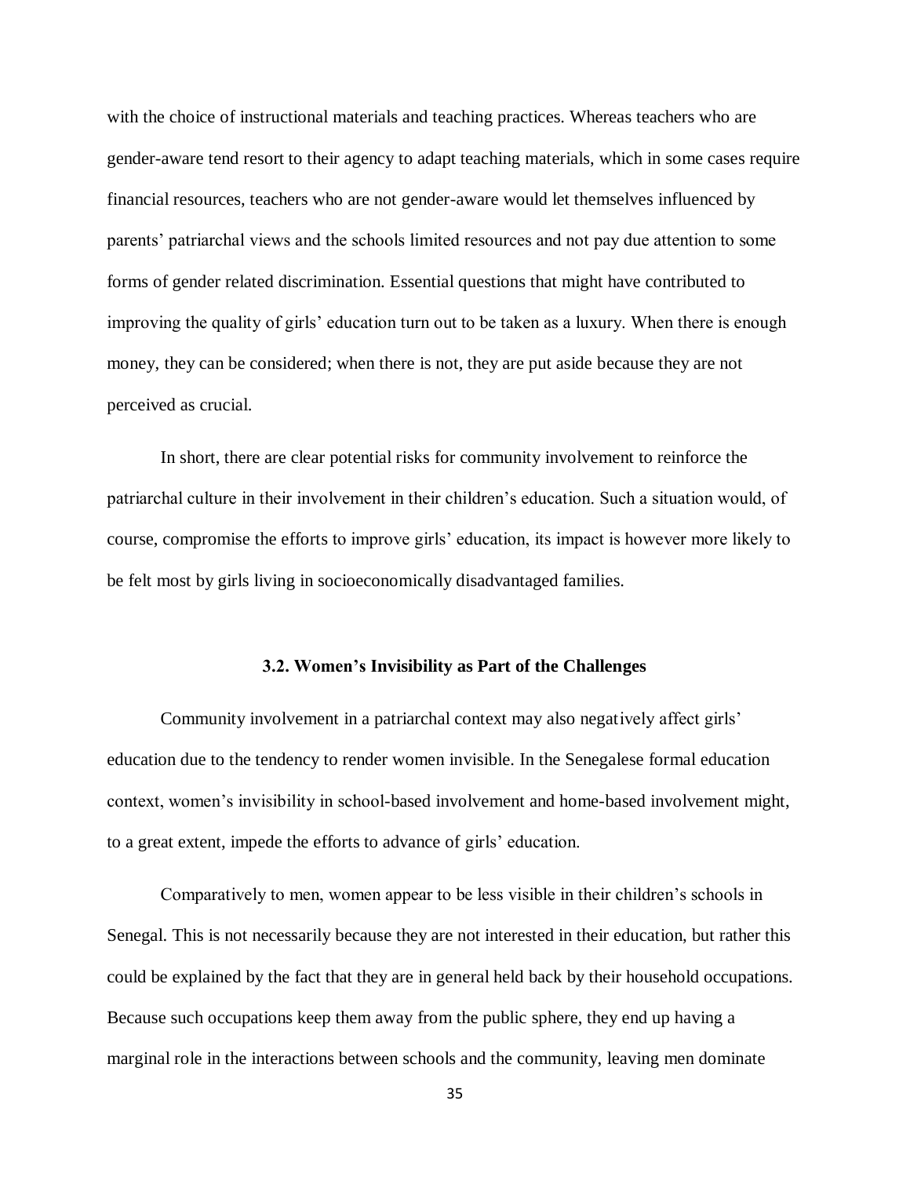with the choice of instructional materials and teaching practices. Whereas teachers who are gender-aware tend resort to their agency to adapt teaching materials, which in some cases require financial resources, teachers who are not gender-aware would let themselves influenced by parents' patriarchal views and the schools limited resources and not pay due attention to some forms of gender related discrimination. Essential questions that might have contributed to improving the quality of girls' education turn out to be taken as a luxury. When there is enough money, they can be considered; when there is not, they are put aside because they are not perceived as crucial.

In short, there are clear potential risks for community involvement to reinforce the patriarchal culture in their involvement in their children's education. Such a situation would, of course, compromise the efforts to improve girls' education, its impact is however more likely to be felt most by girls living in socioeconomically disadvantaged families.

### 3.2. Women's Invisibility as Part of the Challenges

Community involvement in a patriarchal context may also negatively affect girls' education due to the tendency to render women invisible. In the Senegalese formal education context, women's invisibility in school-based involvement and home-based involvement might, to a great extent, impede the efforts to advance of girls' education.

Comparatively to men, women appear to be less visible in their children's schools in Senegal. This is not necessarily because they are not interested in their education, but rather this could be explained by the fact that they are in general held back by their household occupations. Because such occupations keep them away from the public sphere, they end up having a marginal role in the interactions between schools and the community, leaving men dominate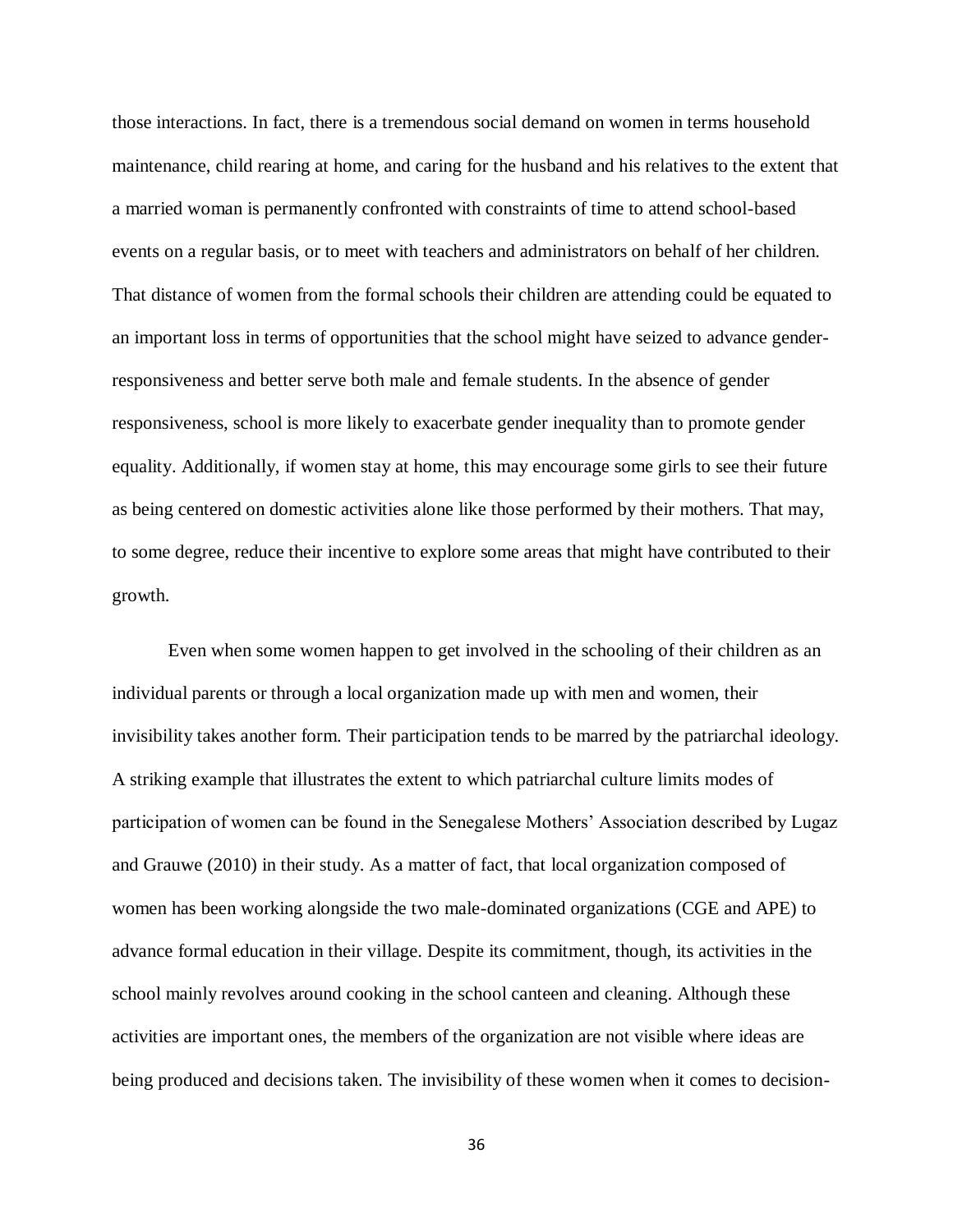those interactions. In fact, there is a tremendous social demand on women in terms household maintenance, child rearing at home, and caring for the husband and his relatives to the extent that a married woman is permanently confronted with constraints of time to attend school-based events on a regular basis, or to meet with teachers and administrators on behalf of her children. That distance of women from the formal schools their children are attending could be equated to an important loss in terms of opportunities that the school might have seized to advance gender-responsiveness and better serve both male and female students. In the absence of gender responsiveness, school is more likely to exacerbate gender inequality than to promote gender equality. Additionally, if women stay at home, this may encourage some girls to see their future as being centered on domestic activities alone like those performed by their mothers. That may, to some degree, reduce their incentive to explore some areas that might have contributed to their growth.

Even when some women happen to get involved in the schooling of their children as an individual parents or through a local organization made up with men and women, their invisibility takes another form. Their participation tends to be marred by the patriarchal ideology. A striking example that illustrates the extent to which patriarchal culture limits modes of participation of women can be found in the Senegalese Mothers' Association described by Lugaz and Grauwe (2010) in their study. As a matter of fact, that local organization composed of women has been working alongside the two male-dominated organizations (CGE and APE) to advance formal education in their village. Despite its commitment, though, its activities in the school mainly revolves around cooking in the school canteen and cleaning. Although these activities are important ones, the members of the organization are not visible where ideas are being produced and decisions taken. The invisibility of these women when it comes to decision-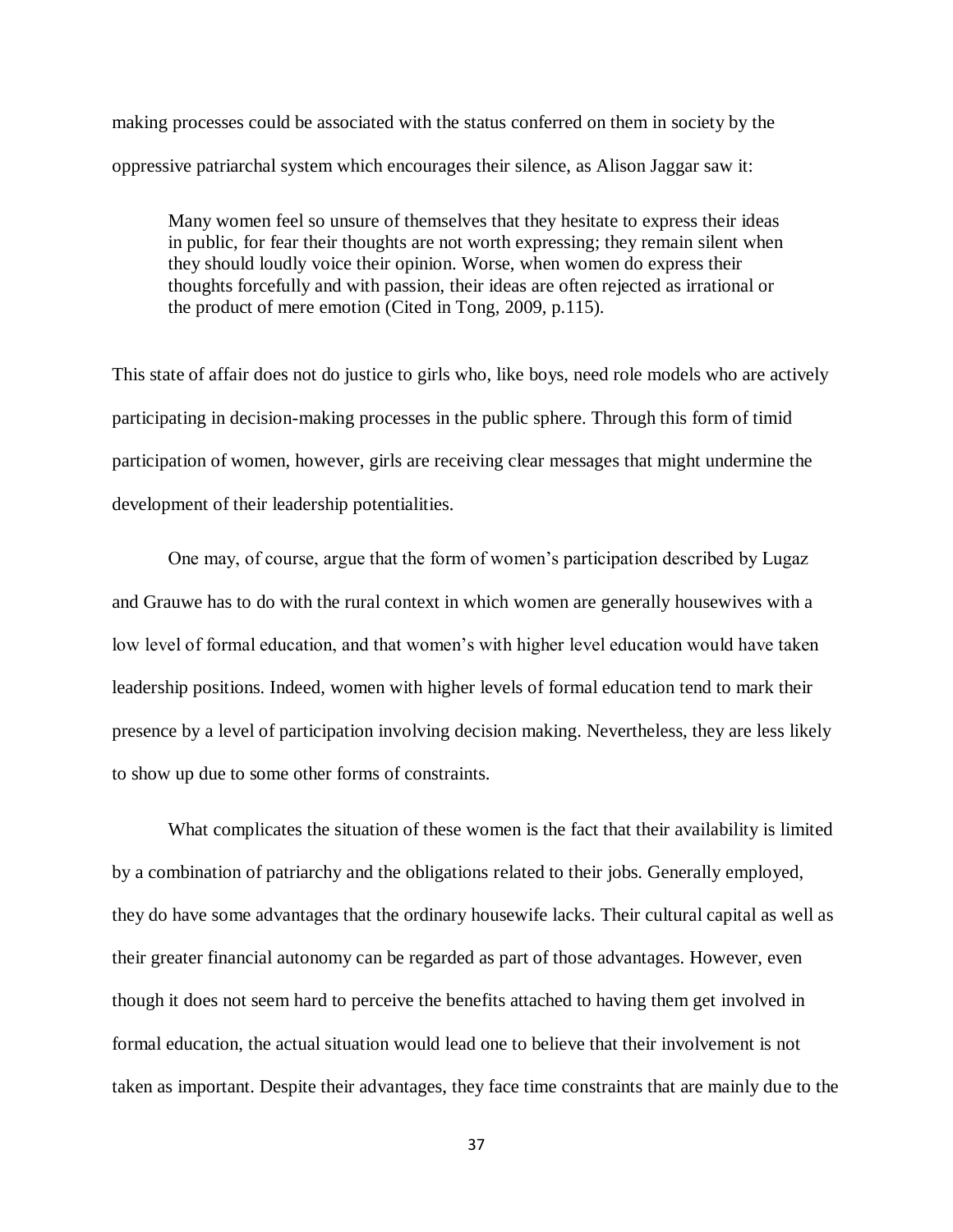making processes could be associated with the status conferred on them in society by the oppressive patriarchal system which encourages their silence, as Alison Jaggar saw it:

> Many women feel so unsure of themselves that they hesitate to express their ideas in public, for fear their thoughts are not worth expressing; they remain silent when they should loudly voice their opinion. Worse, when women do express their thoughts forcefully and with passion, their ideas are often rejected as irrational or the product of mere emotion (Cited in Tong, 2009, p.115).

This state of affair does not do justice to girls who, like boys, need role models who are actively participating in decision-making processes in the public sphere. Through this form of timid participation of women, however, girls are receiving clear messages that might undermine the development of their leadership potentialities.

One may, of course, argue that the form of women's participation described by Lugaz and Grauwe has to do with the rural context in which women are generally housewives with a low level of formal education, and that women's with higher level education would have taken leadership positions. Indeed, women with higher levels of formal education tend to mark their presence by a level of participation involving decision making. Nevertheless, they are less likely to show up due to some other forms of constraints.

What complicates the situation of these women is the fact that their availability is limited by a combination of patriarchy and the obligations related to their jobs. Generally employed, they do have some advantages that the ordinary housewife lacks. Their cultural capital as well as their greater financial autonomy can be regarded as part of those advantages. However, even though it does not seem hard to perceive the benefits attached to having them get involved in formal education, the actual situation would lead one to believe that their involvement is not taken as important. Despite their advantages, they face time constraints that are mainly due to the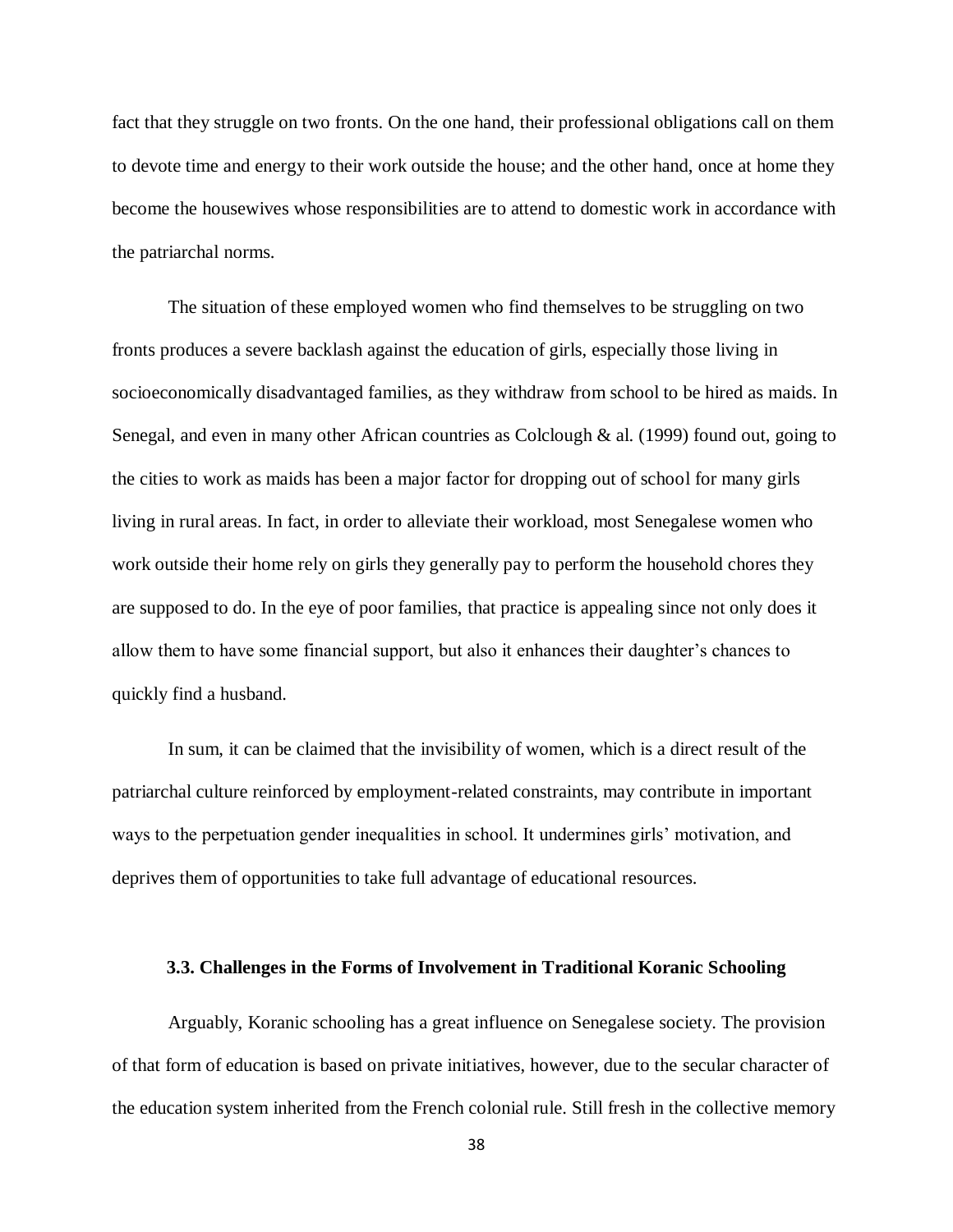fact that they struggle on two fronts. On the one hand, their professional obligations call on them to devote time and energy to their work outside the house; and the other hand, once at home they become the housewives whose responsibilities are to attend to domestic work in accordance with the patriarchal norms.

The situation of these employed women who find themselves to be struggling on two fronts produces a severe backlash against the education of girls, especially those living in socioeconomically disadvantaged families, as they withdraw from school to be hired as maids. In Senegal, and even in many other African countries as Colclough & al. (1999) found out, going to the cities to work as maids has been a major factor for dropping out of school for many girls living in rural areas. In fact, in order to alleviate their workload, most Senegalese women who work outside their home rely on girls they generally pay to perform the household chores they are supposed to do. In the eye of poor families, that practice is appealing since not only does it allow them to have some financial support, but also it enhances their daughter's chances to quickly find a husband.

In sum, it can be claimed that the invisibility of women, which is a direct result of the patriarchal culture reinforced by employment-related constraints, may contribute in important ways to the perpetuation gender inequalities in school. It undermines girls' motivation, and deprives them of opportunities to take full advantage of educational resources.

### 3.3. Challenges in the Forms of Involvement in Traditional Koranic Schooling

Arguably, Koranic schooling has a great influence on Senegalese society. The provision of that form of education is based on private initiatives, however, due to the secular character of the education system inherited from the French colonial rule. Still fresh in the collective memory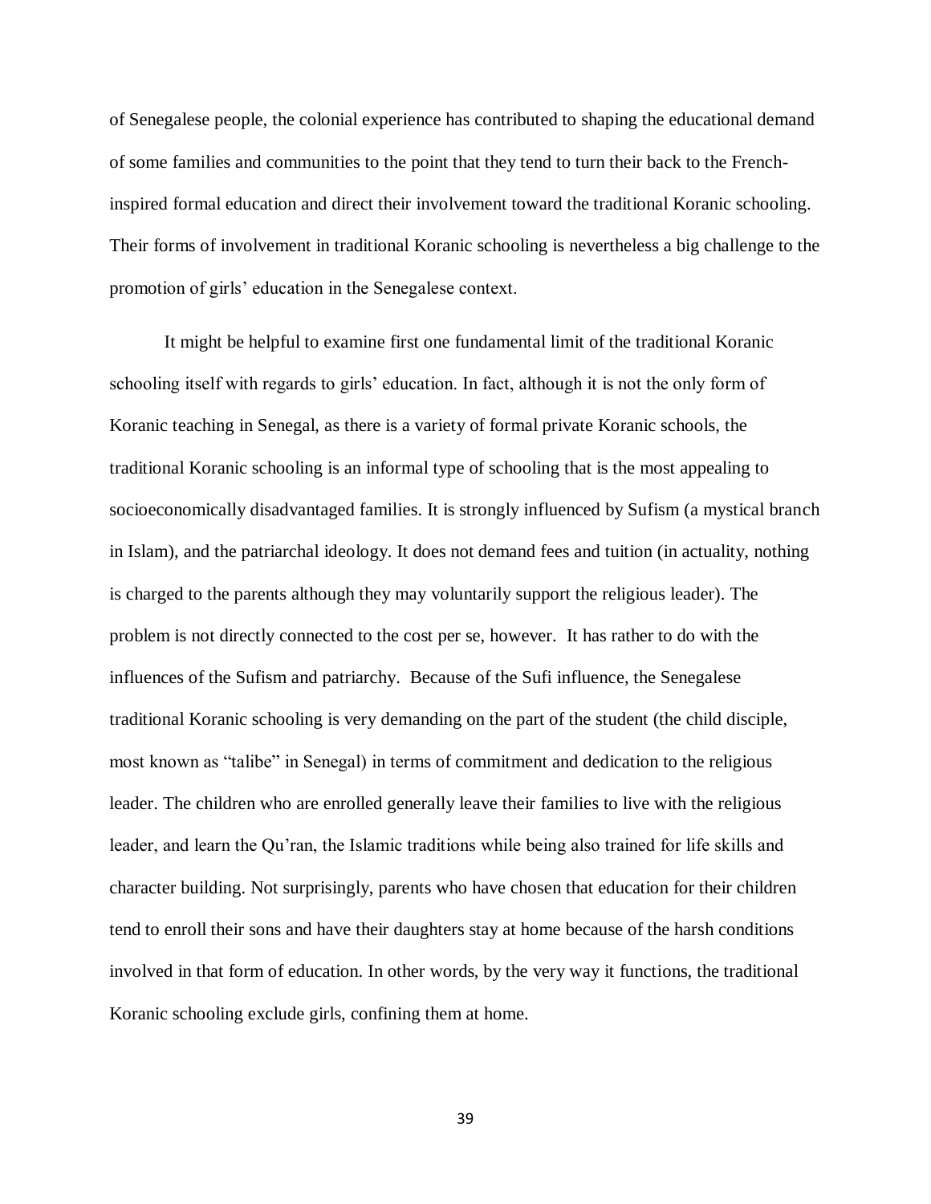of Senegalese people, the colonial experience has contributed to shaping the educational demand of some families and communities to the point that they tend to turn their back to the French-inspired formal education and direct their involvement toward the traditional Koranic schooling. Their forms of involvement in traditional Koranic schooling is nevertheless a big challenge to the promotion of girls' education in the Senegalese context.

It might be helpful to examine first one fundamental limit of the traditional Koranic schooling itself with regards to girls' education. In fact, although it is not the only form of Koranic teaching in Senegal, as there is a variety of formal private Koranic schools, the traditional Koranic schooling is an informal type of schooling that is the most appealing to socioeconomically disadvantaged families. It is strongly influenced by Sufism (a mystical branch in Islam), and the patriarchal ideology. It does not demand fees and tuition (in actuality, nothing is charged to the parents although they may voluntarily support the religious leader). The problem is not directly connected to the cost per se, however. It has rather to do with the influences of the Sufism and patriarchy. Because of the Sufi influence, the Senegalese traditional Koranic schooling is very demanding on the part of the student (the child disciple, most known as "talibe" in Senegal) in terms of commitment and dedication to the religious leader. The children who are enrolled generally leave their families to live with the religious leader, and learn the Qu'ran, the Islamic traditions while being also trained for life skills and character building. Not surprisingly, parents who have chosen that education for their children tend to enroll their sons and have their daughters stay at home because of the harsh conditions involved in that form of education. In other words, by the very way it functions, the traditional Koranic schooling exclude girls, confining them at home.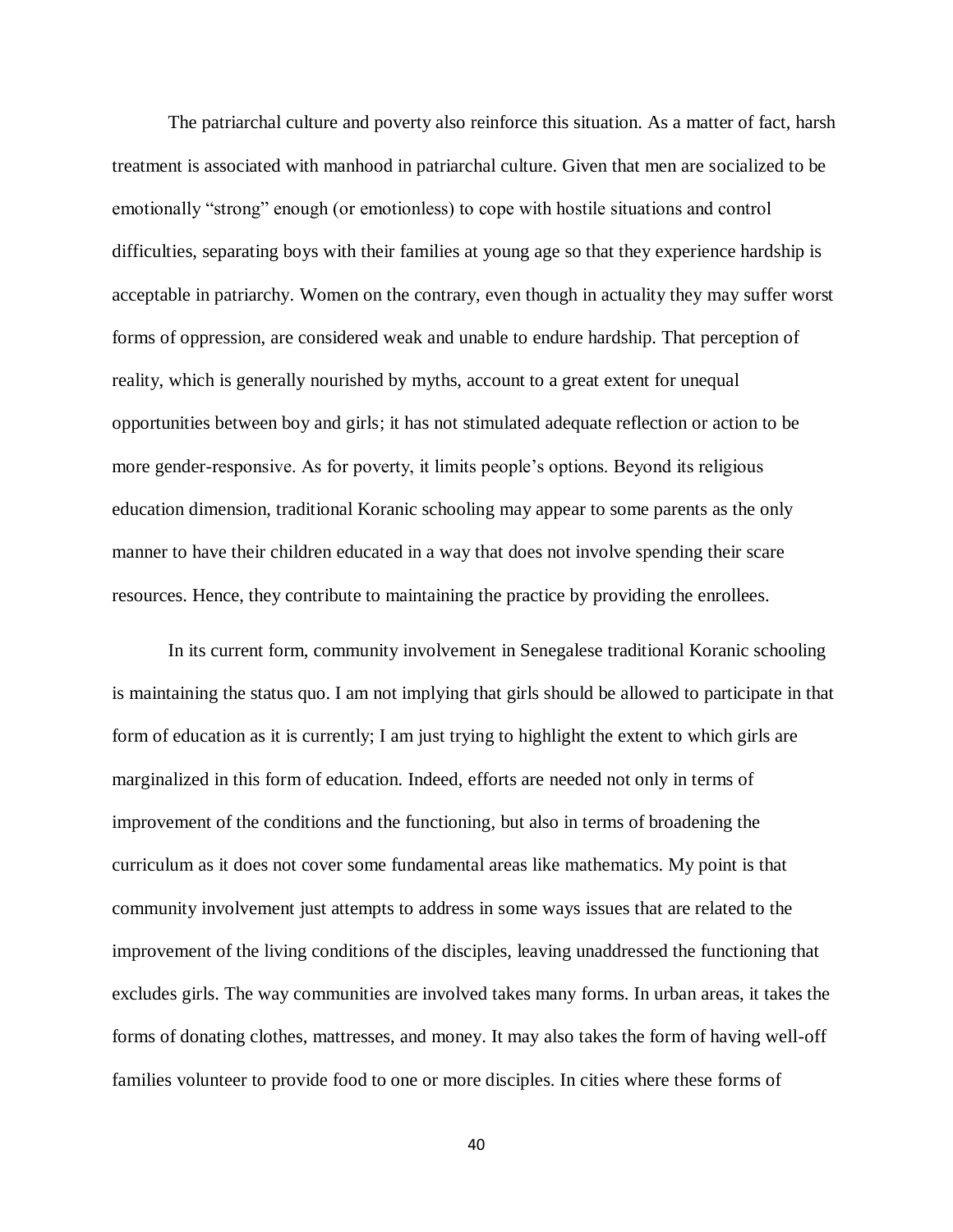The patriarchal culture and poverty also reinforce this situation. As a matter of fact, harsh treatment is associated with manhood in patriarchal culture. Given that men are socialized to be emotionally "strong" enough (or emotionless) to cope with hostile situations and control difficulties, separating boys with their families at young age so that they experience hardship is acceptable in patriarchy. Women on the contrary, even though in actuality they may suffer worst forms of oppression, are considered weak and unable to endure hardship. That perception of reality, which is generally nourished by myths, account to a great extent for unequal opportunities between boy and girls; it has not stimulated adequate reflection or action to be more gender-responsive. As for poverty, it limits people's options. Beyond its religious education dimension, traditional Koranic schooling may appear to some parents as the only manner to have their children educated in a way that does not involve spending their scare resources. Hence, they contribute to maintaining the practice by providing the enrollees.

In its current form, community involvement in Senegalese traditional Koranic schooling is maintaining the status quo. I am not implying that girls should be allowed to participate in that form of education as it is currently; I am just trying to highlight the extent to which girls are marginalized in this form of education. Indeed, efforts are needed not only in terms of improvement of the conditions and the functioning, but also in terms of broadening the curriculum as it does not cover some fundamental areas like mathematics. My point is that community involvement just attempts to address in some ways issues that are related to the improvement of the living conditions of the disciples, leaving unaddressed the functioning that excludes girls. The way communities are involved takes many forms. In urban areas, it takes the forms of donating clothes, mattresses, and money. It may also takes the form of having well-off families volunteer to provide food to one or more disciples. In cities where these forms of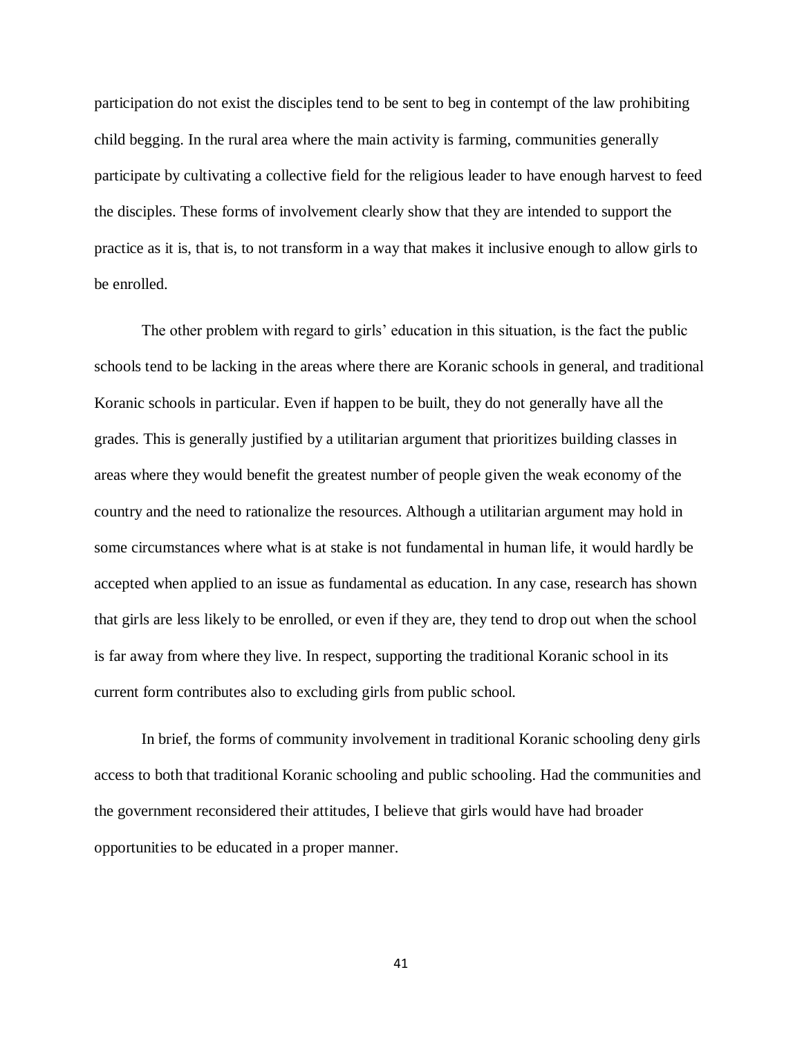participation do not exist the disciples tend to be sent to beg in contempt of the law prohibiting child begging. In the rural area where the main activity is farming, communities generally participate by cultivating a collective field for the religious leader to have enough harvest to feed the disciples. These forms of involvement clearly show that they are intended to support the practice as it is, that is, to not transform in a way that makes it inclusive enough to allow girls to be enrolled.

The other problem with regard to girls' education in this situation, is the fact the public schools tend to be lacking in the areas where there are Koranic schools in general, and traditional Koranic schools in particular. Even if happen to be built, they do not generally have all the grades. This is generally justified by a utilitarian argument that prioritizes building classes in areas where they would benefit the greatest number of people given the weak economy of the country and the need to rationalize the resources. Although a utilitarian argument may hold in some circumstances where what is at stake is not fundamental in human life, it would hardly be accepted when applied to an issue as fundamental as education. In any case, research has shown that girls are less likely to be enrolled, or even if they are, they tend to drop out when the school is far away from where they live. In respect, supporting the traditional Koranic school in its current form contributes also to excluding girls from public school.

In brief, the forms of community involvement in traditional Koranic schooling deny girls access to both that traditional Koranic schooling and public schooling. Had the communities and the government reconsidered their attitudes, I believe that girls would have had broader opportunities to be educated in a proper manner.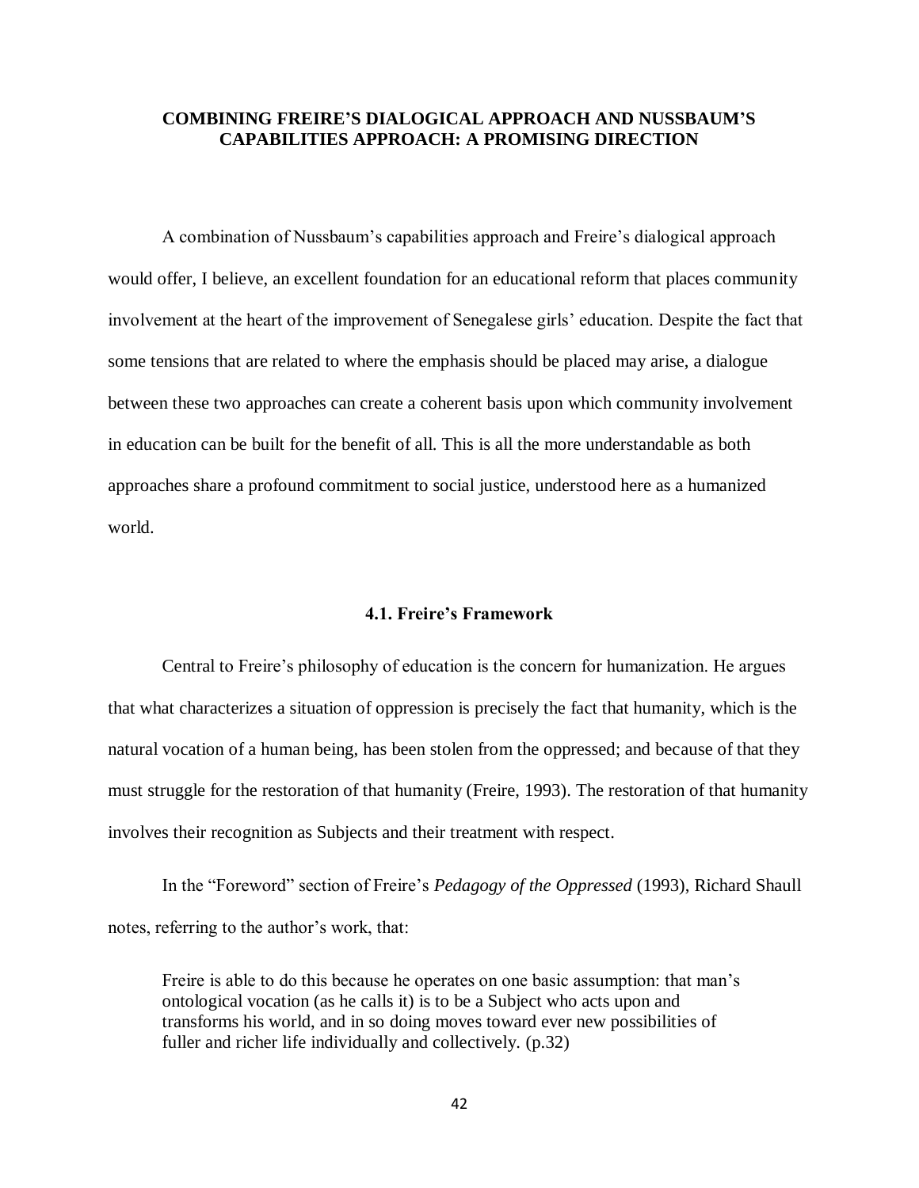## COMBINING FREIRE'S DIALOGICAL APPROACH AND NUSSBAUM'S CAPABILITIES APPROACH: A PROMISING DIRECTION

A combination of Nussbaum's capabilities approach and Freire's dialogical approach would offer, I believe, an excellent foundation for an educational reform that places community involvement at the heart of the improvement of Senegalese girls' education. Despite the fact that some tensions that are related to where the emphasis should be placed may arise, a dialogue between these two approaches can create a coherent basis upon which community involvement in education can be built for the benefit of all. This is all the more understandable as both approaches share a profound commitment to social justice, understood here as a humanized world.

### 4.1. Freire's Framework

Central to Freire's philosophy of education is the concern for humanization. He argues that what characterizes a situation of oppression is precisely the fact that humanity, which is the natural vocation of a human being, has been stolen from the oppressed; and because of that they must struggle for the restoration of that humanity (Freire, 1993). The restoration of that humanity involves their recognition as Subjects and their treatment with respect.

In the "Foreword" section of Freire's *Pedagogy of the Oppressed* (1993), Richard Shaull notes, referring to the author's work, that:

> Freire is able to do this because he operates on one basic assumption: that man's ontological vocation (as he calls it) is to be a Subject who acts upon and transforms his world, and in so doing moves toward ever new possibilities of fuller and richer life individually and collectively. (p.32)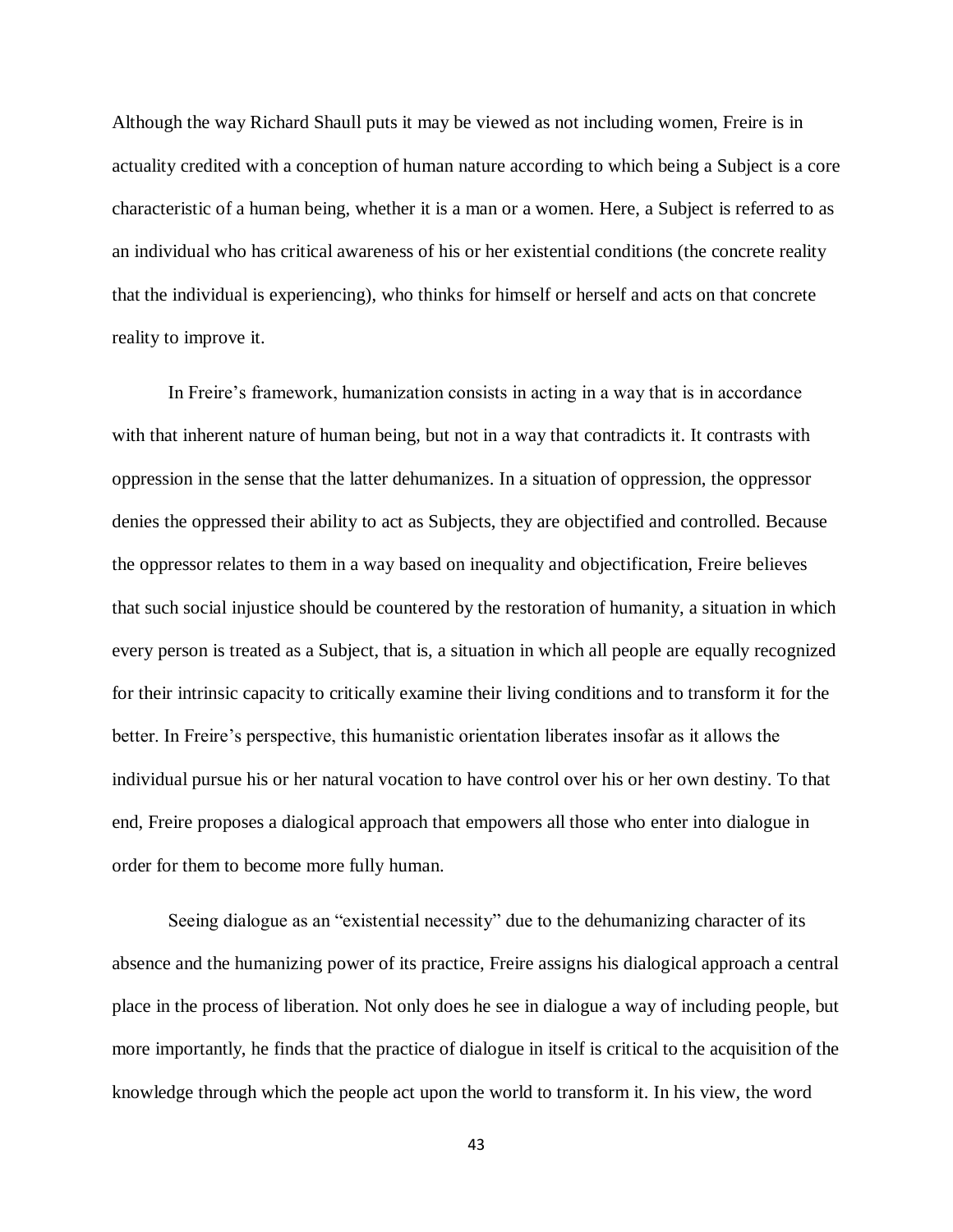Although the way Richard Shaull puts it may be viewed as not including women, Freire is in actuality credited with a conception of human nature according to which being a Subject is a core characteristic of a human being, whether it is a man or a women. Here, a Subject is referred to as an individual who has critical awareness of his or her existential conditions (the concrete reality that the individual is experiencing), who thinks for himself or herself and acts on that concrete reality to improve it.

In Freire's framework, humanization consists in acting in a way that is in accordance with that inherent nature of human being, but not in a way that contradicts it. It contrasts with oppression in the sense that the latter dehumanizes. In a situation of oppression, the oppressor denies the oppressed their ability to act as Subjects, they are objectified and controlled. Because the oppressor relates to them in a way based on inequality and objectification, Freire believes that such social injustice should be countered by the restoration of humanity, a situation in which every person is treated as a Subject, that is, a situation in which all people are equally recognized for their intrinsic capacity to critically examine their living conditions and to transform it for the better. In Freire's perspective, this humanistic orientation liberates insofar as it allows the individual pursue his or her natural vocation to have control over his or her own destiny. To that end, Freire proposes a dialogical approach that empowers all those who enter into dialogue in order for them to become more fully human.

Seeing dialogue as an "existential necessity" due to the dehumanizing character of its absence and the humanizing power of its practice, Freire assigns his dialogical approach a central place in the process of liberation. Not only does he see in dialogue a way of including people, but more importantly, he finds that the practice of dialogue in itself is critical to the acquisition of the knowledge through which the people act upon the world to transform it. In his view, the word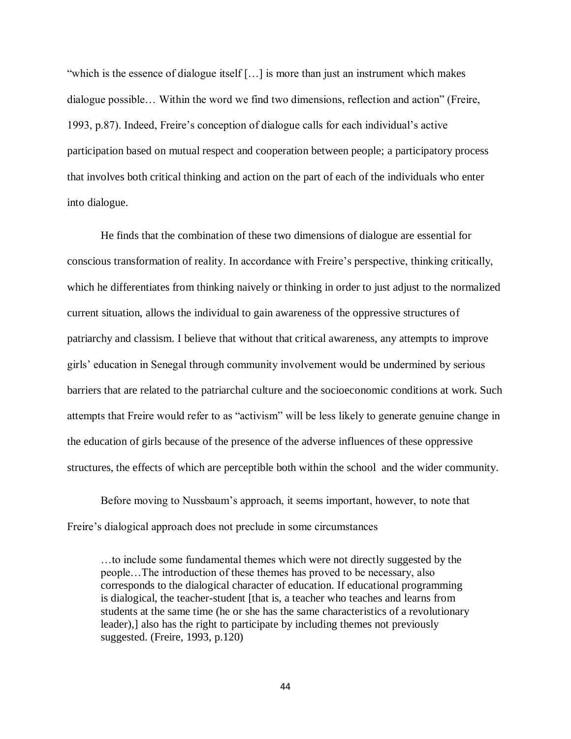"which is the essence of dialogue itself […] is more than just an instrument which makes dialogue possible… Within the word we find two dimensions, reflection and action" (Freire, 1993, p.87). Indeed, Freire's conception of dialogue calls for each individual's active participation based on mutual respect and cooperation between people; a participatory process that involves both critical thinking and action on the part of each of the individuals who enter into dialogue.

He finds that the combination of these two dimensions of dialogue are essential for conscious transformation of reality. In accordance with Freire's perspective, thinking critically, which he differentiates from thinking naively or thinking in order to just adjust to the normalized current situation, allows the individual to gain awareness of the oppressive structures of patriarchy and classism. I believe that without that critical awareness, any attempts to improve girls' education in Senegal through community involvement would be undermined by serious barriers that are related to the patriarchal culture and the socioeconomic conditions at work. Such attempts that Freire would refer to as "activism" will be less likely to generate genuine change in the education of girls because of the presence of the adverse influences of these oppressive structures, the effects of which are perceptible both within the school and the wider community.

Before moving to Nussbaum's approach, it seems important, however, to note that Freire's dialogical approach does not preclude in some circumstances

> …to include some fundamental themes which were not directly suggested by the people…The introduction of these themes has proved to be necessary, also corresponds to the dialogical character of education. If educational programming is dialogical, the teacher-student [that is, a teacher who teaches and learns from students at the same time (he or she has the same characteristics of a revolutionary leader),] also has the right to participate by including themes not previously suggested. (Freire, 1993, p.120)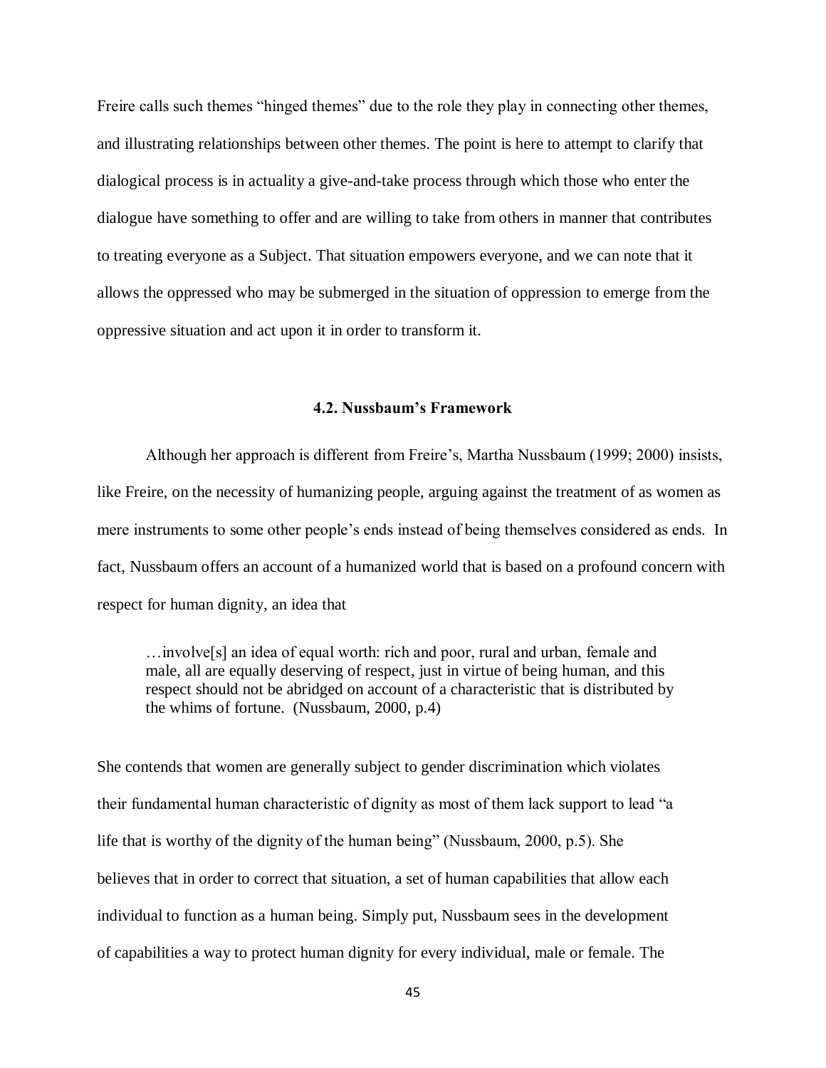Freire calls such themes "hinged themes" due to the role they play in connecting other themes, and illustrating relationships between other themes. The point is here to attempt to clarify that dialogical process is in actuality a give-and-take process through which those who enter the dialogue have something to offer and are willing to take from others in manner that contributes to treating everyone as a Subject. That situation empowers everyone, and we can note that it allows the oppressed who may be submerged in the situation of oppression to emerge from the oppressive situation and act upon it in order to transform it.

### 4.2. Nussbaum's Framework

Although her approach is different from Freire's, Martha Nussbaum (1999; 2000) insists, like Freire, on the necessity of humanizing people, arguing against the treatment of as women as mere instruments to some other people's ends instead of being themselves considered as ends. In fact, Nussbaum offers an account of a humanized world that is based on a profound concern with respect for human dignity, an idea that

> …involve[s] an idea of equal worth: rich and poor, rural and urban, female and male, all are equally deserving of respect, just in virtue of being human, and this respect should not be abridged on account of a characteristic that is distributed by the whims of fortune. (Nussbaum, 2000, p.4)

She contends that women are generally subject to gender discrimination which violates their fundamental human characteristic of dignity as most of them lack support to lead "a life that is worthy of the dignity of the human being" (Nussbaum, 2000, p.5). She believes that in order to correct that situation, a set of human capabilities that allow each individual to function as a human being. Simply put, Nussbaum sees in the development of capabilities a way to protect human dignity for every individual, male or female. The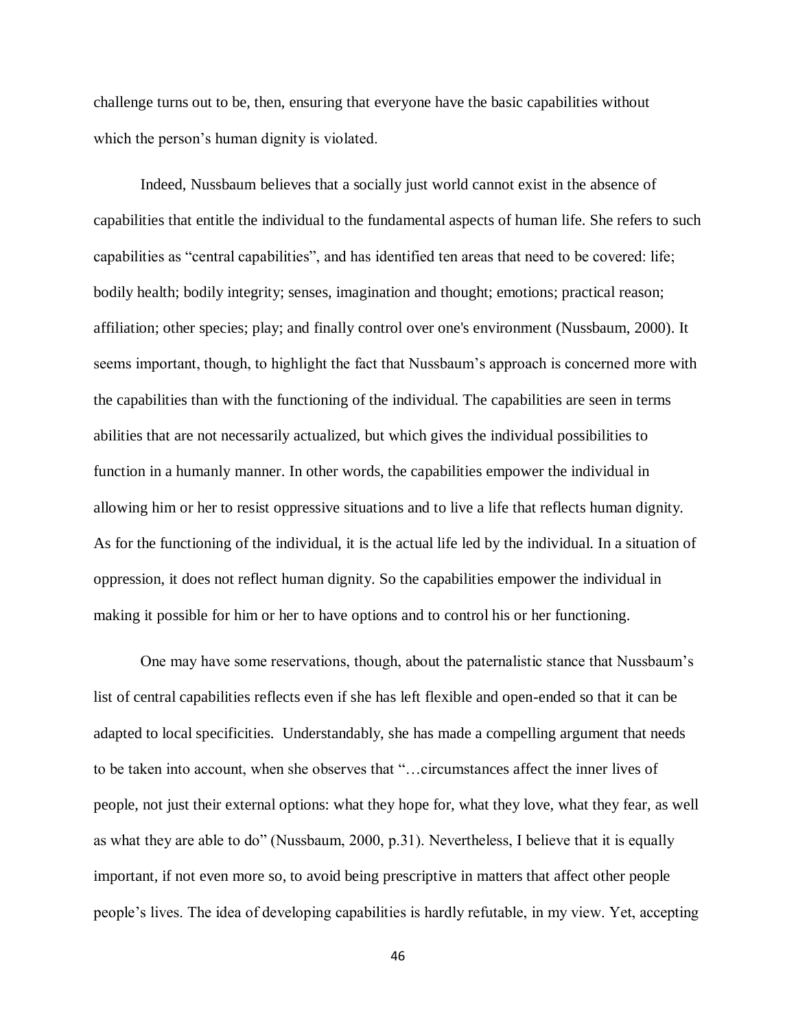challenge turns out to be, then, ensuring that everyone have the basic capabilities without which the person's human dignity is violated.

Indeed, Nussbaum believes that a socially just world cannot exist in the absence of capabilities that entitle the individual to the fundamental aspects of human life. She refers to such capabilities as "central capabilities", and has identified ten areas that need to be covered: life; bodily health; bodily integrity; senses, imagination and thought; emotions; practical reason; affiliation; other species; play; and finally control over one's environment (Nussbaum, 2000). It seems important, though, to highlight the fact that Nussbaum's approach is concerned more with the capabilities than with the functioning of the individual. The capabilities are seen in terms abilities that are not necessarily actualized, but which gives the individual possibilities to function in a humanly manner. In other words, the capabilities empower the individual in allowing him or her to resist oppressive situations and to live a life that reflects human dignity. As for the functioning of the individual, it is the actual life led by the individual. In a situation of oppression, it does not reflect human dignity. So the capabilities empower the individual in making it possible for him or her to have options and to control his or her functioning.

One may have some reservations, though, about the paternalistic stance that Nussbaum's list of central capabilities reflects even if she has left flexible and open-ended so that it can be adapted to local specificities. Understandably, she has made a compelling argument that needs to be taken into account, when she observes that "…circumstances affect the inner lives of people, not just their external options: what they hope for, what they love, what they fear, as well as what they are able to do" (Nussbaum, 2000, p.31). Nevertheless, I believe that it is equally important, if not even more so, to avoid being prescriptive in matters that affect other people people's lives. The idea of developing capabilities is hardly refutable, in my view. Yet, accepting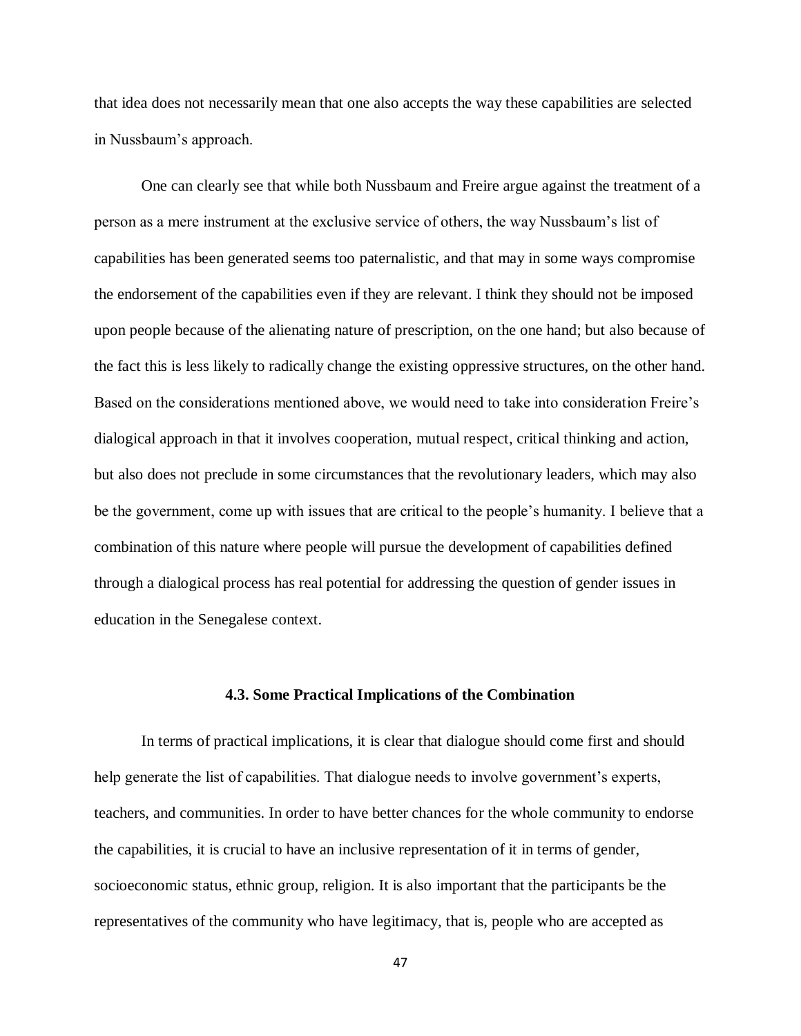that idea does not necessarily mean that one also accepts the way these capabilities are selected in Nussbaum's approach.

One can clearly see that while both Nussbaum and Freire argue against the treatment of a person as a mere instrument at the exclusive service of others, the way Nussbaum's list of capabilities has been generated seems too paternalistic, and that may in some ways compromise the endorsement of the capabilities even if they are relevant. I think they should not be imposed upon people because of the alienating nature of prescription, on the one hand; but also because of the fact this is less likely to radically change the existing oppressive structures, on the other hand. Based on the considerations mentioned above, we would need to take into consideration Freire's dialogical approach in that it involves cooperation, mutual respect, critical thinking and action, but also does not preclude in some circumstances that the revolutionary leaders, which may also be the government, come up with issues that are critical to the people's humanity. I believe that a combination of this nature where people will pursue the development of capabilities defined through a dialogical process has real potential for addressing the question of gender issues in education in the Senegalese context.

### 4.3. Some Practical Implications of the Combination

In terms of practical implications, it is clear that dialogue should come first and should help generate the list of capabilities. That dialogue needs to involve government's experts, teachers, and communities. In order to have better chances for the whole community to endorse the capabilities, it is crucial to have an inclusive representation of it in terms of gender, socioeconomic status, ethnic group, religion. It is also important that the participants be the representatives of the community who have legitimacy, that is, people who are accepted as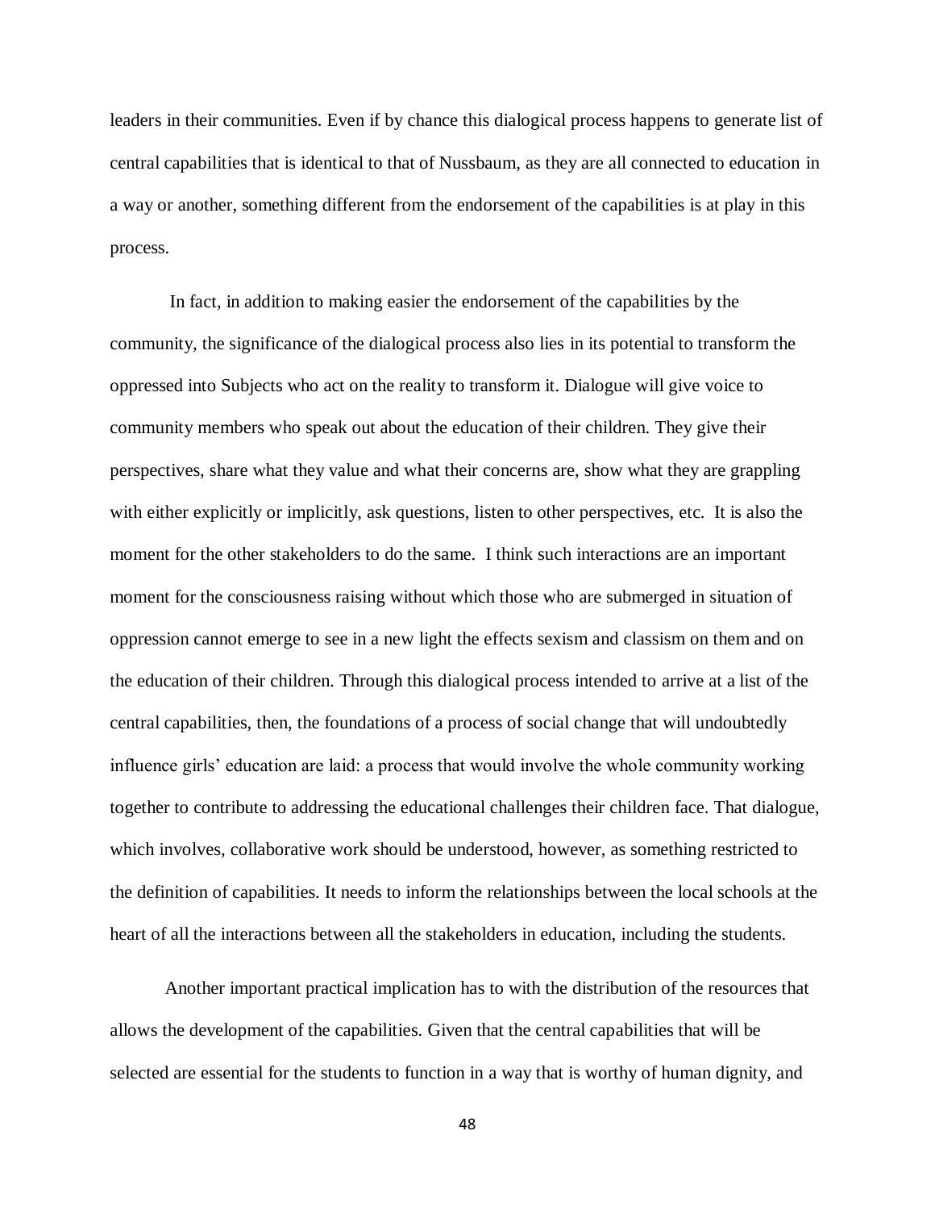leaders in their communities. Even if by chance this dialogical process happens to generate list of central capabilities that is identical to that of Nussbaum, as they are all connected to education in a way or another, something different from the endorsement of the capabilities is at play in this process.

In fact, in addition to making easier the endorsement of the capabilities by the community, the significance of the dialogical process also lies in its potential to transform the oppressed into Subjects who act on the reality to transform it. Dialogue will give voice to community members who speak out about the education of their children. They give their perspectives, share what they value and what their concerns are, show what they are grappling with either explicitly or implicitly, ask questions, listen to other perspectives, etc. It is also the moment for the other stakeholders to do the same. I think such interactions are an important moment for the consciousness raising without which those who are submerged in situation of oppression cannot emerge to see in a new light the effects sexism and classism on them and on the education of their children. Through this dialogical process intended to arrive at a list of the central capabilities, then, the foundations of a process of social change that will undoubtedly influence girls' education are laid: a process that would involve the whole community working together to contribute to addressing the educational challenges their children face. That dialogue, which involves, collaborative work should be understood, however, as something restricted to the definition of capabilities. It needs to inform the relationships between the local schools at the heart of all the interactions between all the stakeholders in education, including the students.

Another important practical implication has to with the distribution of the resources that allows the development of the capabilities. Given that the central capabilities that will be selected are essential for the students to function in a way that is worthy of human dignity, and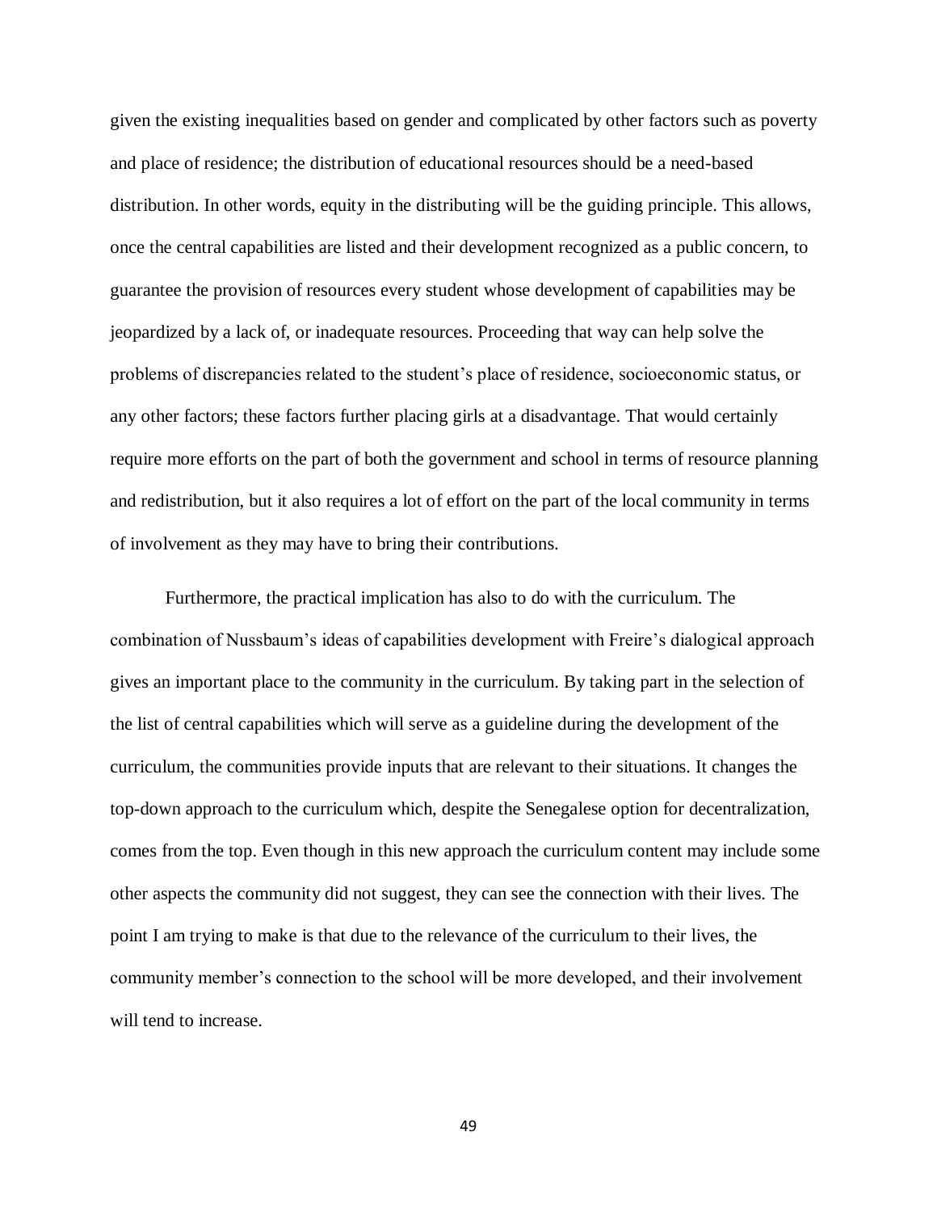given the existing inequalities based on gender and complicated by other factors such as poverty and place of residence; the distribution of educational resources should be a need-based distribution. In other words, equity in the distributing will be the guiding principle. This allows, once the central capabilities are listed and their development recognized as a public concern, to guarantee the provision of resources every student whose development of capabilities may be jeopardized by a lack of, or inadequate resources. Proceeding that way can help solve the problems of discrepancies related to the student's place of residence, socioeconomic status, or any other factors; these factors further placing girls at a disadvantage. That would certainly require more efforts on the part of both the government and school in terms of resource planning and redistribution, but it also requires a lot of effort on the part of the local community in terms of involvement as they may have to bring their contributions.

Furthermore, the practical implication has also to do with the curriculum. The combination of Nussbaum's ideas of capabilities development with Freire's dialogical approach gives an important place to the community in the curriculum. By taking part in the selection of the list of central capabilities which will serve as a guideline during the development of the curriculum, the communities provide inputs that are relevant to their situations. It changes the top-down approach to the curriculum which, despite the Senegalese option for decentralization, comes from the top. Even though in this new approach the curriculum content may include some other aspects the community did not suggest, they can see the connection with their lives. The point I am trying to make is that due to the relevance of the curriculum to their lives, the community member's connection to the school will be more developed, and their involvement will tend to increase.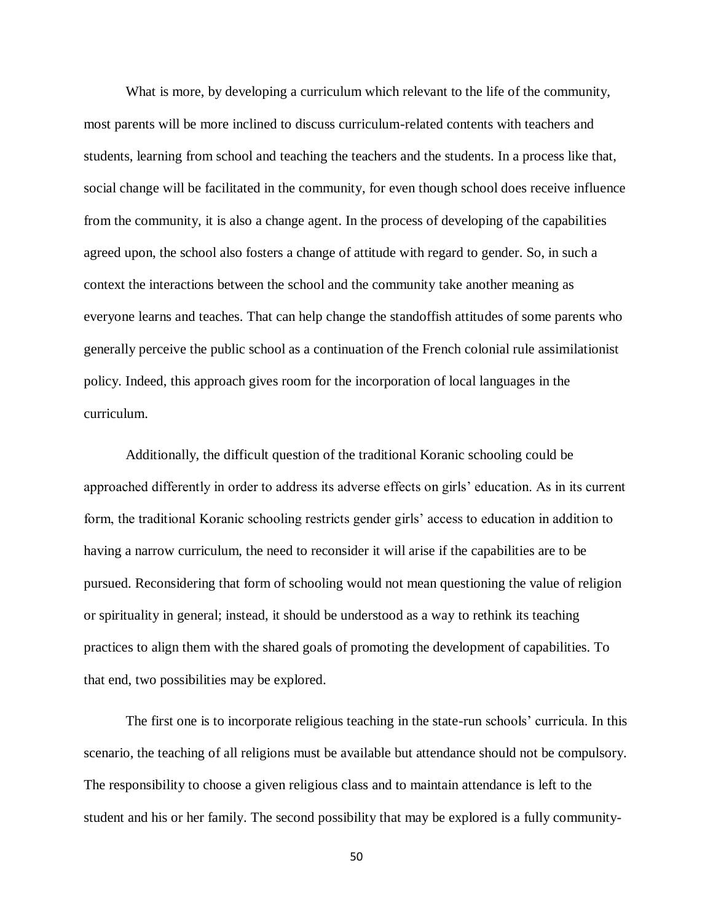What is more, by developing a curriculum which relevant to the life of the community, most parents will be more inclined to discuss curriculum-related contents with teachers and students, learning from school and teaching the teachers and the students. In a process like that, social change will be facilitated in the community, for even though school does receive influence from the community, it is also a change agent. In the process of developing of the capabilities agreed upon, the school also fosters a change of attitude with regard to gender. So, in such a context the interactions between the school and the community take another meaning as everyone learns and teaches. That can help change the standoffish attitudes of some parents who generally perceive the public school as a continuation of the French colonial rule assimilationist policy. Indeed, this approach gives room for the incorporation of local languages in the curriculum.

Additionally, the difficult question of the traditional Koranic schooling could be approached differently in order to address its adverse effects on girls' education. As in its current form, the traditional Koranic schooling restricts gender girls' access to education in addition to having a narrow curriculum, the need to reconsider it will arise if the capabilities are to be pursued. Reconsidering that form of schooling would not mean questioning the value of religion or spirituality in general; instead, it should be understood as a way to rethink its teaching practices to align them with the shared goals of promoting the development of capabilities. To that end, two possibilities may be explored.

The first one is to incorporate religious teaching in the state-run schools' curricula. In this scenario, the teaching of all religions must be available but attendance should not be compulsory. The responsibility to choose a given religious class and to maintain attendance is left to the student and his or her family. The second possibility that may be explored is a fully community-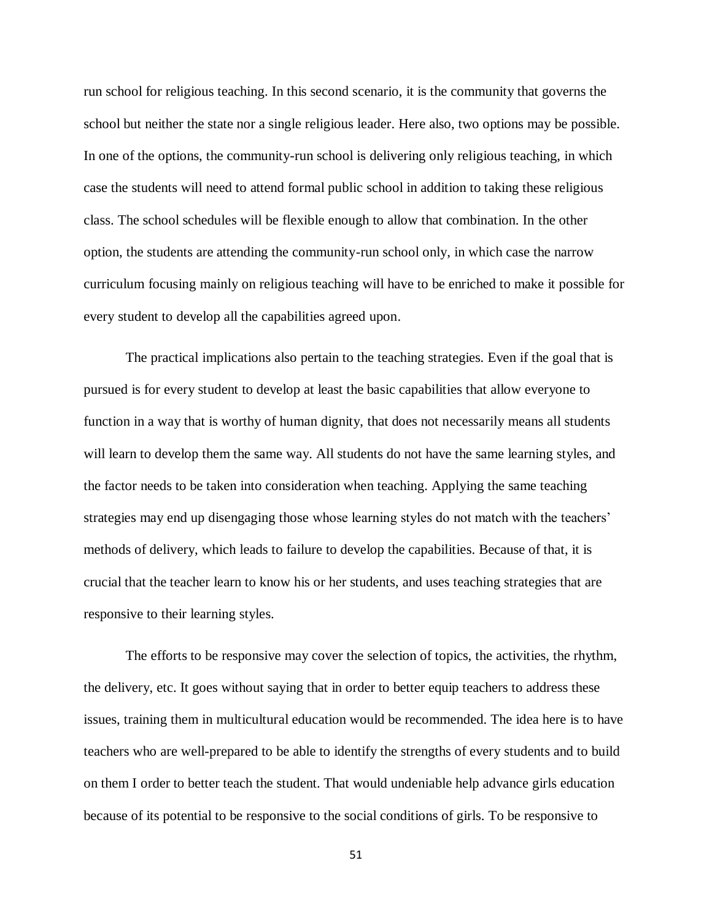run school for religious teaching. In this second scenario, it is the community that governs the school but neither the state nor a single religious leader. Here also, two options may be possible. In one of the options, the community-run school is delivering only religious teaching, in which case the students will need to attend formal public school in addition to taking these religious class. The school schedules will be flexible enough to allow that combination. In the other option, the students are attending the community-run school only, in which case the narrow curriculum focusing mainly on religious teaching will have to be enriched to make it possible for every student to develop all the capabilities agreed upon.

The practical implications also pertain to the teaching strategies. Even if the goal that is pursued is for every student to develop at least the basic capabilities that allow everyone to function in a way that is worthy of human dignity, that does not necessarily means all students will learn to develop them the same way. All students do not have the same learning styles, and the factor needs to be taken into consideration when teaching. Applying the same teaching strategies may end up disengaging those whose learning styles do not match with the teachers' methods of delivery, which leads to failure to develop the capabilities. Because of that, it is crucial that the teacher learn to know his or her students, and uses teaching strategies that are responsive to their learning styles.

The efforts to be responsive may cover the selection of topics, the activities, the rhythm, the delivery, etc. It goes without saying that in order to better equip teachers to address these issues, training them in multicultural education would be recommended. The idea here is to have teachers who are well-prepared to be able to identify the strengths of every students and to build on them I order to better teach the student. That would undeniable help advance girls education because of its potential to be responsive to the social conditions of girls. To be responsive to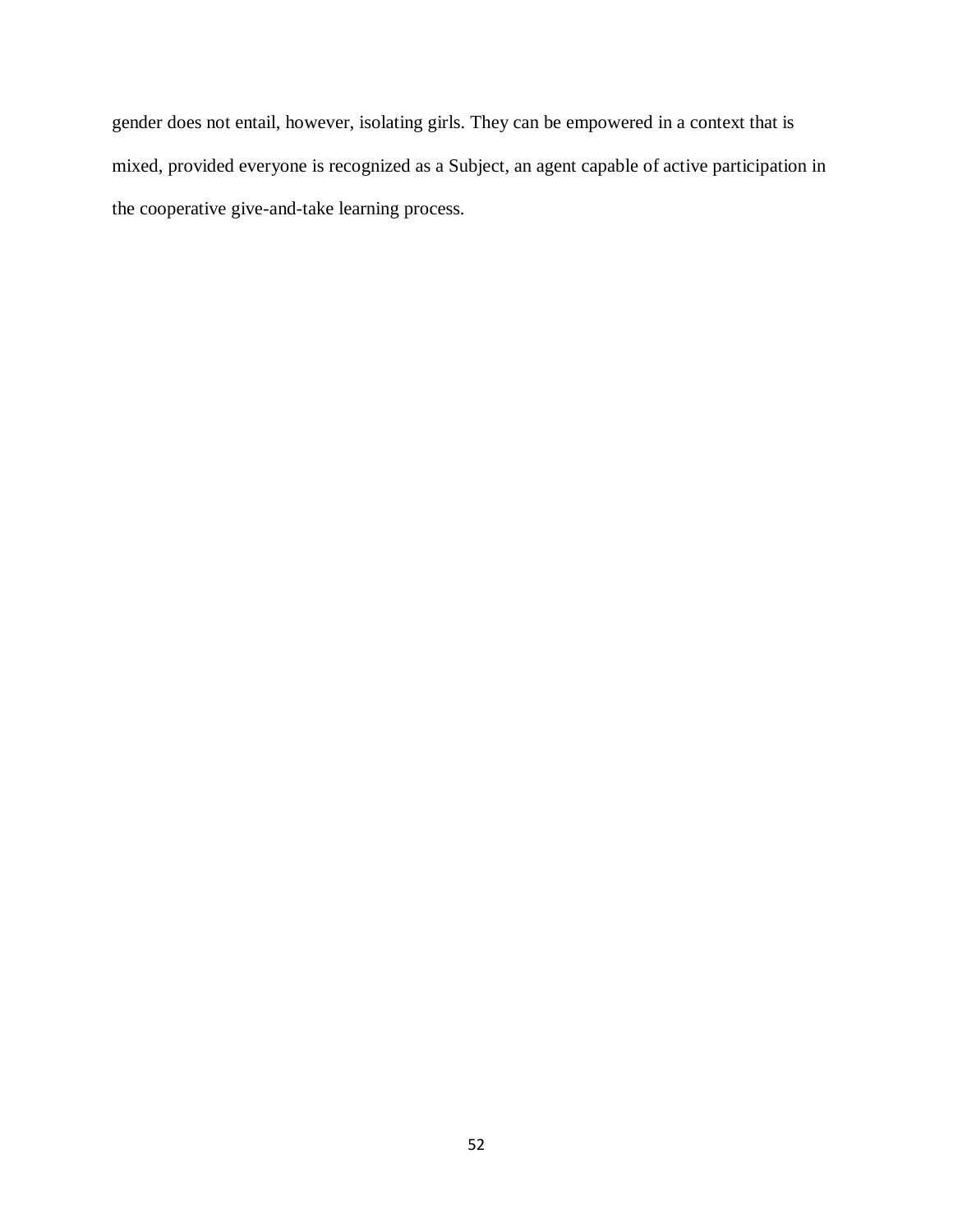gender does not entail, however, isolating girls. They can be empowered in a context that is mixed, provided everyone is recognized as a Subject, an agent capable of active participation in the cooperative give-and-take learning process.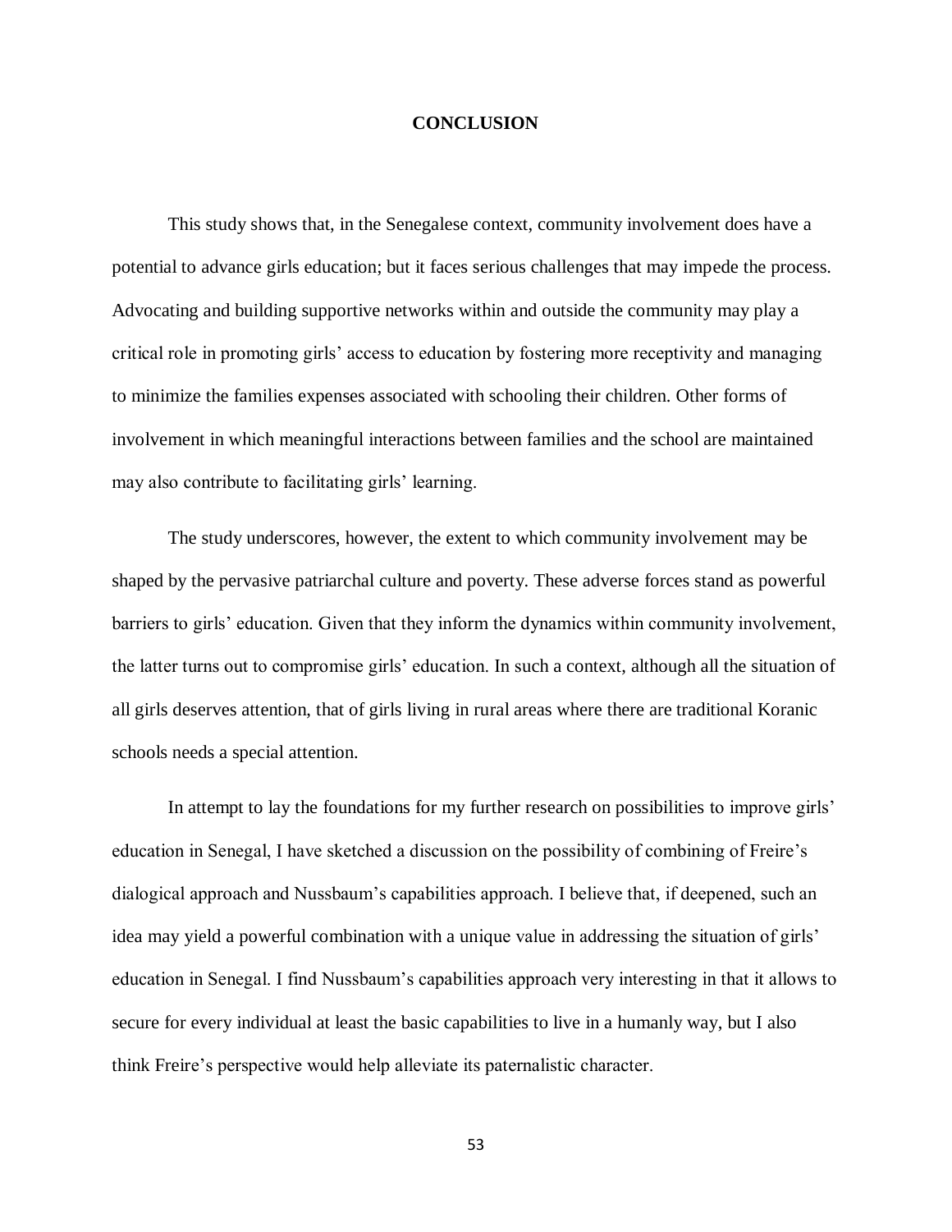# CONCLUSION

This study shows that, in the Senegalese context, community involvement does have a potential to advance girls education; but it faces serious challenges that may impede the process. Advocating and building supportive networks within and outside the community may play a critical role in promoting girls' access to education by fostering more receptivity and managing to minimize the families expenses associated with schooling their children. Other forms of involvement in which meaningful interactions between families and the school are maintained may also contribute to facilitating girls' learning.

The study underscores, however, the extent to which community involvement may be shaped by the pervasive patriarchal culture and poverty. These adverse forces stand as powerful barriers to girls' education. Given that they inform the dynamics within community involvement, the latter turns out to compromise girls' education. In such a context, although all the situation of all girls deserves attention, that of girls living in rural areas where there are traditional Koranic schools needs a special attention.

In attempt to lay the foundations for my further research on possibilities to improve girls' education in Senegal, I have sketched a discussion on the possibility of combining of Freire's dialogical approach and Nussbaum's capabilities approach. I believe that, if deepened, such an idea may yield a powerful combination with a unique value in addressing the situation of girls' education in Senegal. I find Nussbaum's capabilities approach very interesting in that it allows to secure for every individual at least the basic capabilities to live in a humanly way, but I also think Freire's perspective would help alleviate its paternalistic character.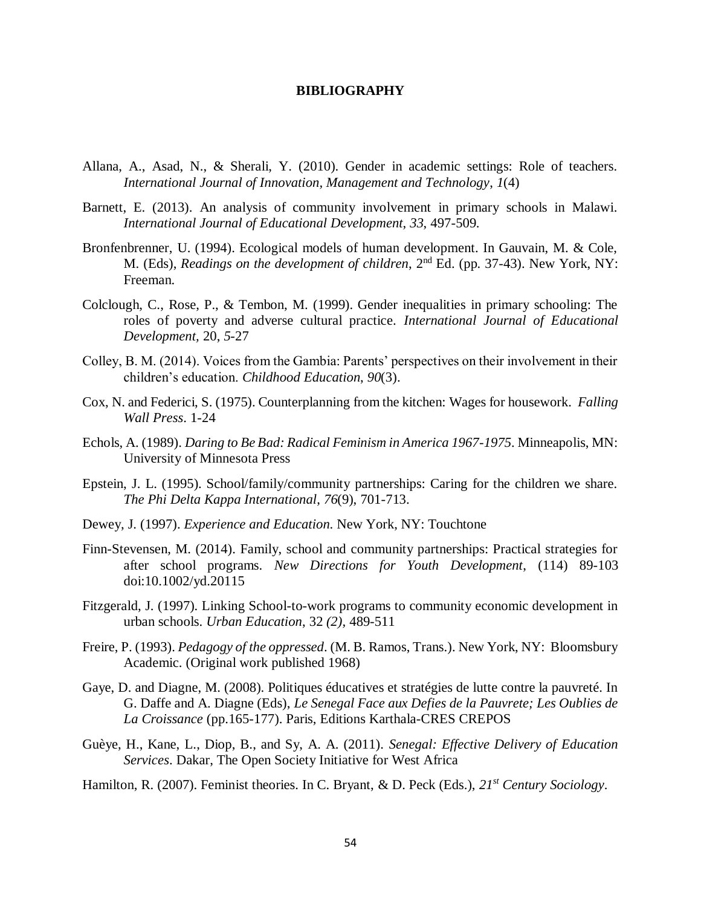# BIBLIOGRAPHY

Allana, A., Asad, N., & Sherali, Y. (2010). Gender in academic settings: Role of teachers. *International Journal of Innovation, Management and Technology*, *1*(4)

Barnett, E. (2013). An analysis of community involvement in primary schools in Malawi. *International Journal of Educational Development*, *33*, 497-509.

Bronfenbrenner, U. (1994). Ecological models of human development. In Gauvain, M. & Cole, M. (Eds), *Readings on the development of children*, 2nd Ed. (pp. 37-43). New York, NY: Freeman.

Colclough, C., Rose, P., & Tembon, M. (1999). Gender inequalities in primary schooling: The roles of poverty and adverse cultural practice. *International Journal of Educational Development,* 20, *5*-27

Colley, B. M. (2014). Voices from the Gambia: Parents' perspectives on their involvement in their children's education. *Childhood Education*, *90*(3).

Cox, N. and Federici, S. (1975). Counterplanning from the kitchen: Wages for housework. *Falling Wall Press*. 1-24

Echols, A. (1989). *Daring to Be Bad: Radical Feminism in America 1967-1975*. Minneapolis, MN: University of Minnesota Press

Epstein, J. L. (1995). School/family/community partnerships: Caring for the children we share. *The Phi Delta Kappa International*, *76*(9), 701-713.

Dewey, J. (1997). *Experience and Education*. New York, NY: Touchtone

Finn-Stevensen, M. (2014). Family, school and community partnerships: Practical strategies for after school programs. *New Directions for Youth Development*, (114) 89-103 doi:10.1002/yd.20115

Fitzgerald, J. (1997). Linking School-to-work programs to community economic development in urban schools. *Urban Education*, 32 *(2)*, 489-511

Freire, P. (1993). *Pedagogy of the oppressed*. (M. B. Ramos, Trans.). New York, NY: Bloomsbury Academic. (Original work published 1968)

Gaye, D. and Diagne, M. (2008). Politiques éducatives et stratégies de lutte contre la pauvreté. In G. Daffe and A. Diagne (Eds), *Le Senegal Face aux Defies de la Pauvrete; Les Oublies de La Croissance* (pp.165-177). Paris, Editions Karthala-CRES CREPOS

Guèye, H., Kane, L., Diop, B., and Sy, A. A. (2011). *Senegal: Effective Delivery of Education Services*. Dakar, The Open Society Initiative for West Africa

Hamilton, R. (2007). Feminist theories. In C. Bryant, & D. Peck (Eds.), *21st Century Sociology*.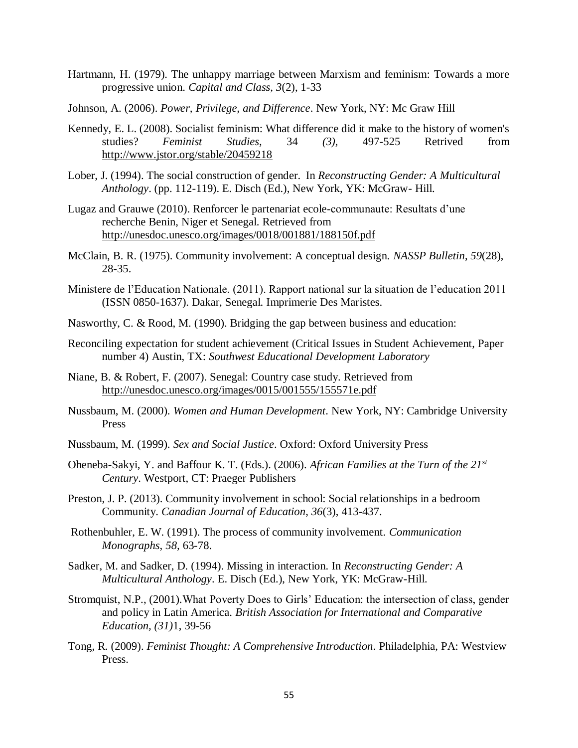Hartmann, H. (1979). The unhappy marriage between Marxism and feminism: Towards a more progressive union. *Capital and Class, 3*(2), 1-33

Johnson, A. (2006). *Power, Privilege, and Difference*. New York, NY: Mc Graw Hill

Kennedy, E. L. (2008). Socialist feminism: What difference did it make to the history of women's studies? *Feminist Studies,* 34 *(3),* 497-525 Retrived from http://www.jstor.org/stable/20459218

Lober, J. (1994). The social construction of gender. In *Reconstructing Gender: A Multicultural Anthology*. (pp. 112-119). E. Disch (Ed.), New York, YK: McGraw- Hill.

Lugaz and Grauwe (2010). Renforcer le partenariat ecole-communaute: Resultats d'une recherche Benin, Niger et Senegal. Retrieved from http://unesdoc.unesco.org/images/0018/001881/188150f.pdf

McClain, B. R. (1975). Community involvement: A conceptual design. *NASSP Bulletin*, *59*(28), 28-35.

Ministere de l'Education Nationale. (2011). Rapport national sur la situation de l'education 2011 (ISSN 0850-1637). Dakar, Senegal. Imprimerie Des Maristes.

Nasworthy, C. & Rood, M. (1990). Bridging the gap between business and education:

Reconciling expectation for student achievement (Critical Issues in Student Achievement, Paper number 4) Austin, TX: *Southwest Educational Development Laboratory*

Niane, B. & Robert, F. (2007). Senegal: Country case study. Retrieved from http://unesdoc.unesco.org/images/0015/001555/155571e.pdf

Nussbaum, M. (2000). *Women and Human Development*. New York, NY: Cambridge University Press

Nussbaum, M. (1999). *Sex and Social Justice*. Oxford: Oxford University Press

Oheneba-Sakyi, Y. and Baffour K. T. (Eds.). (2006). *African Families at the Turn of the 21st Century*. Westport, CT: Praeger Publishers

Preston, J. P. (2013). Community involvement in school: Social relationships in a bedroom Community. *Canadian Journal of Education*, *36*(3), 413-437.

Rothenbuhler, E. W. (1991). The process of community involvement. *Communication Monographs*, *58*, 63-78.

Sadker, M. and Sadker, D. (1994). Missing in interaction. In *Reconstructing Gender: A Multicultural Anthology*. E. Disch (Ed.), New York, YK: McGraw-Hill.

Stromquist, N.P., (2001).What Poverty Does to Girls' Education: the intersection of class, gender and policy in Latin America. *British Association for International and Comparative Education, (31)*1, 39-56

Tong, R. (2009). *Feminist Thought: A Comprehensive Introduction*. Philadelphia, PA: Westview Press.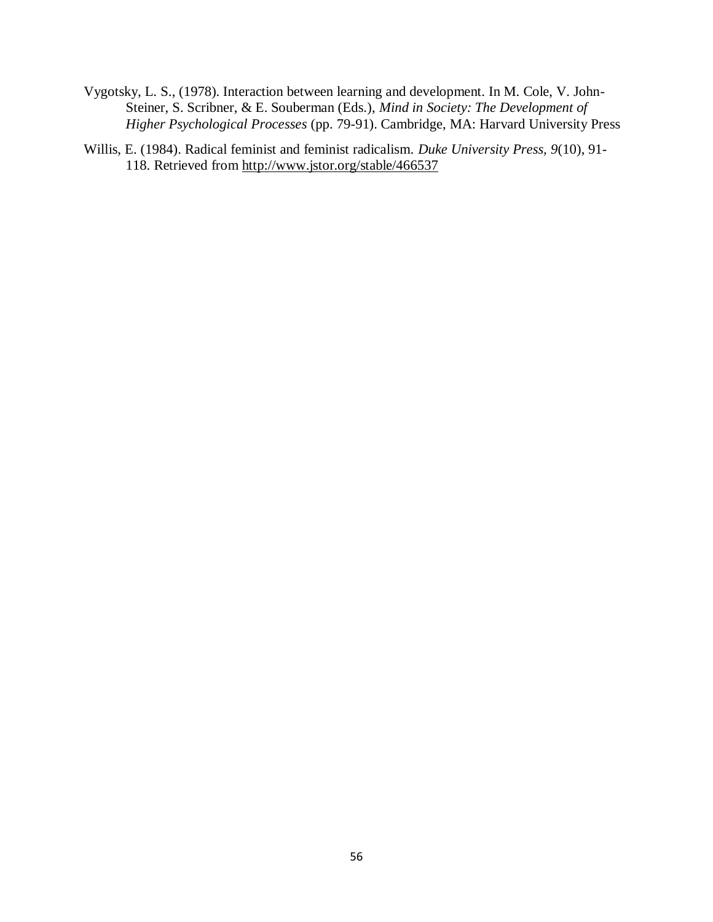Vygotsky, L. S., (1978). Interaction between learning and development. In M. Cole, V. John-Steiner, S. Scribner, & E. Souberman (Eds.), *Mind in Society: The Development of Higher Psychological Processes* (pp. 79-91). Cambridge, MA: Harvard University Press

Willis, E. (1984). Radical feminist and feminist radicalism. *Duke University Press, 9*(10), 91-118. Retrieved from http://www.jstor.org/stable/466537